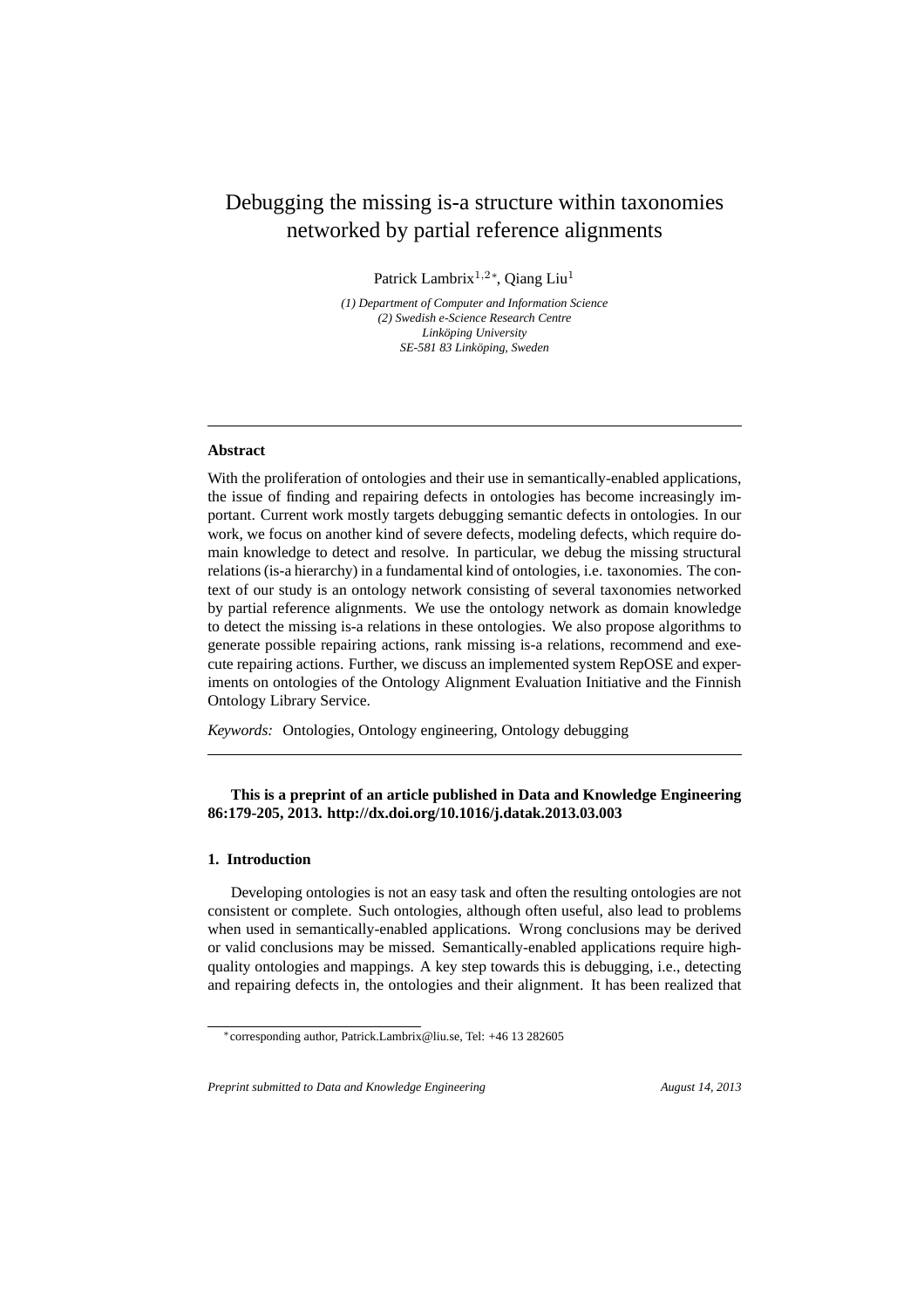# Debugging the missing is-a structure within taxonomies networked by partial reference alignments

Patrick Lambrix[1,2*], Qiang Liu[1]

*(1) Department of Computer and Information Science*
*(2) Swedish e-Science Research Centre*
*Linköping University*
*SE-581 83 Linköping, Sweden*

---

**Abstract**

With the proliferation of ontologies and their use in semantically-enabled applications, the issue of finding and repairing defects in ontologies has become increasingly important. Current work mostly targets debugging semantic defects in ontologies. In our work, we focus on another kind of severe defects, modeling defects, which require domain knowledge to detect and resolve. In particular, we debug the missing structural relations (is-a hierarchy) in a fundamental kind of ontologies, i.e. taxonomies. The context of our study is an ontology network consisting of several taxonomies networked by partial reference alignments. We use the ontology network as domain knowledge to detect the missing is-a relations in these ontologies. We also propose algorithms to generate possible repairing actions, rank missing is-a relations, recommend and execute repairing actions. Further, we discuss an implemented system RepOSE and experiments on ontologies of the Ontology Alignment Evaluation Initiative and the Finnish Ontology Library Service.

*Keywords:* Ontologies, Ontology engineering, Ontology debugging

---

**This is a preprint of an article published in Data and Knowledge Engineering 86:179-205, 2013. http://dx.doi.org/10.1016/j.datak.2013.03.003**

## 1. Introduction

Developing ontologies is not an easy task and often the resulting ontologies are not consistent or complete. Such ontologies, although often useful, also lead to problems when used in semantically-enabled applications. Wrong conclusions may be derived or valid conclusions may be missed. Semantically-enabled applications require high-quality ontologies and mappings. A key step towards this is debugging, i.e., detecting and repairing defects in, the ontologies and their alignment. It has been realized that

[*] corresponding author, Patrick.Lambrix@liu.se, Tel: +46 13 282605

*Preprint submitted to Data and Knowledge Engineering* *August 14, 2013*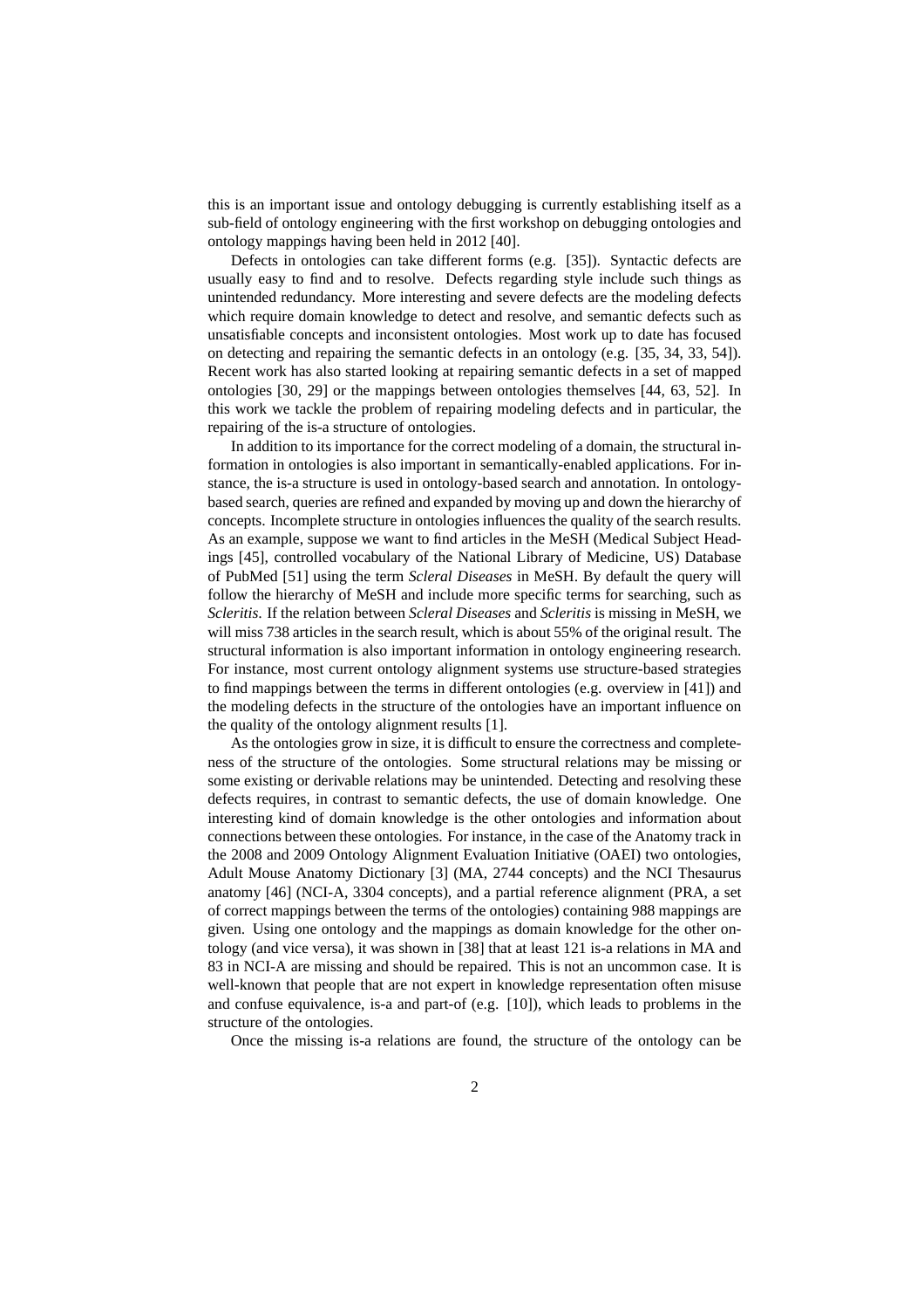this is an important issue and ontology debugging is currently establishing itself as a sub-field of ontology engineering with the first workshop on debugging ontologies and ontology mappings having been held in 2012 [40].

Defects in ontologies can take different forms (e.g. [35]). Syntactic defects are usually easy to find and to resolve. Defects regarding style include such things as unintended redundancy. More interesting and severe defects are the modeling defects which require domain knowledge to detect and resolve, and semantic defects such as unsatisfiable concepts and inconsistent ontologies. Most work up to date has focused on detecting and repairing the semantic defects in an ontology (e.g. [35, 34, 33, 54]). Recent work has also started looking at repairing semantic defects in a set of mapped ontologies [30, 29] or the mappings between ontologies themselves [44, 63, 52]. In this work we tackle the problem of repairing modeling defects and in particular, the repairing of the is-a structure of ontologies.

In addition to its importance for the correct modeling of a domain, the structural information in ontologies is also important in semantically-enabled applications. For instance, the is-a structure is used in ontology-based search and annotation. In ontology-based search, queries are refined and expanded by moving up and down the hierarchy of concepts. Incomplete structure in ontologies influences the quality of the search results. As an example, suppose we want to find articles in the MeSH (Medical Subject Headings [45], controlled vocabulary of the National Library of Medicine, US) Database of PubMed [51] using the term *Scleral Diseases* in MeSH. By default the query will follow the hierarchy of MeSH and include more specific terms for searching, such as *Scleritis*. If the relation between *Scleral Diseases* and *Scleritis* is missing in MeSH, we will miss 738 articles in the search result, which is about 55% of the original result. The structural information is also important information in ontology engineering research. For instance, most current ontology alignment systems use structure-based strategies to find mappings between the terms in different ontologies (e.g. overview in [41]) and the modeling defects in the structure of the ontologies have an important influence on the quality of the ontology alignment results [1].

As the ontologies grow in size, it is difficult to ensure the correctness and completeness of the structure of the ontologies. Some structural relations may be missing or some existing or derivable relations may be unintended. Detecting and resolving these defects requires, in contrast to semantic defects, the use of domain knowledge. One interesting kind of domain knowledge is the other ontologies and information about connections between these ontologies. For instance, in the case of the Anatomy track in the 2008 and 2009 Ontology Alignment Evaluation Initiative (OAEI) two ontologies, Adult Mouse Anatomy Dictionary [3] (MA, 2744 concepts) and the NCI Thesaurus anatomy [46] (NCI-A, 3304 concepts), and a partial reference alignment (PRA, a set of correct mappings between the terms of the ontologies) containing 988 mappings are given. Using one ontology and the mappings as domain knowledge for the other ontology (and vice versa), it was shown in [38] that at least 121 is-a relations in MA and 83 in NCI-A are missing and should be repaired. This is not an uncommon case. It is well-known that people that are not expert in knowledge representation often misuse and confuse equivalence, is-a and part-of (e.g. [10]), which leads to problems in the structure of the ontologies.

Once the missing is-a relations are found, the structure of the ontology can be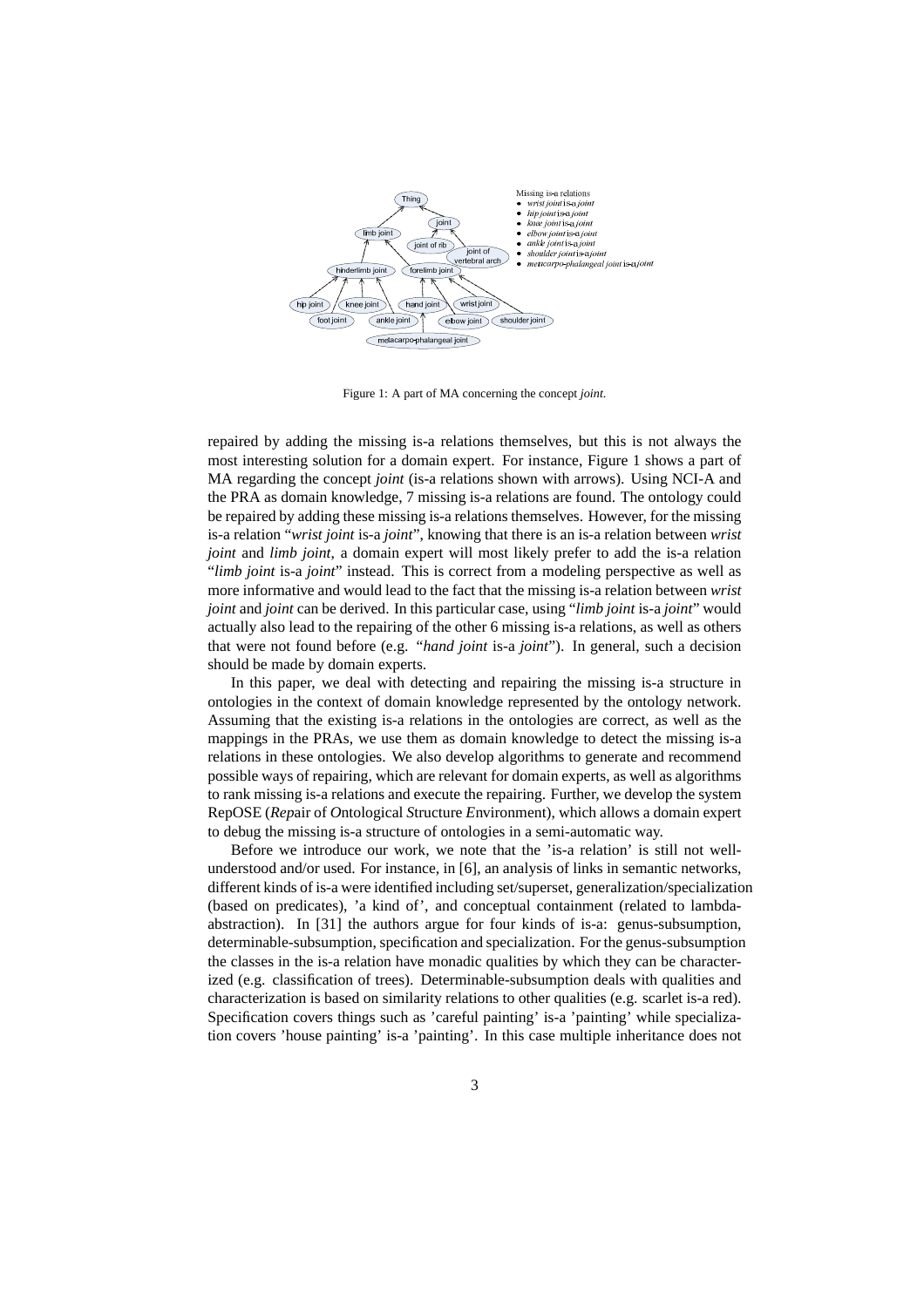Missing is-a relations
- *wrist joint* is-a *joint*
- *hip joint* is-a *joint*
- *knee joint* is-a *joint*
- *elbow joint* is-a *joint*
- *ankle joint* is-a *joint*
- *shoulder joint* is-a *joint*
- *metacarpo-phalangeal joint* is-a *joint*

Figure 1: A part of MA concerning the concept *joint*.

repaired by adding the missing is-a relations themselves, but this is not always the most interesting solution for a domain expert. For instance, Figure 1 shows a part of MA regarding the concept *joint* (is-a relations shown with arrows). Using NCI-A and the PRA as domain knowledge, 7 missing is-a relations are found. The ontology could be repaired by adding these missing is-a relations themselves. However, for the missing is-a relation "*wrist joint* is-a *joint*", knowing that there is an is-a relation between *wrist joint* and *limb joint*, a domain expert will most likely prefer to add the is-a relation "*limb joint* is-a *joint*" instead. This is correct from a modeling perspective as well as more informative and would lead to the fact that the missing is-a relation between *wrist joint* and *joint* can be derived. In this particular case, using "*limb joint* is-a *joint*" would actually also lead to the repairing of the other 6 missing is-a relations, as well as others that were not found before (e.g. "*hand joint* is-a *joint*"). In general, such a decision should be made by domain experts.

In this paper, we deal with detecting and repairing the missing is-a structure in ontologies in the context of domain knowledge represented by the ontology network. Assuming that the existing is-a relations in the ontologies are correct, as well as the mappings in the PRAs, we use them as domain knowledge to detect the missing is-a relations in these ontologies. We also develop algorithms to generate and recommend possible ways of repairing, which are relevant for domain experts, as well as algorithms to rank missing is-a relations and execute the repairing. Further, we develop the system RepOSE (*Rep*air of *O*ntological *S*tructure *E*nvironment), which allows a domain expert to debug the missing is-a structure of ontologies in a semi-automatic way.

Before we introduce our work, we note that the 'is-a relation' is still not well-understood and/or used. For instance, in [6], an analysis of links in semantic networks, different kinds of is-a were identified including set/superset, generalization/specialization (based on predicates), 'a kind of', and conceptual containment (related to lambda-abstraction). In [31] the authors argue for four kinds of is-a: genus-subsumption, determinable-subsumption, specification and specialization. For the genus-subsumption the classes in the is-a relation have monadic qualities by which they can be characterized (e.g. classification of trees). Determinable-subsumption deals with qualities and characterization is based on similarity relations to other qualities (e.g. scarlet is-a red). Specification covers things such as 'careful painting' is-a 'painting' while specialization covers 'house painting' is-a 'painting'. In this case multiple inheritance does not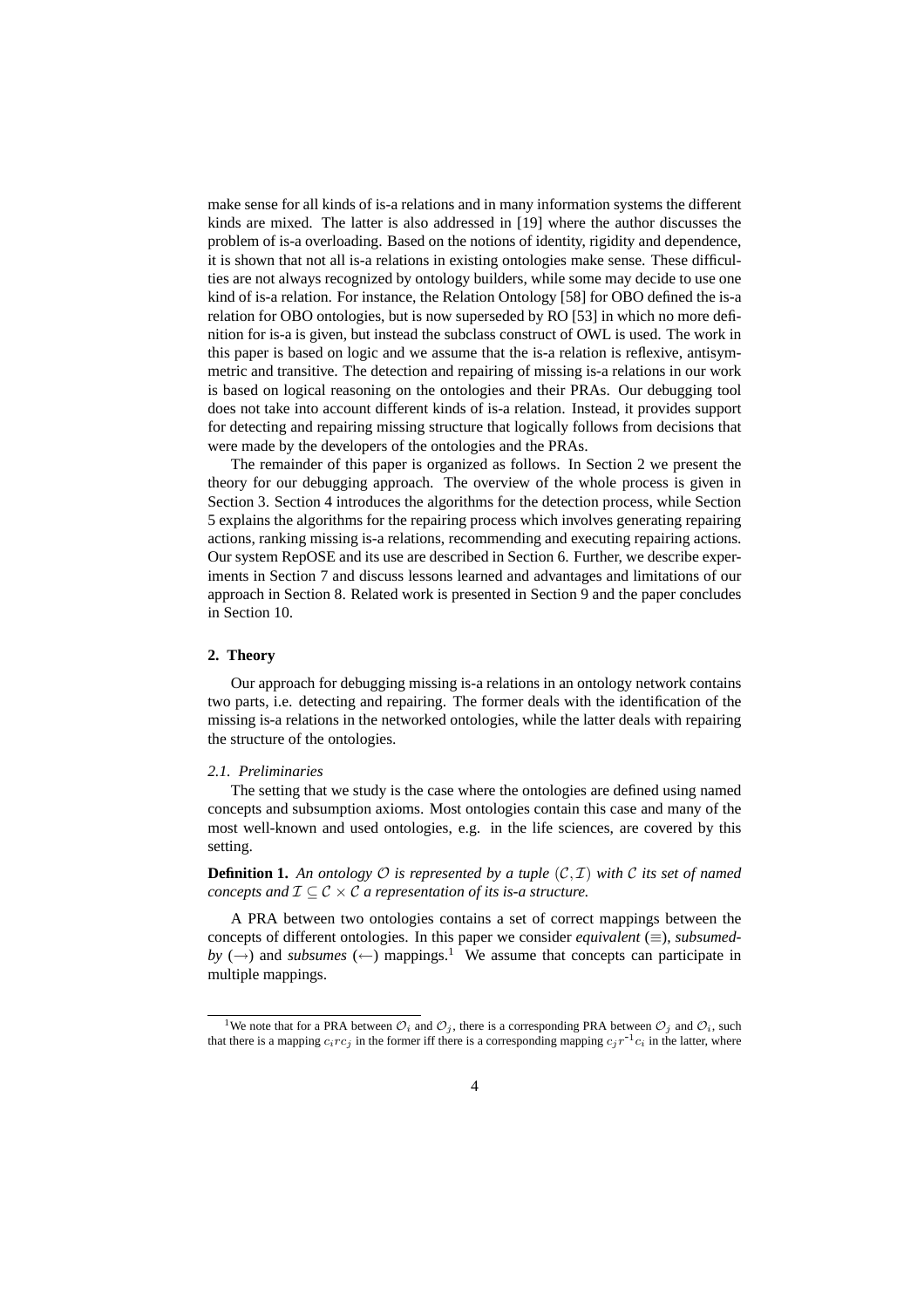make sense for all kinds of is-a relations and in many information systems the different kinds are mixed. The latter is also addressed in [19] where the author discusses the problem of is-a overloading. Based on the notions of identity, rigidity and dependence, it is shown that not all is-a relations in existing ontologies make sense. These difficulties are not always recognized by ontology builders, while some may decide to use one kind of is-a relation. For instance, the Relation Ontology [58] for OBO defined the is-a relation for OBO ontologies, but is now superseded by RO [53] in which no more definition for is-a is given, but instead the subclass construct of OWL is used. The work in this paper is based on logic and we assume that the is-a relation is reflexive, antisymmetric and transitive. The detection and repairing of missing is-a relations in our work is based on logical reasoning on the ontologies and their PRAs. Our debugging tool does not take into account different kinds of is-a relation. Instead, it provides support for detecting and repairing missing structure that logically follows from decisions that were made by the developers of the ontologies and the PRAs.

The remainder of this paper is organized as follows. In Section 2 we present the theory for our debugging approach. The overview of the whole process is given in Section 3. Section 4 introduces the algorithms for the detection process, while Section 5 explains the algorithms for the repairing process which involves generating repairing actions, ranking missing is-a relations, recommending and executing repairing actions. Our system RepOSE and its use are described in Section 6. Further, we describe experiments in Section 7 and discuss lessons learned and advantages and limitations of our approach in Section 8. Related work is presented in Section 9 and the paper concludes in Section 10.

## 2. Theory

Our approach for debugging missing is-a relations in an ontology network contains two parts, i.e. detecting and repairing. The former deals with the identification of the missing is-a relations in the networked ontologies, while the latter deals with repairing the structure of the ontologies.

### *2.1. Preliminaries*

The setting that we study is the case where the ontologies are defined using named concepts and subsumption axioms. Most ontologies contain this case and many of the most well-known and used ontologies, e.g. in the life sciences, are covered by this setting.

**Definition 1.** *An ontology $\mathcal{O}$ is represented by a tuple $(\mathcal{C}, \mathcal{I})$ with $\mathcal{C}$ its set of named concepts and $\mathcal{I} \subseteq \mathcal{C} \times \mathcal{C}$ a representation of its is-a structure.*

A PRA between two ontologies contains a set of correct mappings between the concepts of different ontologies. In this paper we consider *equivalent* ($\equiv$), *subsumed-by* ($\rightarrow$) and *subsumes* ($\leftarrow$) mappings.[1] We assume that concepts can participate in multiple mappings.

[1] We note that for a PRA between $\mathcal{O}_i$ and $\mathcal{O}_j$, there is a corresponding PRA between $\mathcal{O}_j$ and $\mathcal{O}_i$, such that there is a mapping $c_i r c_j$ in the former iff there is a corresponding mapping $c_j r^{-1} c_i$ in the latter, where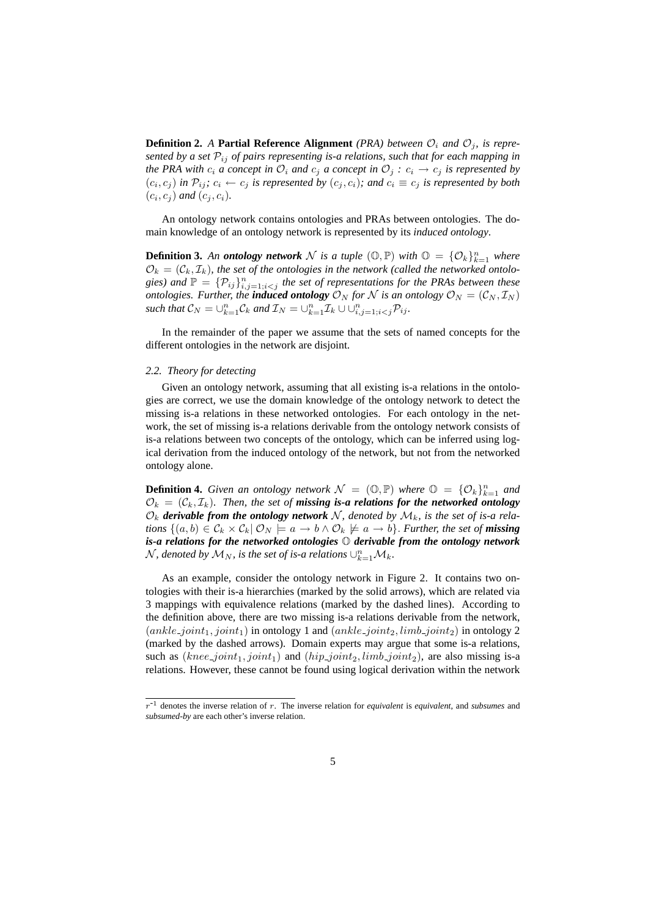**Definition 2.** *A* **Partial Reference Alignment** *(PRA) between $\mathcal{O}_i$ and $\mathcal{O}_j$, is represented by a set $\mathcal{P}_{ij}$ of pairs representing is-a relations, such that for each mapping in the PRA with $c_i$ a concept in $\mathcal{O}_i$ and $c_j$ a concept in $\mathcal{O}_j$ : $c_i \rightarrow c_j$ is represented by $(c_i, c_j)$ in $\mathcal{P}_{ij}$; $c_i \leftarrow c_j$ is represented by $(c_j, c_i)$; and $c_i \equiv c_j$ is represented by both $(c_i, c_j)$ and $(c_j, c_i)$.*

An ontology network contains ontologies and PRAs between ontologies. The domain knowledge of an ontology network is represented by its *induced ontology*.

**Definition 3.** *An* ***ontology network*** *$\mathcal{N}$ is a tuple $(\mathbb{O}, \mathbb{P})$ with $\mathbb{O} = \{\mathcal{O}_k\}_{k=1}^n$ where $\mathcal{O}_k = (\mathcal{C}_k, \mathcal{I}_k)$, the set of the ontologies in the network (called the networked ontologies) and $\mathbb{P} = \{\mathcal{P}_{ij}\}_{i,j=1;i<j}^n$ the set of representations for the PRAs between these ontologies. Further, the* ***induced ontology*** *$\mathcal{O}_N$ for $\mathcal{N}$ is an ontology $\mathcal{O}_N = (\mathcal{C}_N, \mathcal{I}_N)$ such that $\mathcal{C}_N = \cup_{k=1}^n \mathcal{C}_k$ and $\mathcal{I}_N = \cup_{k=1}^n \mathcal{I}_k \cup \cup_{i,j=1;i<j}^n \mathcal{P}_{ij}$.*

In the remainder of the paper we assume that the sets of named concepts for the different ontologies in the network are disjoint.

### 2.2. Theory for detecting

Given an ontology network, assuming that all existing is-a relations in the ontologies are correct, we use the domain knowledge of the ontology network to detect the missing is-a relations in these networked ontologies. For each ontology in the network, the set of missing is-a relations derivable from the ontology network consists of is-a relations between two concepts of the ontology, which can be inferred using logical derivation from the induced ontology of the network, but not from the networked ontology alone.

**Definition 4.** *Given an ontology network $\mathcal{N} = (\mathbb{O}, \mathbb{P})$ where $\mathbb{O} = \{\mathcal{O}_k\}_{k=1}^n$ and $\mathcal{O}_k = (\mathcal{C}_k, \mathcal{I}_k)$. Then, the set of* ***missing is-a relations for the networked ontology $\mathcal{O}_k$ derivable from the ontology network $\mathcal{N}$****, denoted by $\mathcal{M}_k$, is the set of is-a relations $\{(a, b) \in \mathcal{C}_k \times \mathcal{C}_k | \ \mathcal{O}_N \models a \rightarrow b \wedge \mathcal{O}_k \not\models a \rightarrow b\}$. Further, the set of* ***missing is-a relations for the networked ontologies $\mathbb{O}$ derivable from the ontology network*** *$\mathcal{N}$, denoted by $\mathcal{M}_N$, is the set of is-a relations $\cup_{k=1}^n \mathcal{M}_k$.*

As an example, consider the ontology network in Figure 2. It contains two ontologies with their is-a hierarchies (marked by the solid arrows), which are related via 3 mappings with equivalence relations (marked by the dashed lines). According to the definition above, there are two missing is-a relations derivable from the network, $(ankle\_joint_1, joint_1)$ in ontology 1 and $(ankle\_joint_2, limb\_joint_2)$ in ontology 2 (marked by the dashed arrows). Domain experts may argue that some is-a relations, such as $(knee\_joint_1, joint_1)$ and $(hip\_joint_2, limb\_joint_2)$, are also missing is-a relations. However, these cannot be found using logical derivation within the network

$r^{-1}$ denotes the inverse relation of $r$. The inverse relation for *equivalent* is *equivalent*, and *subsumes* and *subsumed-by* are each other's inverse relation.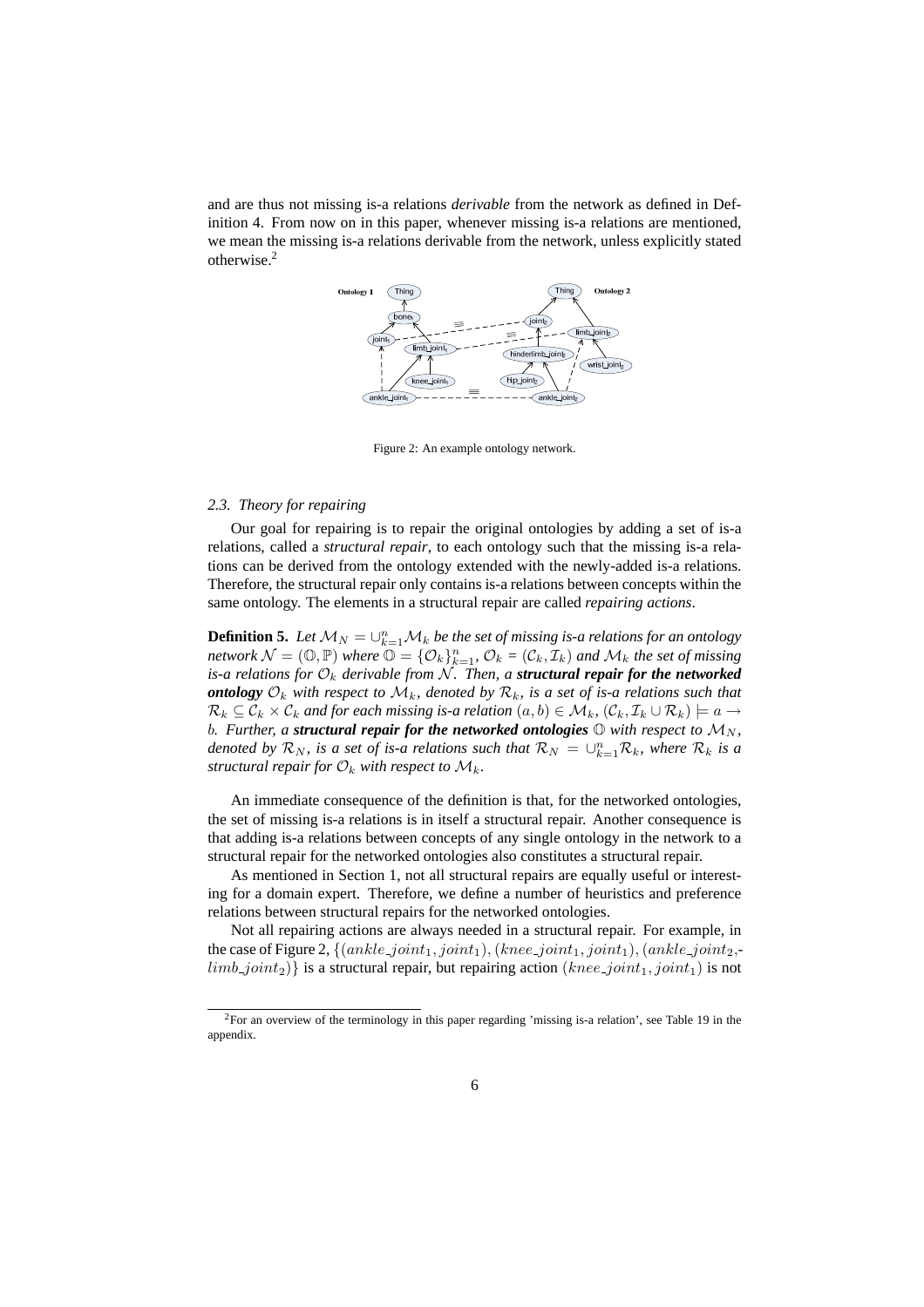and are thus not missing is-a relations *derivable* from the network as defined in Definition 4. From now on in this paper, whenever missing is-a relations are mentioned, we mean the missing is-a relations derivable from the network, unless explicitly stated otherwise.[2]

Figure 2: An example ontology network.

### 2.3. Theory for repairing

Our goal for repairing is to repair the original ontologies by adding a set of is-a relations, called a *structural repair*, to each ontology such that the missing is-a relations can be derived from the ontology extended with the newly-added is-a relations. Therefore, the structural repair only contains is-a relations between concepts within the same ontology. The elements in a structural repair are called *repairing actions*.

**Definition 5.** *Let $\mathcal{M}_N = \cup_{k=1}^{n} \mathcal{M}_k$ be the set of missing is-a relations for an ontology network $\mathcal{N} = (\mathbb{O}, \mathbb{P})$ where $\mathbb{O} = \{\mathcal{O}_k\}_{k=1}^{n}$, $\mathcal{O}_k = (\mathcal{C}_k, \mathcal{I}_k)$ and $\mathcal{M}_k$ the set of missing is-a relations for $\mathcal{O}_k$ derivable from $\mathcal{N}$. Then, a **structural repair for the networked ontology** $\mathcal{O}_k$ with respect to $\mathcal{M}_k$, denoted by $\mathcal{R}_k$, is a set of is-a relations such that $\mathcal{R}_k \subseteq \mathcal{C}_k \times \mathcal{C}_k$ and for each missing is-a relation $(a, b) \in \mathcal{M}_k$, $(\mathcal{C}_k, \mathcal{I}_k \cup \mathcal{R}_k) \models a \rightarrow b$. Further, a **structural repair for the networked ontologies** $\mathbb{O}$ with respect to $\mathcal{M}_N$, denoted by $\mathcal{R}_N$, is a set of is-a relations such that $\mathcal{R}_N = \cup_{k=1}^{n} \mathcal{R}_k$, where $\mathcal{R}_k$ is a structural repair for $\mathcal{O}_k$ with respect to $\mathcal{M}_k$.*

An immediate consequence of the definition is that, for the networked ontologies, the set of missing is-a relations is in itself a structural repair. Another consequence is that adding is-a relations between concepts of any single ontology in the network to a structural repair for the networked ontologies also constitutes a structural repair.

As mentioned in Section 1, not all structural repairs are equally useful or interesting for a domain expert. Therefore, we define a number of heuristics and preference relations between structural repairs for the networked ontologies.

Not all repairing actions are always needed in a structural repair. For example, in the case of Figure 2, $\{(ankle\_joint_1, joint_1), (knee\_joint_1, joint_1), (ankle\_joint_2, limb\_joint_2)\}$ is a structural repair, but repairing action $(knee\_joint_1, joint_1)$ is not

[2] For an overview of the terminology in this paper regarding 'missing is-a relation', see Table 19 in the appendix.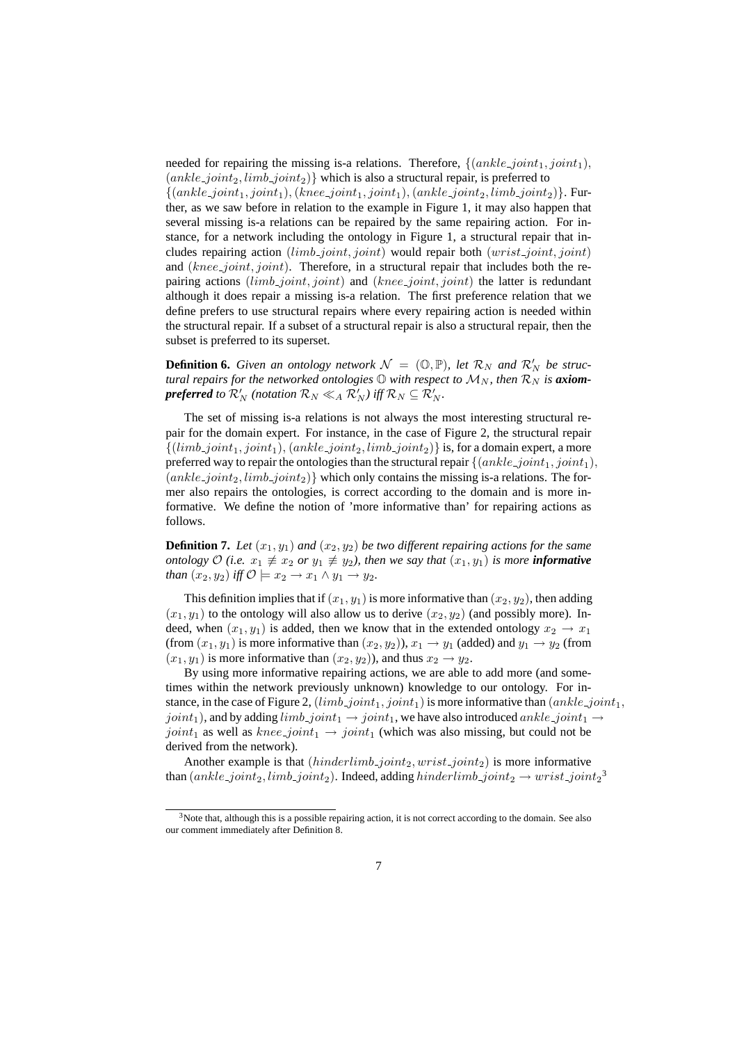needed for repairing the missing is-a relations. Therefore, $\{(ankle\_joint_1, joint_1), (ankle\_joint_2, limb\_joint_2)\}$ which is also a structural repair, is preferred to $\{(ankle\_joint_1, joint_1), (knee\_joint_1, joint_1), (ankle\_joint_2, limb\_joint_2)\}$. Further, as we saw before in relation to the example in Figure 1, it may also happen that several missing is-a relations can be repaired by the same repairing action. For instance, for a network including the ontology in Figure 1, a structural repair that includes repairing action $(limb\_joint, joint)$ would repair both $(wrist\_joint, joint)$ and $(knee\_joint, joint)$. Therefore, in a structural repair that includes both the repairing actions $(limb\_joint, joint)$ and $(knee\_joint, joint)$ the latter is redundant although it does repair a missing is-a relation. The first preference relation that we define prefers to use structural repairs where every repairing action is needed within the structural repair. If a subset of a structural repair is also a structural repair, then the subset is preferred to its superset.

**Definition 6.** *Given an ontology network $\mathcal{N} = (\mathbb{O}, \mathbb{P})$, let $\mathcal{R}_N$ and $\mathcal{R}'_N$ be structural repairs for the networked ontologies $\mathbb{O}$ with respect to $\mathcal{M}_N$, then $\mathcal{R}_N$ is **axiom-preferred** to $\mathcal{R}'_N$ (notation $\mathcal{R}_N \ll_A \mathcal{R}'_N$) iff $\mathcal{R}_N \subseteq \mathcal{R}'_N$.*

The set of missing is-a relations is not always the most interesting structural repair for the domain expert. For instance, in the case of Figure 2, the structural repair $\{(limb\_joint_1, joint_1), (ankle\_joint_2, limb\_joint_2)\}$ is, for a domain expert, a more preferred way to repair the ontologies than the structural repair $\{(ankle\_joint_1, joint_1), (ankle\_joint_2, limb\_joint_2)\}$ which only contains the missing is-a relations. The former also repairs the ontologies, is correct according to the domain and is more informative. We define the notion of 'more informative than' for repairing actions as follows.

**Definition 7.** *Let $(x_1, y_1)$ and $(x_2, y_2)$ be two different repairing actions for the same ontology $\mathcal{O}$ (i.e. $x_1 \not\equiv x_2$ or $y_1 \not\equiv y_2$), then we say that $(x_1, y_1)$ is more **informative** than $(x_2, y_2)$ iff $\mathcal{O} \models x_2 \rightarrow x_1 \wedge y_1 \rightarrow y_2$.*

This definition implies that if $(x_1, y_1)$ is more informative than $(x_2, y_2)$, then adding $(x_1, y_1)$ to the ontology will also allow us to derive $(x_2, y_2)$ (and possibly more). Indeed, when $(x_1, y_1)$ is added, then we know that in the extended ontology $x_2 \rightarrow x_1$ (from $(x_1, y_1)$ is more informative than $(x_2, y_2)$), $x_1 \rightarrow y_1$ (added) and $y_1 \rightarrow y_2$ (from $(x_1, y_1)$ is more informative than $(x_2, y_2)$), and thus $x_2 \rightarrow y_2$.

By using more informative repairing actions, we are able to add more (and sometimes within the network previously unknown) knowledge to our ontology. For instance, in the case of Figure 2, $(limb\_joint_1, joint_1)$ is more informative than $(ankle\_joint_1, joint_1)$, and by adding $limb\_joint_1 \rightarrow joint_1$, we have also introduced $ankle\_joint_1 \rightarrow joint_1$ as well as $knee\_joint_1 \rightarrow joint_1$ (which was also missing, but could not be derived from the network).

Another example is that $(hinderlimb\_joint_2, wrist\_joint_2)$ is more informative than $(ankle\_joint_2, limb\_joint_2)$. Indeed, adding $hinderlimb\_joint_2 \rightarrow wrist\_joint_2$[3]

[3]Note that, although this is a possible repairing action, it is not correct according to the domain. See also our comment immediately after Definition 8.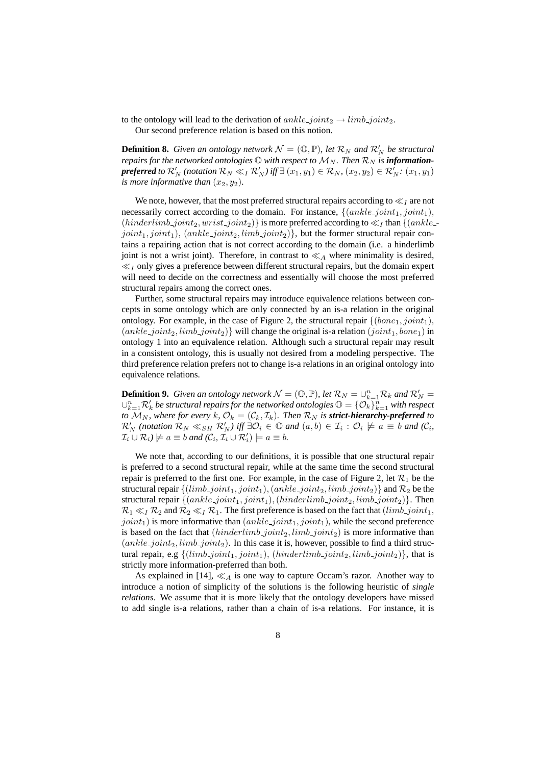to the ontology will lead to the derivation of $ankle\_joint_2 \rightarrow limb\_joint_2$.

Our second preference relation is based on this notion.

**Definition 8.** *Given an ontology network $\mathcal{N} = (\mathbb{O}, \mathbb{P})$, let $\mathcal{R}_N$ and $\mathcal{R}'_N$ be structural repairs for the networked ontologies $\mathbb{O}$ with respect to $\mathcal{M}_N$. Then $\mathcal{R}_N$ is* ***information-preferred*** *to $\mathcal{R}'_N$ (notation $\mathcal{R}_N \ll_I \mathcal{R}'_N$) iff $\exists\, (x_1, y_1) \in \mathcal{R}_N, (x_2, y_2) \in \mathcal{R}'_N$: $(x_1, y_1)$ is more informative than $(x_2, y_2)$.*

We note, however, that the most preferred structural repairs according to $\ll_I$ are not necessarily correct according to the domain. For instance, $\{(ankle\_joint_1, joint_1)$, $(hinderlimb\_joint_2, wrist\_joint_2)\}$ is more preferred according to $\ll_I$ than $\{(ankle\_joint_1, joint_1)$, $(ankle\_joint_2, limb\_joint_2)\}$, but the former structural repair contains a repairing action that is not correct according to the domain (i.e. a hinderlimb joint is not a wrist joint). Therefore, in contrast to $\ll_A$ where minimality is desired, $\ll_I$ only gives a preference between different structural repairs, but the domain expert will need to decide on the correctness and essentially will choose the most preferred structural repairs among the correct ones.

Further, some structural repairs may introduce equivalence relations between concepts in some ontology which are only connected by an is-a relation in the original ontology. For example, in the case of Figure 2, the structural repair $\{(bone_1, joint_1)$, $(ankle\_joint_2, limb\_joint_2)\}$ will change the original is-a relation $(joint_1, bone_1)$ in ontology 1 into an equivalence relation. Although such a structural repair may result in a consistent ontology, this is usually not desired from a modeling perspective. The third preference relation prefers not to change is-a relations in an original ontology into equivalence relations.

**Definition 9.** *Given an ontology network $\mathcal{N} = (\mathbb{O}, \mathbb{P})$, let $\mathcal{R}_N = \cup_{k=1}^{n} \mathcal{R}_k$ and $\mathcal{R}'_N = \cup_{k=1}^{n} \mathcal{R}'_k$ be structural repairs for the networked ontologies $\mathbb{O} = \{\mathcal{O}_k\}_{k=1}^{n}$ with respect to $\mathcal{M}_N$, where for every $k$, $\mathcal{O}_k = (\mathcal{C}_k, \mathcal{I}_k)$. Then $\mathcal{R}_N$ is* ***strict-hierarchy-preferred*** *to $\mathcal{R}'_N$ (notation $\mathcal{R}_N \ll_{SH} \mathcal{R}'_N$) iff $\exists \mathcal{O}_i \in \mathbb{O}$ and $(a, b) \in \mathcal{I}_i : \mathcal{O}_i \not\models a \equiv b$ and $(\mathcal{C}_i, \mathcal{I}_i \cup \mathcal{R}_i) \not\models a \equiv b$ and $(\mathcal{C}_i, \mathcal{I}_i \cup \mathcal{R}'_i) \models a \equiv b$.*

We note that, according to our definitions, it is possible that one structural repair is preferred to a second structural repair, while at the same time the second structural repair is preferred to the first one. For example, in the case of Figure 2, let $\mathcal{R}_1$ be the structural repair $\{(limb\_joint_1, joint_1), (ankle\_joint_2, limb\_joint_2)\}$ and $\mathcal{R}_2$ be the structural repair $\{(ankle\_joint_1, joint_1), (hinderlimb\_joint_2, limb\_joint_2)\}$. Then $\mathcal{R}_1 \ll_I \mathcal{R}_2$ and $\mathcal{R}_2 \ll_I \mathcal{R}_1$. The first preference is based on the fact that $(limb\_joint_1, joint_1)$ is more informative than $(ankle\_joint_1, joint_1)$, while the second preference is based on the fact that $(hinderlimb\_joint_2, limb\_joint_2)$ is more informative than $(ankle\_joint_2, limb\_joint_2)$. In this case it is, however, possible to find a third structural repair, e.g $\{(limb\_joint_1, joint_1)$, $(hinderlimb\_joint_2, limb\_joint_2)\}$, that is strictly more information-preferred than both.

As explained in [14], $\ll_A$ is one way to capture Occam's razor. Another way to introduce a notion of simplicity of the solutions is the following heuristic of *single relations*. We assume that it is more likely that the ontology developers have missed to add single is-a relations, rather than a chain of is-a relations. For instance, it is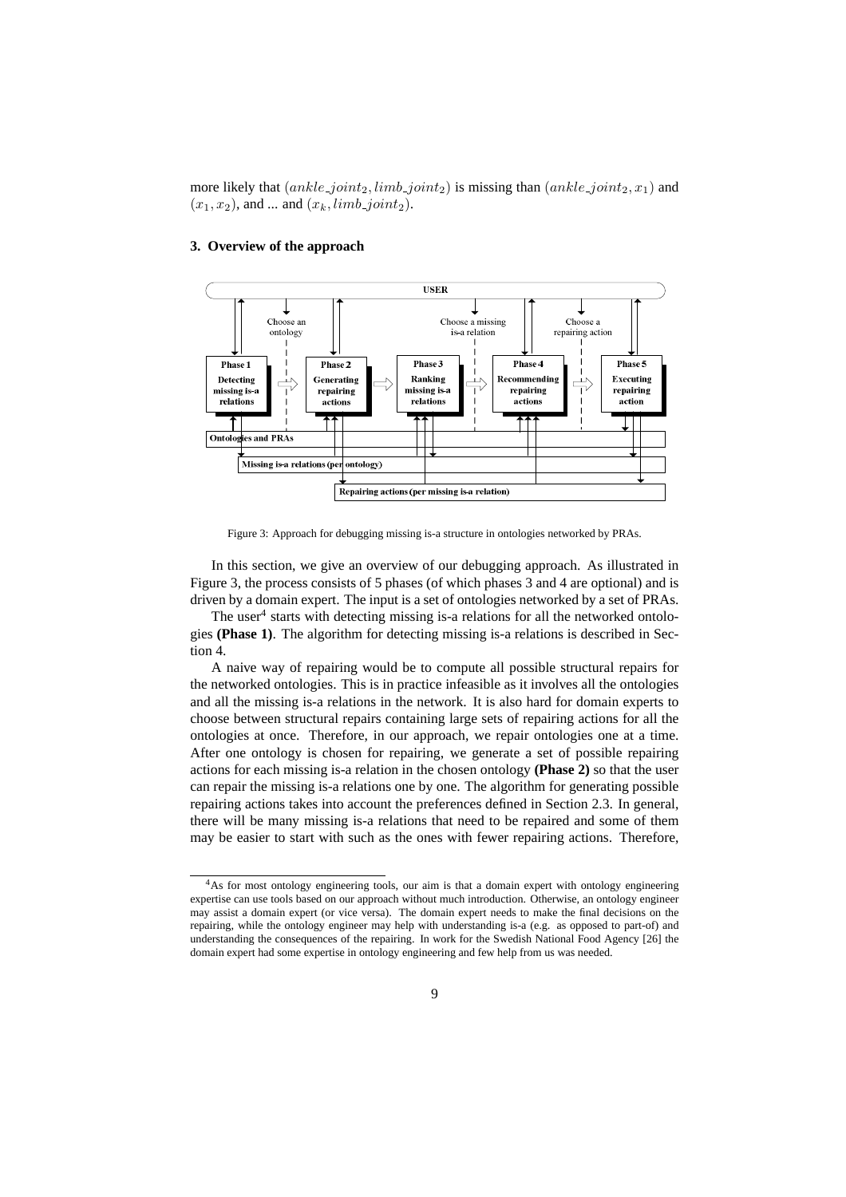more likely that $(ankle\_joint_2, limb\_joint_2)$ is missing than $(ankle\_joint_2, x_1)$ and $(x_1, x_2)$, and ... and $(x_k, limb\_joint_2)$.

### 3. Overview of the approach

Figure 3: Approach for debugging missing is-a structure in ontologies networked by PRAs.

In this section, we give an overview of our debugging approach. As illustrated in Figure 3, the process consists of 5 phases (of which phases 3 and 4 are optional) and is driven by a domain expert. The input is a set of ontologies networked by a set of PRAs.

The user[4] starts with detecting missing is-a relations for all the networked ontologies **(Phase 1)**. The algorithm for detecting missing is-a relations is described in Section 4.

A naive way of repairing would be to compute all possible structural repairs for the networked ontologies. This is in practice infeasible as it involves all the ontologies and all the missing is-a relations in the network. It is also hard for domain experts to choose between structural repairs containing large sets of repairing actions for all the ontologies at once. Therefore, in our approach, we repair ontologies one at a time. After one ontology is chosen for repairing, we generate a set of possible repairing actions for each missing is-a relation in the chosen ontology **(Phase 2)** so that the user can repair the missing is-a relations one by one. The algorithm for generating possible repairing actions takes into account the preferences defined in Section 2.3. In general, there will be many missing is-a relations that need to be repaired and some of them may be easier to start with such as the ones with fewer repairing actions. Therefore,

[4] As for most ontology engineering tools, our aim is that a domain expert with ontology engineering expertise can use tools based on our approach without much introduction. Otherwise, an ontology engineer may assist a domain expert (or vice versa). The domain expert needs to make the final decisions on the repairing, while the ontology engineer may help with understanding is-a (e.g. as opposed to part-of) and understanding the consequences of the repairing. In work for the Swedish National Food Agency [26] the domain expert had some expertise in ontology engineering and few help from us was needed.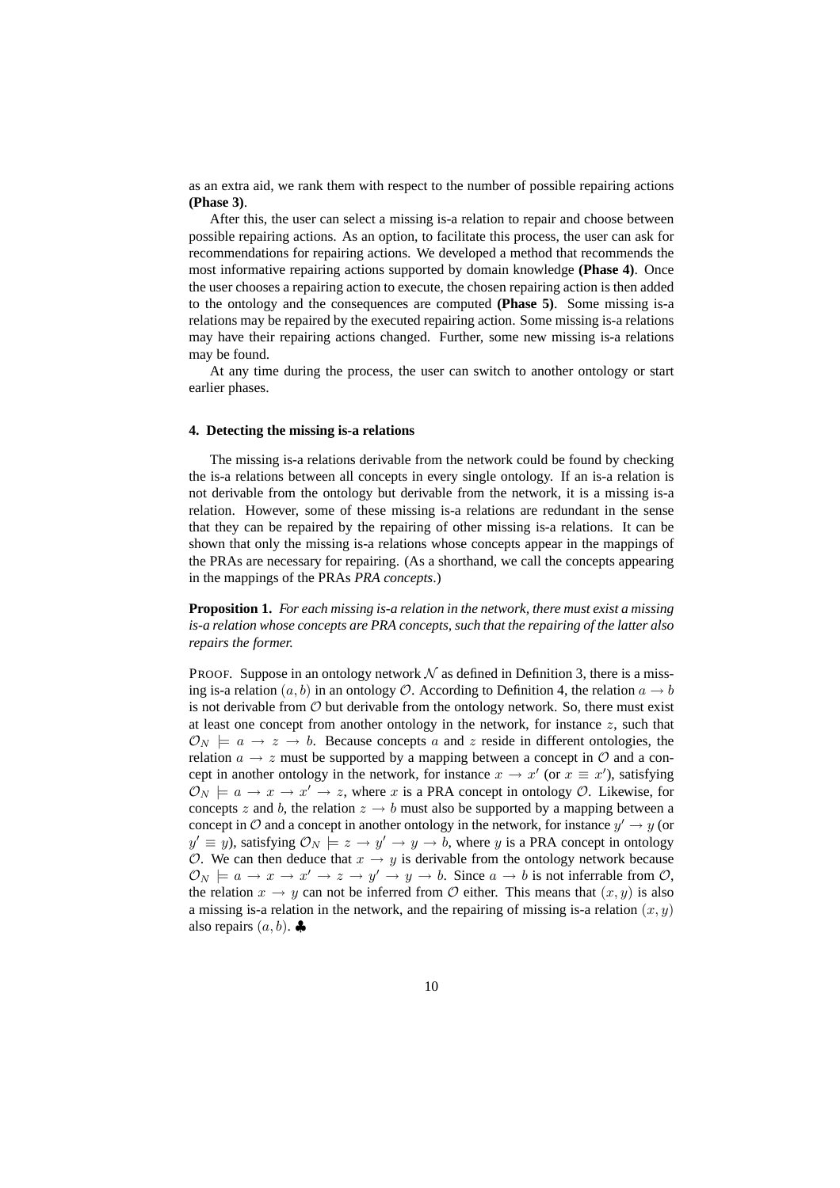as an extra aid, we rank them with respect to the number of possible repairing actions **(Phase 3)**.

After this, the user can select a missing is-a relation to repair and choose between possible repairing actions. As an option, to facilitate this process, the user can ask for recommendations for repairing actions. We developed a method that recommends the most informative repairing actions supported by domain knowledge **(Phase 4)**. Once the user chooses a repairing action to execute, the chosen repairing action is then added to the ontology and the consequences are computed **(Phase 5)**. Some missing is-a relations may be repaired by the executed repairing action. Some missing is-a relations may have their repairing actions changed. Further, some new missing is-a relations may be found.

At any time during the process, the user can switch to another ontology or start earlier phases.

#### 4. Detecting the missing is-a relations

The missing is-a relations derivable from the network could be found by checking the is-a relations between all concepts in every single ontology. If an is-a relation is not derivable from the ontology but derivable from the network, it is a missing is-a relation. However, some of these missing is-a relations are redundant in the sense that they can be repaired by the repairing of other missing is-a relations. It can be shown that only the missing is-a relations whose concepts appear in the mappings of the PRAs are necessary for repairing. (As a shorthand, we call the concepts appearing in the mappings of the PRAs *PRA concepts*.)

**Proposition 1.** *For each missing is-a relation in the network, there must exist a missing is-a relation whose concepts are PRA concepts, such that the repairing of the latter also repairs the former.*

PROOF. Suppose in an ontology network $\mathcal{N}$ as defined in Definition 3, there is a missing is-a relation $(a, b)$ in an ontology $\mathcal{O}$. According to Definition 4, the relation $a \rightarrow b$ is not derivable from $\mathcal{O}$ but derivable from the ontology network. So, there must exist at least one concept from another ontology in the network, for instance $z$, such that $\mathcal{O}_N \models a \rightarrow z \rightarrow b$. Because concepts $a$ and $z$ reside in different ontologies, the relation $a \rightarrow z$ must be supported by a mapping between a concept in $\mathcal{O}$ and a concept in another ontology in the network, for instance $x \rightarrow x'$ (or $x \equiv x'$), satisfying $\mathcal{O}_N \models a \rightarrow x \rightarrow x' \rightarrow z$, where $x$ is a PRA concept in ontology $\mathcal{O}$. Likewise, for concepts $z$ and $b$, the relation $z \rightarrow b$ must also be supported by a mapping between a concept in $\mathcal{O}$ and a concept in another ontology in the network, for instance $y' \rightarrow y$ (or $y' \equiv y$), satisfying $\mathcal{O}_N \models z \rightarrow y' \rightarrow y \rightarrow b$, where $y$ is a PRA concept in ontology $\mathcal{O}$. We can then deduce that $x \rightarrow y$ is derivable from the ontology network because $\mathcal{O}_N \models a \rightarrow x \rightarrow x' \rightarrow z \rightarrow y' \rightarrow y \rightarrow b$. Since $a \rightarrow b$ is not inferrable from $\mathcal{O}$, the relation $x \rightarrow y$ can not be inferred from $\mathcal{O}$ either. This means that $(x, y)$ is also a missing is-a relation in the network, and the repairing of missing is-a relation $(x, y)$ also repairs $(a, b)$. ♣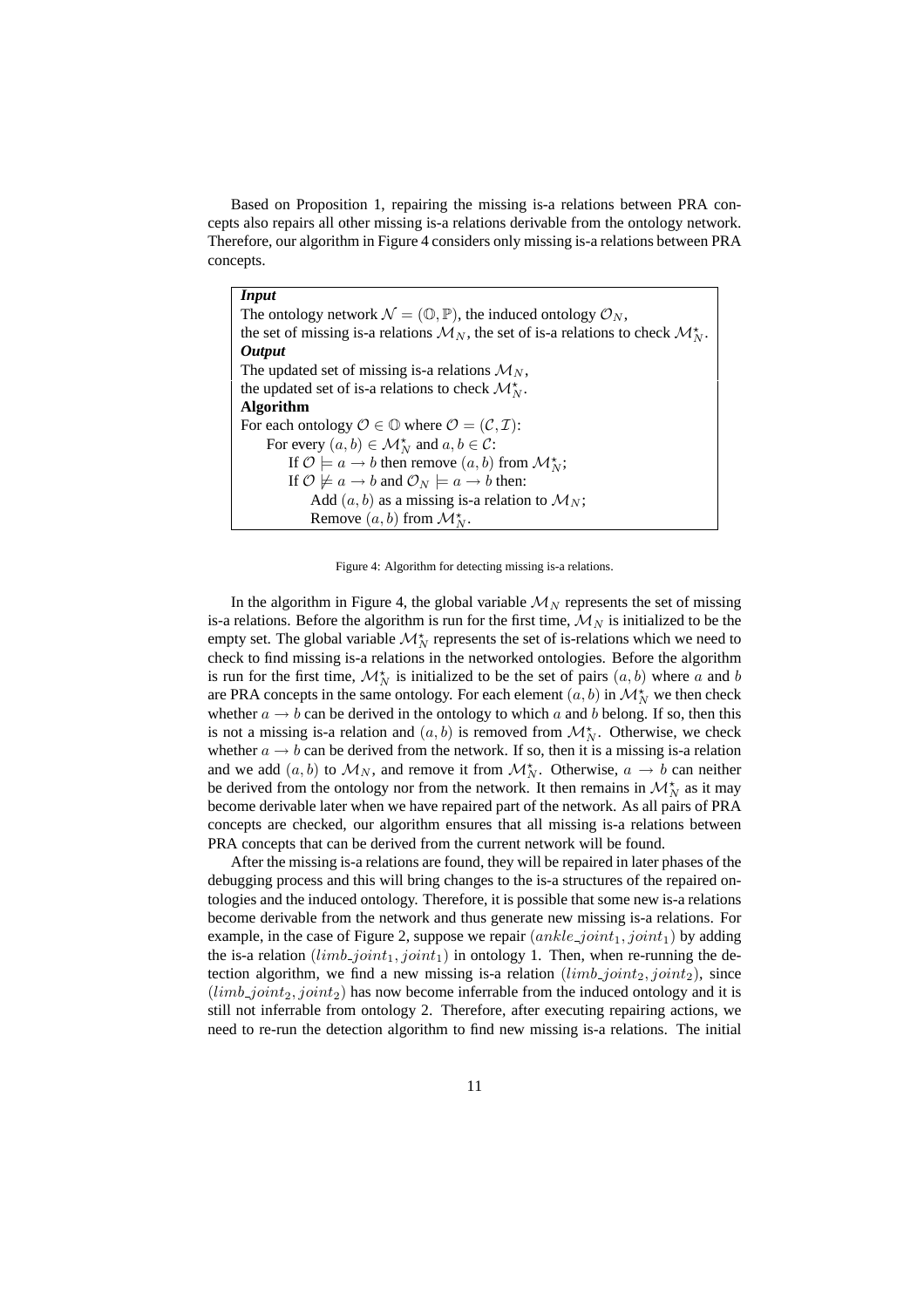Based on Proposition 1, repairing the missing is-a relations between PRA concepts also repairs all other missing is-a relations derivable from the ontology network. Therefore, our algorithm in Figure 4 considers only missing is-a relations between PRA concepts.

***Input***
The ontology network $\mathcal{N} = (\mathbb{O}, \mathbb{P})$, the induced ontology $\mathcal{O}_N$,
the set of missing is-a relations $\mathcal{M}_N$, the set of is-a relations to check $\mathcal{M}_N^\star$.
***Output***
The updated set of missing is-a relations $\mathcal{M}_N$,
the updated set of is-a relations to check $\mathcal{M}_N^\star$.
**Algorithm**
For each ontology $\mathcal{O} \in \mathbb{O}$ where $\mathcal{O} = (\mathcal{C}, \mathcal{I})$:
  For every $(a, b) \in \mathcal{M}_N^\star$ and $a, b \in \mathcal{C}$:
    If $\mathcal{O} \models a \rightarrow b$ then remove $(a, b)$ from $\mathcal{M}_N^\star$;
    If $\mathcal{O} \not\models a \rightarrow b$ and $\mathcal{O}_N \models a \rightarrow b$ then:
      Add $(a, b)$ as a missing is-a relation to $\mathcal{M}_N$;
      Remove $(a, b)$ from $\mathcal{M}_N^\star$.

Figure 4: Algorithm for detecting missing is-a relations.

In the algorithm in Figure 4, the global variable $\mathcal{M}_N$ represents the set of missing is-a relations. Before the algorithm is run for the first time, $\mathcal{M}_N$ is initialized to be the empty set. The global variable $\mathcal{M}_N^\star$ represents the set of is-relations which we need to check to find missing is-a relations in the networked ontologies. Before the algorithm is run for the first time, $\mathcal{M}_N^\star$ is initialized to be the set of pairs $(a, b)$ where $a$ and $b$ are PRA concepts in the same ontology. For each element $(a, b)$ in $\mathcal{M}_N^\star$ we then check whether $a \rightarrow b$ can be derived in the ontology to which $a$ and $b$ belong. If so, then this is not a missing is-a relation and $(a, b)$ is removed from $\mathcal{M}_N^\star$. Otherwise, we check whether $a \rightarrow b$ can be derived from the network. If so, then it is a missing is-a relation and we add $(a, b)$ to $\mathcal{M}_N$, and remove it from $\mathcal{M}_N^\star$. Otherwise, $a \rightarrow b$ can neither be derived from the ontology nor from the network. It then remains in $\mathcal{M}_N^\star$ as it may become derivable later when we have repaired part of the network. As all pairs of PRA concepts are checked, our algorithm ensures that all missing is-a relations between PRA concepts that can be derived from the current network will be found.

After the missing is-a relations are found, they will be repaired in later phases of the debugging process and this will bring changes to the is-a structures of the repaired ontologies and the induced ontology. Therefore, it is possible that some new is-a relations become derivable from the network and thus generate new missing is-a relations. For example, in the case of Figure 2, suppose we repair $(ankle\_joint_1, joint_1)$ by adding the is-a relation $(limb\_joint_1, joint_1)$ in ontology 1. Then, when re-running the detection algorithm, we find a new missing is-a relation $(limb\_joint_2, joint_2)$, since $(limb\_joint_2, joint_2)$ has now become inferrable from the induced ontology and it is still not inferrable from ontology 2. Therefore, after executing repairing actions, we need to re-run the detection algorithm to find new missing is-a relations. The initial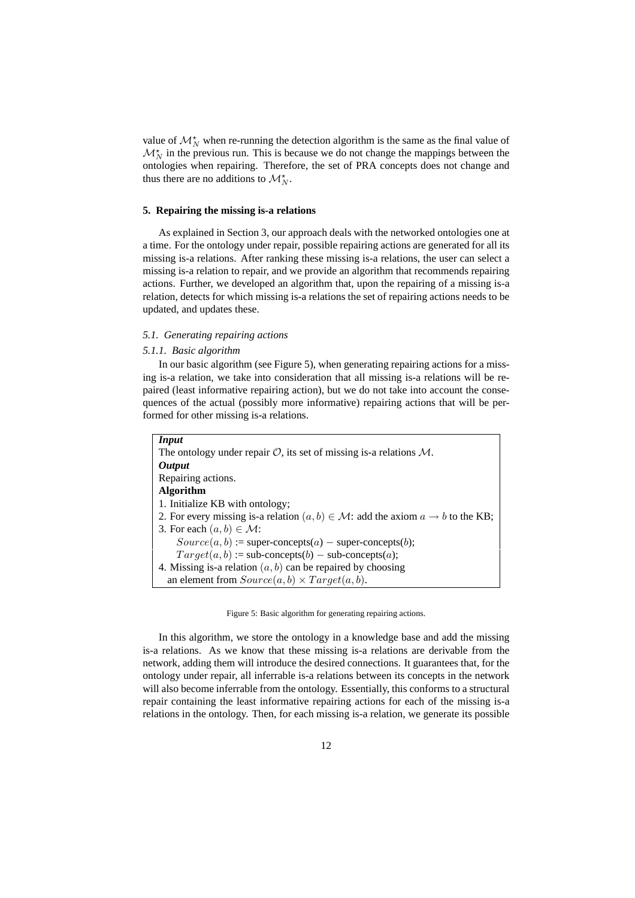value of $\mathcal{M}_N^\star$ when re-running the detection algorithm is the same as the final value of $\mathcal{M}_N^\star$ in the previous run. This is because we do not change the mappings between the ontologies when repairing. Therefore, the set of PRA concepts does not change and thus there are no additions to $\mathcal{M}_N^\star$.

## 5. Repairing the missing is-a relations

As explained in Section 3, our approach deals with the networked ontologies one at a time. For the ontology under repair, possible repairing actions are generated for all its missing is-a relations. After ranking these missing is-a relations, the user can select a missing is-a relation to repair, and we provide an algorithm that recommends repairing actions. Further, we developed an algorithm that, upon the repairing of a missing is-a relation, detects for which missing is-a relations the set of repairing actions needs to be updated, and updates these.

### *5.1. Generating repairing actions*

#### *5.1.1. Basic algorithm*

In our basic algorithm (see Figure 5), when generating repairing actions for a missing is-a relation, we take into consideration that all missing is-a relations will be repaired (least informative repairing action), but we do not take into account the consequences of the actual (possibly more informative) repairing actions that will be performed for other missing is-a relations.

***Input***
The ontology under repair $\mathcal{O}$, its set of missing is-a relations $\mathcal{M}$.
***Output***
Repairing actions.
**Algorithm**
1. Initialize KB with ontology;
2. For every missing is-a relation $(a, b) \in \mathcal{M}$: add the axiom $a \rightarrow b$ to the KB;
3. For each $(a, b) \in \mathcal{M}$:
   $Source(a, b)$ := super-concepts($a$) $-$ super-concepts($b$);
   $Target(a, b)$ := sub-concepts($b$) $-$ sub-concepts($a$);
4. Missing is-a relation $(a, b)$ can be repaired by choosing an element from $Source(a, b) \times Target(a, b)$.

Figure 5: Basic algorithm for generating repairing actions.

In this algorithm, we store the ontology in a knowledge base and add the missing is-a relations. As we know that these missing is-a relations are derivable from the network, adding them will introduce the desired connections. It guarantees that, for the ontology under repair, all inferrable is-a relations between its concepts in the network will also become inferrable from the ontology. Essentially, this conforms to a structural repair containing the least informative repairing actions for each of the missing is-a relations in the ontology. Then, for each missing is-a relation, we generate its possible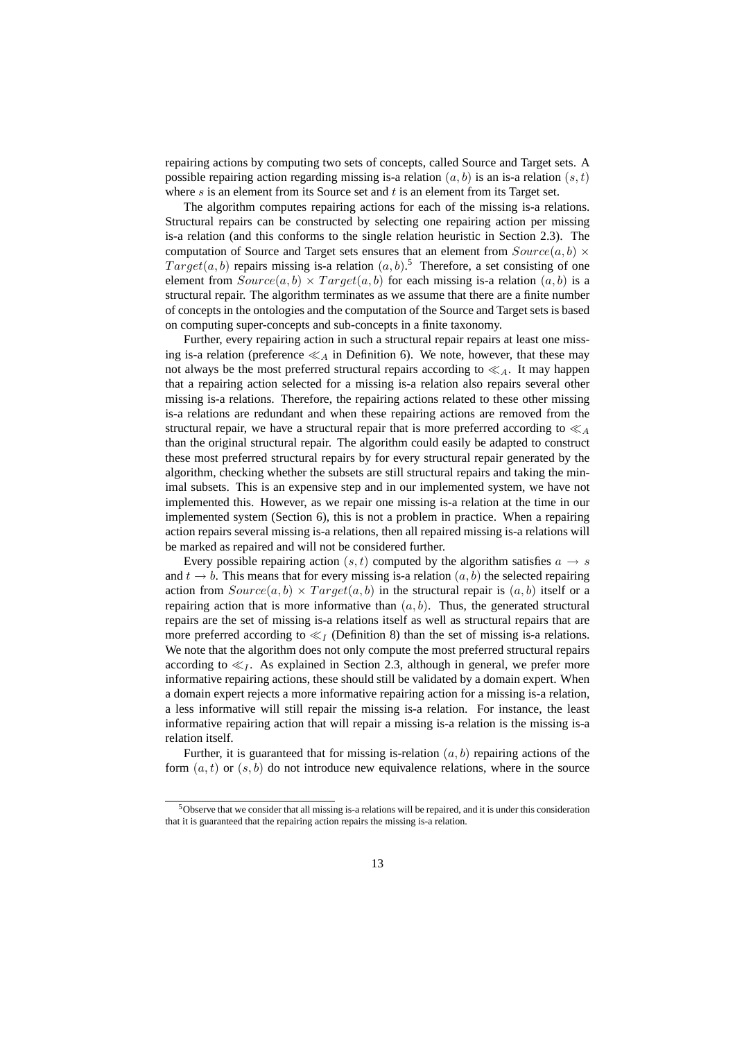repairing actions by computing two sets of concepts, called Source and Target sets. A possible repairing action regarding missing is-a relation $(a, b)$ is an is-a relation $(s, t)$ where $s$ is an element from its Source set and $t$ is an element from its Target set.

The algorithm computes repairing actions for each of the missing is-a relations. Structural repairs can be constructed by selecting one repairing action per missing is-a relation (and this conforms to the single relation heuristic in Section 2.3). The computation of Source and Target sets ensures that an element from $Source(a, b) \times Target(a, b)$ repairs missing is-a relation $(a, b)$.[5] Therefore, a set consisting of one element from $Source(a, b) \times Target(a, b)$ for each missing is-a relation $(a, b)$ is a structural repair. The algorithm terminates as we assume that there are a finite number of concepts in the ontologies and the computation of the Source and Target sets is based on computing super-concepts and sub-concepts in a finite taxonomy.

Further, every repairing action in such a structural repair repairs at least one missing is-a relation (preference $\ll_A$ in Definition 6). We note, however, that these may not always be the most preferred structural repairs according to $\ll_A$. It may happen that a repairing action selected for a missing is-a relation also repairs several other missing is-a relations. Therefore, the repairing actions related to these other missing is-a relations are redundant and when these repairing actions are removed from the structural repair, we have a structural repair that is more preferred according to $\ll_A$ than the original structural repair. The algorithm could easily be adapted to construct these most preferred structural repairs by for every structural repair generated by the algorithm, checking whether the subsets are still structural repairs and taking the minimal subsets. This is an expensive step and in our implemented system, we have not implemented this. However, as we repair one missing is-a relation at the time in our implemented system (Section 6), this is not a problem in practice. When a repairing action repairs several missing is-a relations, then all repaired missing is-a relations will be marked as repaired and will not be considered further.

Every possible repairing action $(s, t)$ computed by the algorithm satisfies $a \rightarrow s$ and $t \rightarrow b$. This means that for every missing is-a relation $(a, b)$ the selected repairing action from $Source(a, b) \times Target(a, b)$ in the structural repair is $(a, b)$ itself or a repairing action that is more informative than $(a, b)$. Thus, the generated structural repairs are the set of missing is-a relations itself as well as structural repairs that are more preferred according to $\ll_I$ (Definition 8) than the set of missing is-a relations. We note that the algorithm does not only compute the most preferred structural repairs according to $\ll_I$. As explained in Section 2.3, although in general, we prefer more informative repairing actions, these should still be validated by a domain expert. When a domain expert rejects a more informative repairing action for a missing is-a relation, a less informative will still repair the missing is-a relation. For instance, the least informative repairing action that will repair a missing is-a relation is the missing is-a relation itself.

Further, it is guaranteed that for missing is-relation $(a, b)$ repairing actions of the form $(a, t)$ or $(s, b)$ do not introduce new equivalence relations, where in the source

[5] Observe that we consider that all missing is-a relations will be repaired, and it is under this consideration that it is guaranteed that the repairing action repairs the missing is-a relation.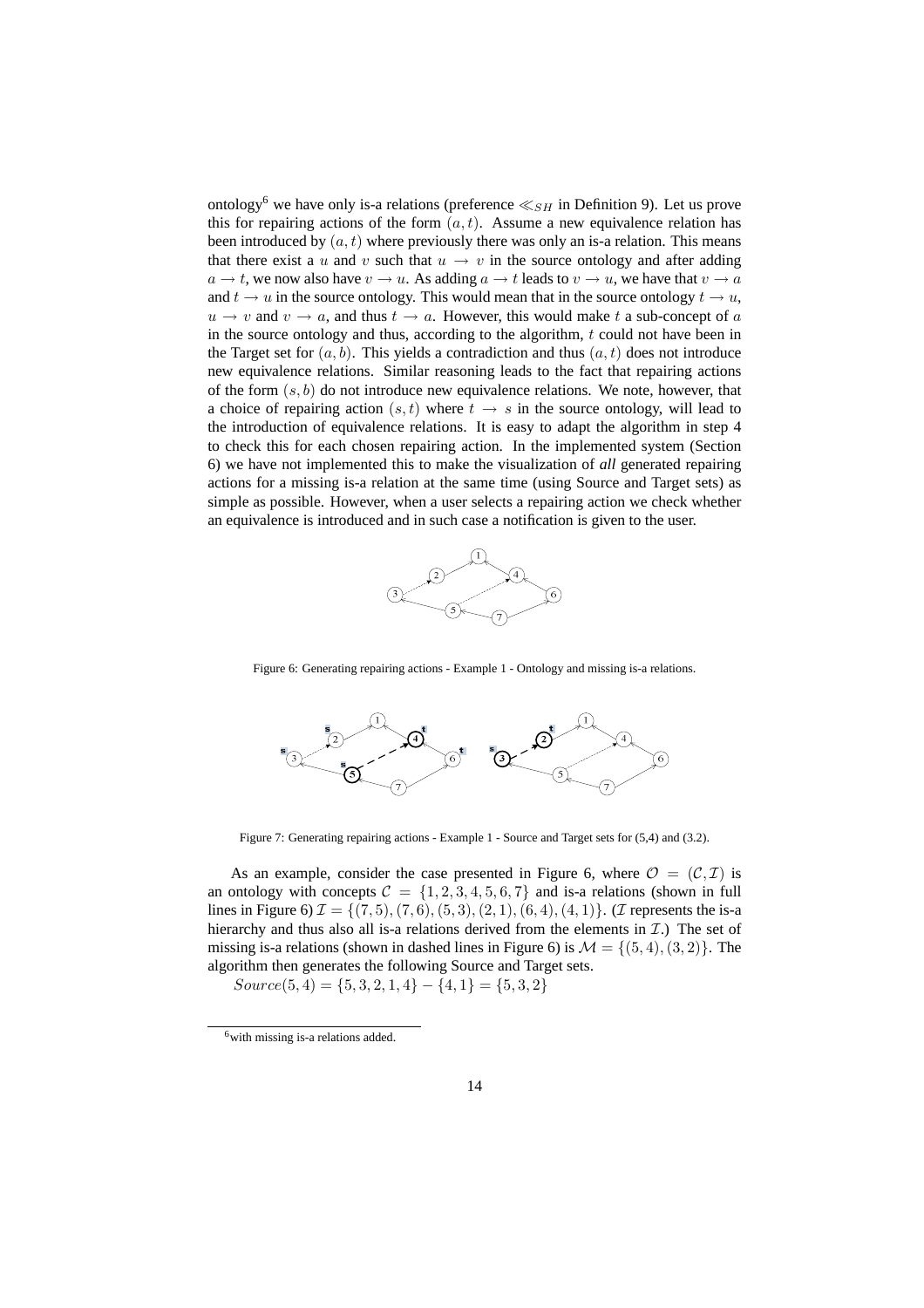ontology[6] we have only is-a relations (preference $\ll_{SH}$ in Definition 9). Let us prove this for repairing actions of the form $(a, t)$. Assume a new equivalence relation has been introduced by $(a, t)$ where previously there was only an is-a relation. This means that there exist a $u$ and $v$ such that $u \rightarrow v$ in the source ontology and after adding $a \rightarrow t$, we now also have $v \rightarrow u$. As adding $a \rightarrow t$ leads to $v \rightarrow u$, we have that $v \rightarrow a$ and $t \rightarrow u$ in the source ontology. This would mean that in the source ontology $t \rightarrow u$, $u \rightarrow v$ and $v \rightarrow a$, and thus $t \rightarrow a$. However, this would make $t$ a sub-concept of $a$ in the source ontology and thus, according to the algorithm, $t$ could not have been in the Target set for $(a, b)$. This yields a contradiction and thus $(a, t)$ does not introduce new equivalence relations. Similar reasoning leads to the fact that repairing actions of the form $(s, b)$ do not introduce new equivalence relations. We note, however, that a choice of repairing action $(s, t)$ where $t \rightarrow s$ in the source ontology, will lead to the introduction of equivalence relations. It is easy to adapt the algorithm in step 4 to check this for each chosen repairing action. In the implemented system (Section 6) we have not implemented this to make the visualization of *all* generated repairing actions for a missing is-a relation at the same time (using Source and Target sets) as simple as possible. However, when a user selects a repairing action we check whether an equivalence is introduced and in such case a notification is given to the user.

Figure 6: Generating repairing actions - Example 1 - Ontology and missing is-a relations.

Figure 7: Generating repairing actions - Example 1 - Source and Target sets for (5,4) and (3.2).

As an example, consider the case presented in Figure 6, where $\mathcal{O} = (\mathcal{C}, \mathcal{I})$ is an ontology with concepts $\mathcal{C} = \{1, 2, 3, 4, 5, 6, 7\}$ and is-a relations (shown in full lines in Figure 6) $\mathcal{I} = \{(7, 5), (7, 6), (5, 3), (2, 1), (6, 4), (4, 1)\}$. ($\mathcal{I}$ represents the is-a hierarchy and thus also all is-a relations derived from the elements in $\mathcal{I}$.) The set of missing is-a relations (shown in dashed lines in Figure 6) is $\mathcal{M} = \{(5, 4), (3, 2)\}$. The algorithm then generates the following Source and Target sets.

$Source(5, 4) = \{5, 3, 2, 1, 4\} - \{4, 1\} = \{5, 3, 2\}$

[6] with missing is-a relations added.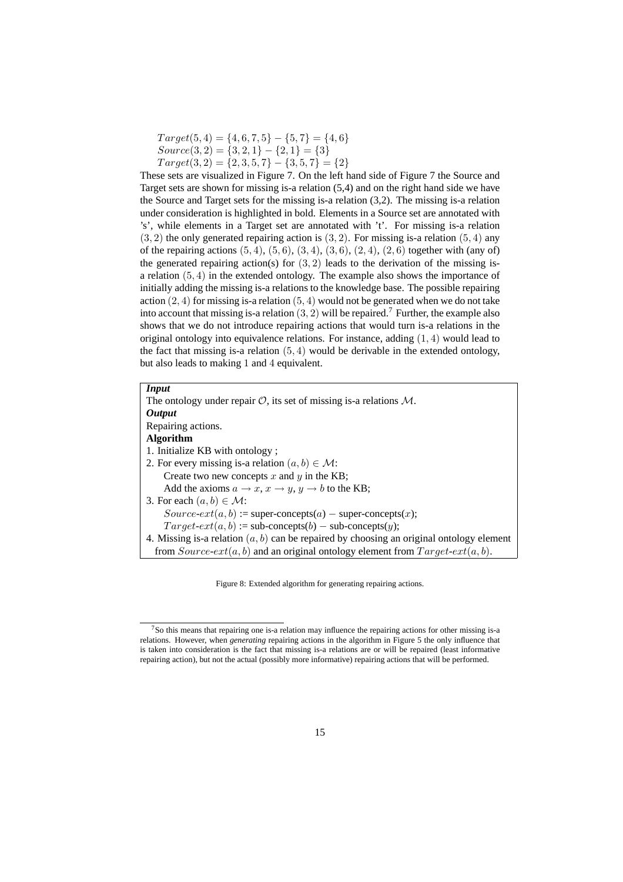$Target(5, 4) = \{4, 6, 7, 5\} - \{5, 7\} = \{4, 6\}$
$Source(3, 2) = \{3, 2, 1\} - \{2, 1\} = \{3\}$
$Target(3, 2) = \{2, 3, 5, 7\} - \{3, 5, 7\} = \{2\}$

These sets are visualized in Figure 7. On the left hand side of Figure 7 the Source and Target sets are shown for missing is-a relation (5,4) and on the right hand side we have the Source and Target sets for the missing is-a relation (3,2). The missing is-a relation under consideration is highlighted in bold. Elements in a Source set are annotated with 's', while elements in a Target set are annotated with 't'. For missing is-a relation $(3, 2)$ the only generated repairing action is $(3, 2)$. For missing is-a relation $(5, 4)$ any of the repairing actions $(5, 4)$, $(5, 6)$, $(3, 4)$, $(3, 6)$, $(2, 4)$, $(2, 6)$ together with (any of) the generated repairing action(s) for $(3, 2)$ leads to the derivation of the missing is-a relation $(5, 4)$ in the extended ontology. The example also shows the importance of initially adding the missing is-a relations to the knowledge base. The possible repairing action $(2, 4)$ for missing is-a relation $(5, 4)$ would not be generated when we do not take into account that missing is-a relation $(3, 2)$ will be repaired.[7] Further, the example also shows that we do not introduce repairing actions that would turn is-a relations in the original ontology into equivalence relations. For instance, adding $(1, 4)$ would lead to the fact that missing is-a relation $(5, 4)$ would be derivable in the extended ontology, but also leads to making 1 and 4 equivalent.

***Input***
The ontology under repair $\mathcal{O}$, its set of missing is-a relations $\mathcal{M}$.
***Output***
Repairing actions.
**Algorithm**
1. Initialize KB with ontology ;
2. For every missing is-a relation $(a, b) \in \mathcal{M}$:
   Create two new concepts $x$ and $y$ in the KB;
   Add the axioms $a \rightarrow x$, $x \rightarrow y$, $y \rightarrow b$ to the KB;
3. For each $(a, b) \in \mathcal{M}$:
   $Source\text{-}ext(a, b)$ := super-concepts($a$) − super-concepts($x$);
   $Target\text{-}ext(a, b)$ := sub-concepts($b$) − sub-concepts($y$);
4. Missing is-a relation $(a, b)$ can be repaired by choosing an original ontology element from $Source\text{-}ext(a, b)$ and an original ontology element from $Target\text{-}ext(a, b)$.

Figure 8: Extended algorithm for generating repairing actions.

[7] So this means that repairing one is-a relation may influence the repairing actions for other missing is-a relations. However, when *generating* repairing actions in the algorithm in Figure 5 the only influence that is taken into consideration is the fact that missing is-a relations are or will be repaired (least informative repairing action), but not the actual (possibly more informative) repairing actions that will be performed.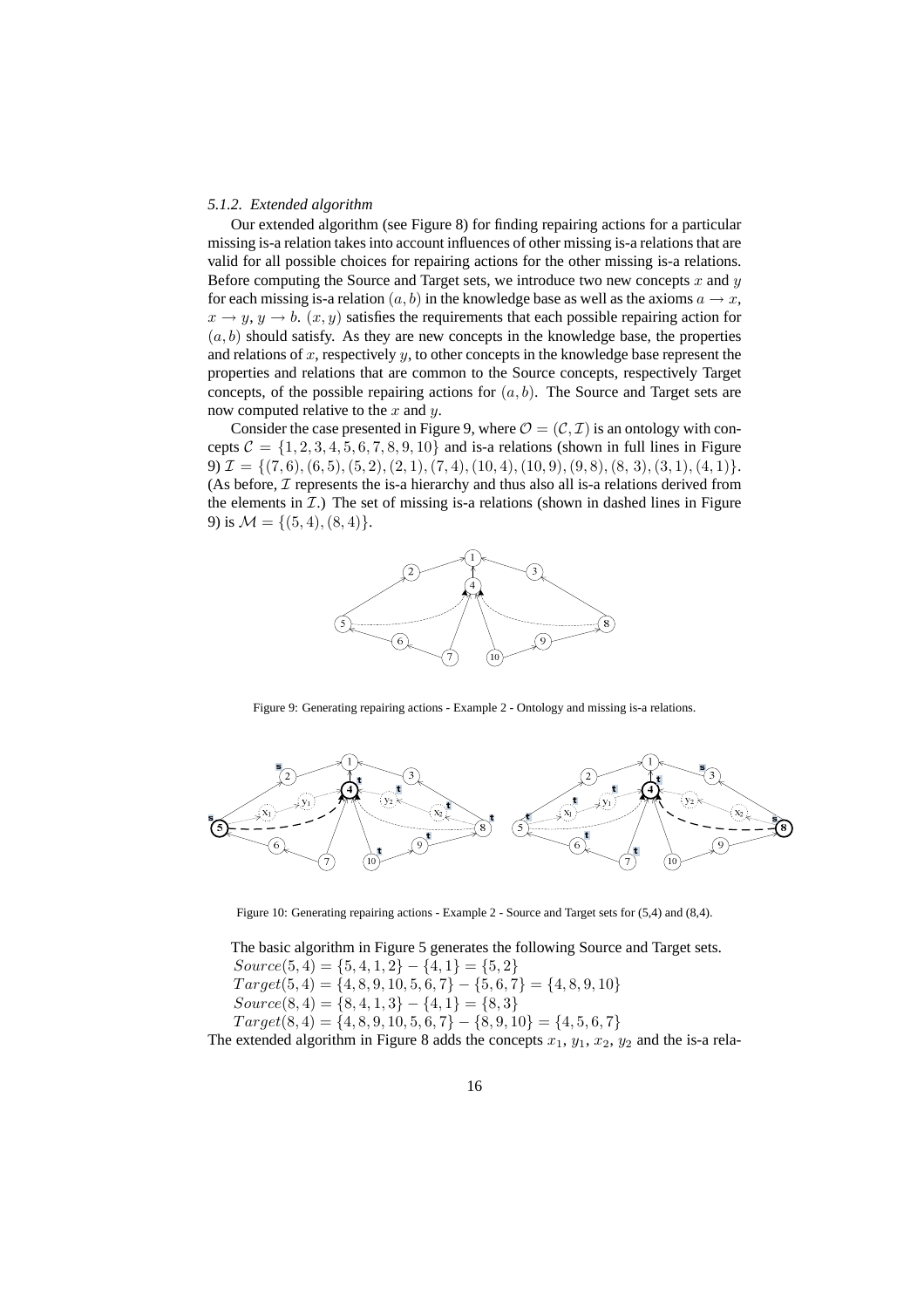#### 5.1.2. Extended algorithm

Our extended algorithm (see Figure 8) for finding repairing actions for a particular missing is-a relation takes into account influences of other missing is-a relations that are valid for all possible choices for repairing actions for the other missing is-a relations. Before computing the Source and Target sets, we introduce two new concepts $x$ and $y$ for each missing is-a relation $(a, b)$ in the knowledge base as well as the axioms $a \rightarrow x$, $x \rightarrow y$, $y \rightarrow b$. $(x, y)$ satisfies the requirements that each possible repairing action for $(a, b)$ should satisfy. As they are new concepts in the knowledge base, the properties and relations of $x$, respectively $y$, to other concepts in the knowledge base represent the properties and relations that are common to the Source concepts, respectively Target concepts, of the possible repairing actions for $(a, b)$. The Source and Target sets are now computed relative to the $x$ and $y$.

Consider the case presented in Figure 9, where $\mathcal{O} = (\mathcal{C}, \mathcal{I})$ is an ontology with concepts $\mathcal{C} = \{1, 2, 3, 4, 5, 6, 7, 8, 9, 10\}$ and is-a relations (shown in full lines in Figure 9) $\mathcal{I} = \{(7, 6), (6, 5), (5, 2), (2, 1), (7, 4), (10, 4), (10, 9), (9, 8), (8, 3), (3, 1), (4, 1)\}$. (As before, $\mathcal{I}$ represents the is-a hierarchy and thus also all is-a relations derived from the elements in $\mathcal{I}$.) The set of missing is-a relations (shown in dashed lines in Figure 9) is $\mathcal{M} = \{(5, 4), (8, 4)\}$.

Figure 9: Generating repairing actions - Example 2 - Ontology and missing is-a relations.

Figure 10: Generating repairing actions - Example 2 - Source and Target sets for (5,4) and (8,4).

The basic algorithm in Figure 5 generates the following Source and Target sets.

$Source(5, 4) = \{5, 4, 1, 2\} - \{4, 1\} = \{5, 2\}$

$Target(5, 4) = \{4, 8, 9, 10, 5, 6, 7\} - \{5, 6, 7\} = \{4, 8, 9, 10\}$

$Source(8, 4) = \{8, 4, 1, 3\} - \{4, 1\} = \{8, 3\}$

$Target(8, 4) = \{4, 8, 9, 10, 5, 6, 7\} - \{8, 9, 10\} = \{4, 5, 6, 7\}$

The extended algorithm in Figure 8 adds the concepts $x_1$, $y_1$, $x_2$, $y_2$ and the is-a rela-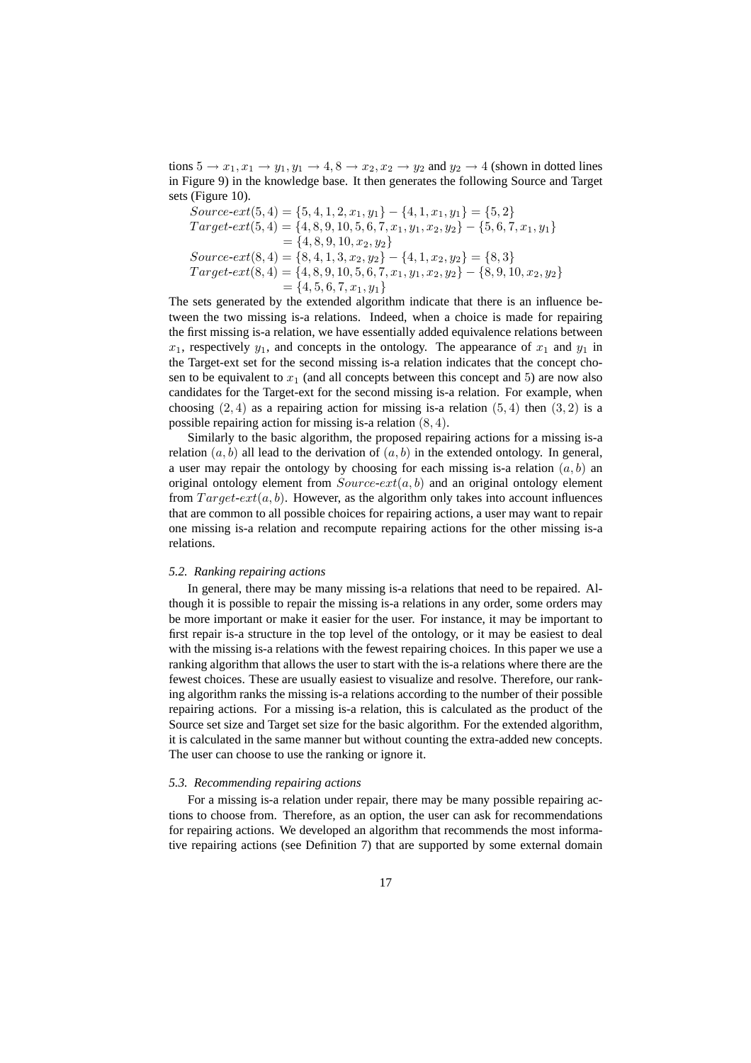tions $5 \rightarrow x_1, x_1 \rightarrow y_1, y_1 \rightarrow 4, 8 \rightarrow x_2, x_2 \rightarrow y_2$ and $y_2 \rightarrow 4$ (shown in dotted lines in Figure 9) in the knowledge base. It then generates the following Source and Target sets (Figure 10).

$$
\begin{aligned}
Source\text{-}ext(5,4) &= \{5,4,1,2,x_1,y_1\} - \{4,1,x_1,y_1\} = \{5,2\} \\
Target\text{-}ext(5,4) &= \{4,8,9,10,5,6,7,x_1,y_1,x_2,y_2\} - \{5,6,7,x_1,y_1\} \\
&= \{4,8,9,10,x_2,y_2\} \\
Source\text{-}ext(8,4) &= \{8,4,1,3,x_2,y_2\} - \{4,1,x_2,y_2\} = \{8,3\} \\
Target\text{-}ext(8,4) &= \{4,8,9,10,5,6,7,x_1,y_1,x_2,y_2\} - \{8,9,10,x_2,y_2\} \\
&= \{4,5,6,7,x_1,y_1\}
\end{aligned}
$$

The sets generated by the extended algorithm indicate that there is an influence between the two missing is-a relations. Indeed, when a choice is made for repairing the first missing is-a relation, we have essentially added equivalence relations between $x_1$, respectively $y_1$, and concepts in the ontology. The appearance of $x_1$ and $y_1$ in the Target-ext set for the second missing is-a relation indicates that the concept chosen to be equivalent to $x_1$ (and all concepts between this concept and 5) are now also candidates for the Target-ext for the second missing is-a relation. For example, when choosing $(2,4)$ as a repairing action for missing is-a relation $(5,4)$ then $(3,2)$ is a possible repairing action for missing is-a relation $(8,4)$.

Similarly to the basic algorithm, the proposed repairing actions for a missing is-a relation $(a,b)$ all lead to the derivation of $(a,b)$ in the extended ontology. In general, a user may repair the ontology by choosing for each missing is-a relation $(a,b)$ an original ontology element from $Source\text{-}ext(a,b)$ and an original ontology element from $Target\text{-}ext(a,b)$. However, as the algorithm only takes into account influences that are common to all possible choices for repairing actions, a user may want to repair one missing is-a relation and recompute repairing actions for the other missing is-a relations.

### *5.2. Ranking repairing actions*

In general, there may be many missing is-a relations that need to be repaired. Although it is possible to repair the missing is-a relations in any order, some orders may be more important or make it easier for the user. For instance, it may be important to first repair is-a structure in the top level of the ontology, or it may be easiest to deal with the missing is-a relations with the fewest repairing choices. In this paper we use a ranking algorithm that allows the user to start with the is-a relations where there are the fewest choices. These are usually easiest to visualize and resolve. Therefore, our ranking algorithm ranks the missing is-a relations according to the number of their possible repairing actions. For a missing is-a relation, this is calculated as the product of the Source set size and Target set size for the basic algorithm. For the extended algorithm, it is calculated in the same manner but without counting the extra-added new concepts. The user can choose to use the ranking or ignore it.

### *5.3. Recommending repairing actions*

For a missing is-a relation under repair, there may be many possible repairing actions to choose from. Therefore, as an option, the user can ask for recommendations for repairing actions. We developed an algorithm that recommends the most informative repairing actions (see Definition 7) that are supported by some external domain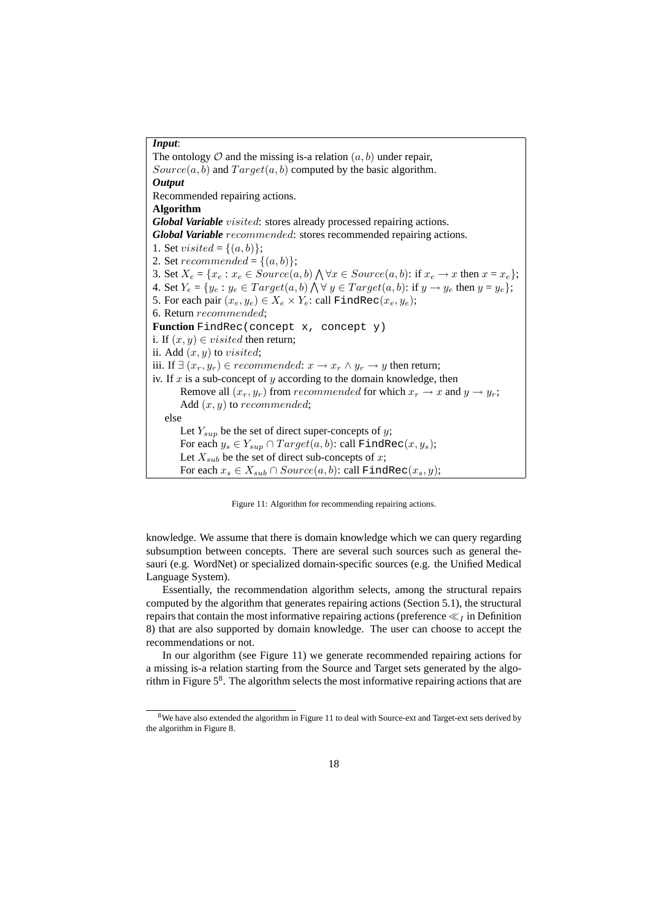***Input***:
The ontology $\mathcal{O}$ and the missing is-a relation $(a, b)$ under repair,
$Source(a, b)$ and $Target(a, b)$ computed by the basic algorithm.
***Output***
Recommended repairing actions.
**Algorithm**
***Global Variable*** $visited$: stores already processed repairing actions.
***Global Variable*** $recommended$: stores recommended repairing actions.
1. Set $visited = \{(a, b)\}$;
2. Set $recommended = \{(a, b)\}$;
3. Set $X_e = \{x_e : x_e \in Source(a, b) \bigwedge \forall x \in Source(a, b)$: if $x_e \rightarrow x$ then $x = x_e\}$;
4. Set $Y_e = \{y_e : y_e \in Target(a, b) \bigwedge \forall\, y \in Target(a, b)$: if $y \rightarrow y_e$ then $y = y_e\}$;
5. For each pair $(x_e, y_e) \in X_e \times Y_e$: call `FindRec`$(x_e, y_e)$;
6. Return $recommended$;
**Function** `FindRec(concept x, concept y)`
i. If $(x, y) \in visited$ then return;
ii. Add $(x, y)$ to $visited$;
iii. If $\exists\, (x_r, y_r) \in recommended$: $x \rightarrow x_r \wedge y_r \rightarrow y$ then return;
iv. If $x$ is a sub-concept of $y$ according to the domain knowledge, then
    Remove all $(x_r, y_r)$ from $recommended$ for which $x_r \rightarrow x$ and $y \rightarrow y_r$;
    Add $(x, y)$ to $recommended$;
  else
    Let $Y_{sup}$ be the set of direct super-concepts of $y$;
    For each $y_s \in Y_{sup} \cap Target(a, b)$: call `FindRec`$(x, y_s)$;
    Let $X_{sub}$ be the set of direct sub-concepts of $x$;
    For each $x_s \in X_{sub} \cap Source(a, b)$: call `FindRec`$(x_s, y)$;

Figure 11: Algorithm for recommending repairing actions.

knowledge. We assume that there is domain knowledge which we can query regarding subsumption between concepts. There are several such sources such as general thesauri (e.g. WordNet) or specialized domain-specific sources (e.g. the Unified Medical Language System).

Essentially, the recommendation algorithm selects, among the structural repairs computed by the algorithm that generates repairing actions (Section 5.1), the structural repairs that contain the most informative repairing actions (preference $\ll_I$ in Definition 8) that are also supported by domain knowledge. The user can choose to accept the recommendations or not.

In our algorithm (see Figure 11) we generate recommended repairing actions for a missing is-a relation starting from the Source and Target sets generated by the algorithm in Figure 5[8]. The algorithm selects the most informative repairing actions that are

[8] We have also extended the algorithm in Figure 11 to deal with Source-ext and Target-ext sets derived by the algorithm in Figure 8.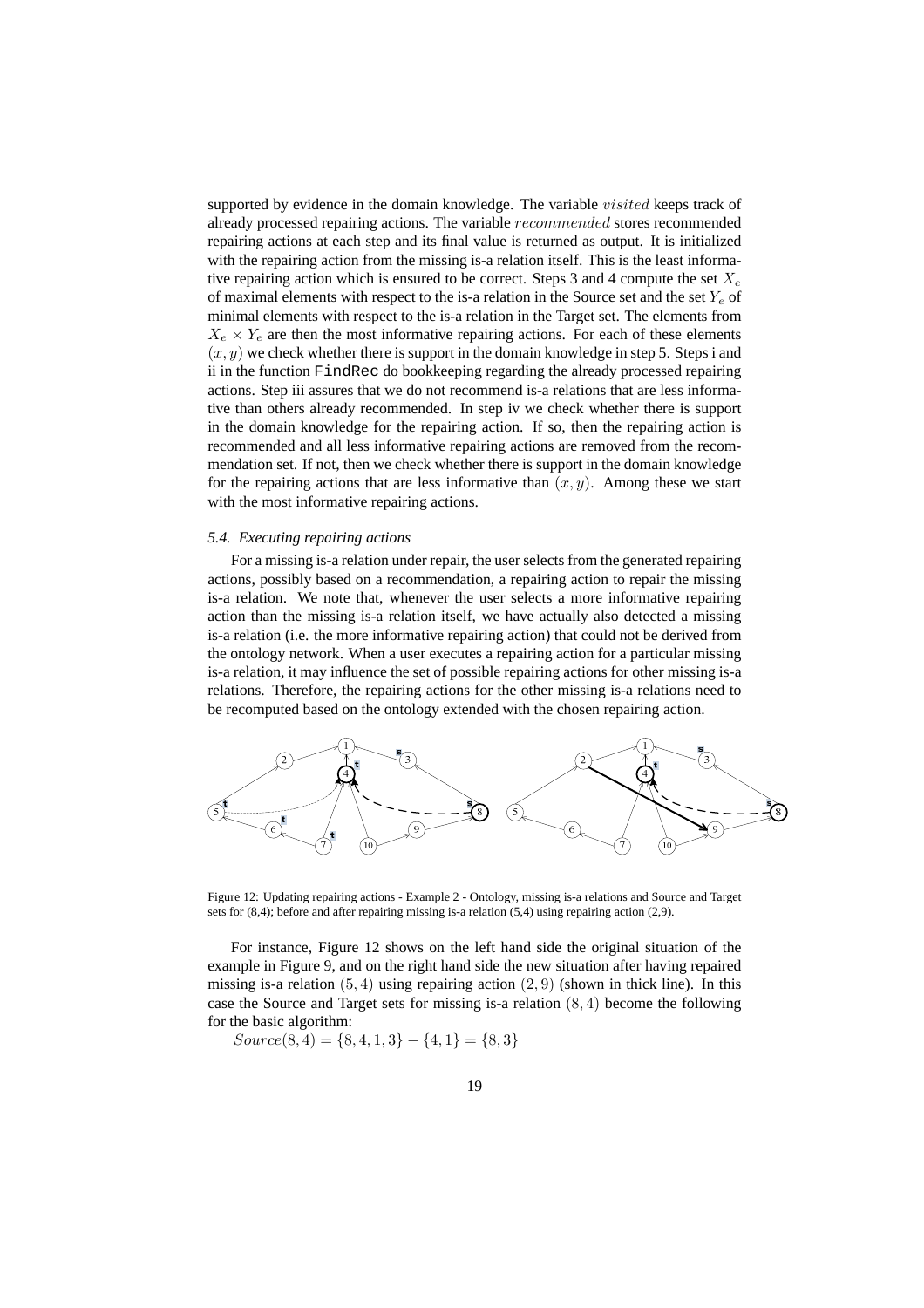supported by evidence in the domain knowledge. The variable $visited$ keeps track of already processed repairing actions. The variable $recommended$ stores recommended repairing actions at each step and its final value is returned as output. It is initialized with the repairing action from the missing is-a relation itself. This is the least informative repairing action which is ensured to be correct. Steps 3 and 4 compute the set $X_e$ of maximal elements with respect to the is-a relation in the Source set and the set $Y_e$ of minimal elements with respect to the is-a relation in the Target set. The elements from $X_e \times Y_e$ are then the most informative repairing actions. For each of these elements $(x, y)$ we check whether there is support in the domain knowledge in step 5. Steps i and ii in the function `FindRec` do bookkeeping regarding the already processed repairing actions. Step iii assures that we do not recommend is-a relations that are less informative than others already recommended. In step iv we check whether there is support in the domain knowledge for the repairing action. If so, then the repairing action is recommended and all less informative repairing actions are removed from the recommendation set. If not, then we check whether there is support in the domain knowledge for the repairing actions that are less informative than $(x, y)$. Among these we start with the most informative repairing actions.

### *5.4. Executing repairing actions*

For a missing is-a relation under repair, the user selects from the generated repairing actions, possibly based on a recommendation, a repairing action to repair the missing is-a relation. We note that, whenever the user selects a more informative repairing action than the missing is-a relation itself, we have actually also detected a missing is-a relation (i.e. the more informative repairing action) that could not be derived from the ontology network. When a user executes a repairing action for a particular missing is-a relation, it may influence the set of possible repairing actions for other missing is-a relations. Therefore, the repairing actions for the other missing is-a relations need to be recomputed based on the ontology extended with the chosen repairing action.

Figure 12: Updating repairing actions - Example 2 - Ontology, missing is-a relations and Source and Target sets for (8,4); before and after repairing missing is-a relation (5,4) using repairing action (2,9).

For instance, Figure 12 shows on the left hand side the original situation of the example in Figure 9, and on the right hand side the new situation after having repaired missing is-a relation $(5, 4)$ using repairing action $(2, 9)$ (shown in thick line). In this case the Source and Target sets for missing is-a relation $(8, 4)$ become the following for the basic algorithm:

$Source(8, 4) = \{8, 4, 1, 3\} - \{4, 1\} = \{8, 3\}$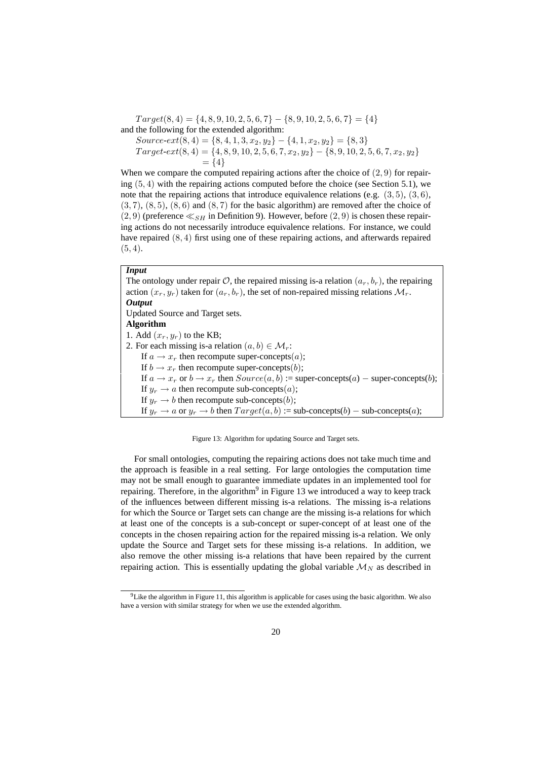$$Target(8,4) = \{4,8,9,10,2,5,6,7\} - \{8,9,10,2,5,6,7\} = \{4\}$$

and the following for the extended algorithm:

$$Source\text{-}ext(8,4) = \{8,4,1,3,x_2,y_2\} - \{4,1,x_2,y_2\} = \{8,3\}$$

$$Target\text{-}ext(8,4) = \{4,8,9,10,2,5,6,7,x_2,y_2\} - \{8,9,10,2,5,6,7,x_2,y_2\} = \{4\}$$

When we compare the computed repairing actions after the choice of $(2,9)$ for repairing $(5,4)$ with the repairing actions computed before the choice (see Section 5.1), we note that the repairing actions that introduce equivalence relations (e.g. $(3,5)$, $(3,6)$, $(3,7)$, $(8,5)$, $(8,6)$ and $(8,7)$ for the basic algorithm) are removed after the choice of $(2,9)$ (preference $\ll_{SH}$ in Definition 9). However, before $(2,9)$ is chosen these repairing actions do not necessarily introduce equivalence relations. For instance, we could have repaired $(8,4)$ first using one of these repairing actions, and afterwards repaired $(5,4)$.

***Input***

The ontology under repair $\mathcal{O}$, the repaired missing is-a relation $(a_r, b_r)$, the repairing action $(x_r, y_r)$ taken for $(a_r, b_r)$, the set of non-repaired missing relations $\mathcal{M}_r$.

***Output***

Updated Source and Target sets.

**Algorithm**

1. Add $(x_r, y_r)$ to the KB;
2. For each missing is-a relation $(a, b) \in \mathcal{M}_r$:
   - If $a \rightarrow x_r$ then recompute super-concepts($a$);
   - If $b \rightarrow x_r$ then recompute super-concepts($b$);
   - If $a \rightarrow x_r$ or $b \rightarrow x_r$ then $Source(a,b)$ := super-concepts($a$) $-$ super-concepts($b$);
   - If $y_r \rightarrow a$ then recompute sub-concepts($a$);
   - If $y_r \rightarrow b$ then recompute sub-concepts($b$);
   - If $y_r \rightarrow a$ or $y_r \rightarrow b$ then $Target(a,b)$ := sub-concepts($b$) $-$ sub-concepts($a$);

Figure 13: Algorithm for updating Source and Target sets.

For small ontologies, computing the repairing actions does not take much time and the approach is feasible in a real setting. For large ontologies the computation time may not be small enough to guarantee immediate updates in an implemented tool for repairing. Therefore, in the algorithm[9] in Figure 13 we introduced a way to keep track of the influences between different missing is-a relations. The missing is-a relations for which the Source or Target sets can change are the missing is-a relations for which at least one of the concepts is a sub-concept or super-concept of at least one of the concepts in the chosen repairing action for the repaired missing is-a relation. We only update the Source and Target sets for these missing is-a relations. In addition, we also remove the other missing is-a relations that have been repaired by the current repairing action. This is essentially updating the global variable $\mathcal{M}_N$ as described in

[9] Like the algorithm in Figure 11, this algorithm is applicable for cases using the basic algorithm. We also have a version with similar strategy for when we use the extended algorithm.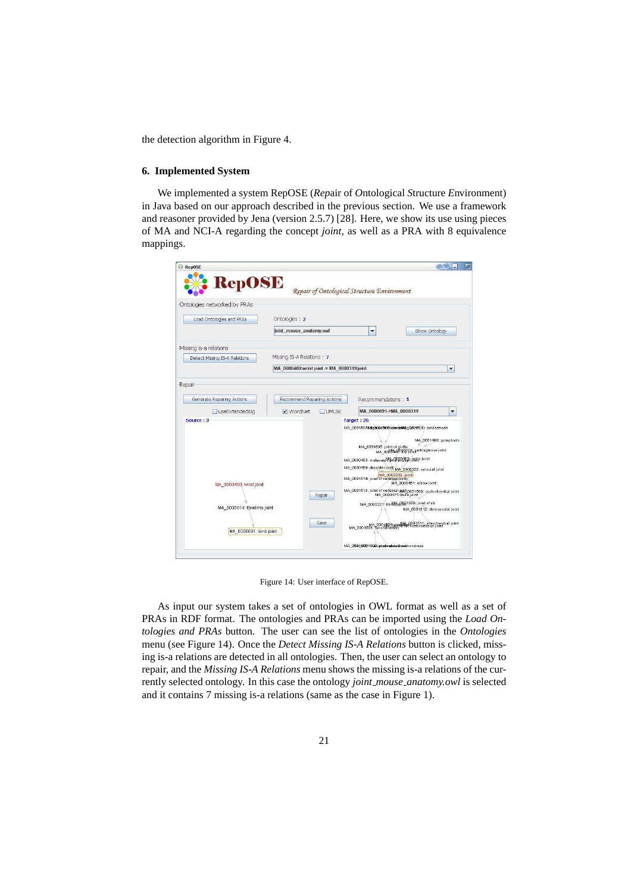the detection algorithm in Figure 4.

### 6. Implemented System

We implemented a system RepOSE (*Rep*air of *O*ntological *S*tructure *E*nvironment) in Java based on our approach described in the previous section. We use a framework and reasoner provided by Jena (version 2.5.7) [28]. Here, we show its use using pieces of MA and NCI-A regarding the concept *joint*, as well as a PRA with 8 equivalence mappings.

Figure 14: User interface of RepOSE.

As input our system takes a set of ontologies in OWL format as well as a set of PRAs in RDF format. The ontologies and PRAs can be imported using the *Load Ontologies and PRAs* button. The user can see the list of ontologies in the *Ontologies* menu (see Figure 14). Once the *Detect Missing IS-A Relations* button is clicked, missing is-a relations are detected in all ontologies. Then, the user can select an ontology to repair, and the *Missing IS-A Relations* menu shows the missing is-a relations of the currently selected ontology. In this case the ontology *joint_mouse_anatomy.owl* is selected and it contains 7 missing is-a relations (same as the case in Figure 1).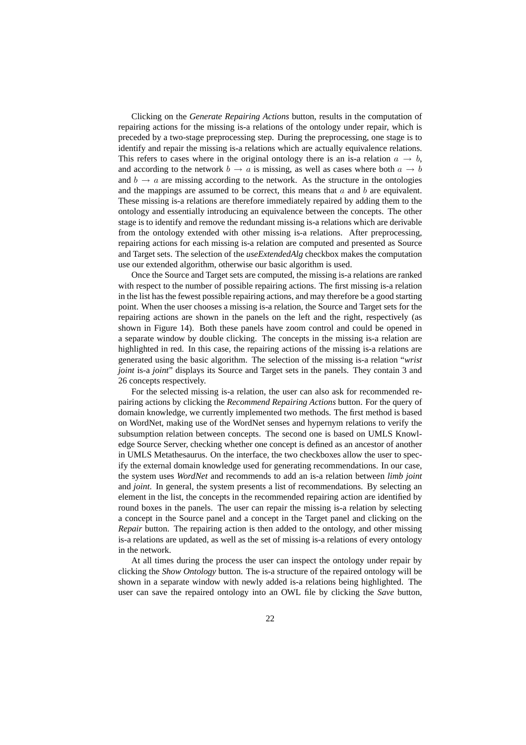Clicking on the *Generate Repairing Actions* button, results in the computation of repairing actions for the missing is-a relations of the ontology under repair, which is preceded by a two-stage preprocessing step. During the preprocessing, one stage is to identify and repair the missing is-a relations which are actually equivalence relations. This refers to cases where in the original ontology there is an is-a relation $a \rightarrow b$, and according to the network $b \rightarrow a$ is missing, as well as cases where both $a \rightarrow b$ and $b \rightarrow a$ are missing according to the network. As the structure in the ontologies and the mappings are assumed to be correct, this means that $a$ and $b$ are equivalent. These missing is-a relations are therefore immediately repaired by adding them to the ontology and essentially introducing an equivalence between the concepts. The other stage is to identify and remove the redundant missing is-a relations which are derivable from the ontology extended with other missing is-a relations. After preprocessing, repairing actions for each missing is-a relation are computed and presented as Source and Target sets. The selection of the *useExtendedAlg* checkbox makes the computation use our extended algorithm, otherwise our basic algorithm is used.

Once the Source and Target sets are computed, the missing is-a relations are ranked with respect to the number of possible repairing actions. The first missing is-a relation in the list has the fewest possible repairing actions, and may therefore be a good starting point. When the user chooses a missing is-a relation, the Source and Target sets for the repairing actions are shown in the panels on the left and the right, respectively (as shown in Figure 14). Both these panels have zoom control and could be opened in a separate window by double clicking. The concepts in the missing is-a relation are highlighted in red. In this case, the repairing actions of the missing is-a relations are generated using the basic algorithm. The selection of the missing is-a relation "*wrist joint* is-a *joint*" displays its Source and Target sets in the panels. They contain 3 and 26 concepts respectively.

For the selected missing is-a relation, the user can also ask for recommended repairing actions by clicking the *Recommend Repairing Actions* button. For the query of domain knowledge, we currently implemented two methods. The first method is based on WordNet, making use of the WordNet senses and hypernym relations to verify the subsumption relation between concepts. The second one is based on UMLS Knowledge Source Server, checking whether one concept is defined as an ancestor of another in UMLS Metathesaurus. On the interface, the two checkboxes allow the user to specify the external domain knowledge used for generating recommendations. In our case, the system uses *WordNet* and recommends to add an is-a relation between *limb joint* and *joint*. In general, the system presents a list of recommendations. By selecting an element in the list, the concepts in the recommended repairing action are identified by round boxes in the panels. The user can repair the missing is-a relation by selecting a concept in the Source panel and a concept in the Target panel and clicking on the *Repair* button. The repairing action is then added to the ontology, and other missing is-a relations are updated, as well as the set of missing is-a relations of every ontology in the network.

At all times during the process the user can inspect the ontology under repair by clicking the *Show Ontology* button. The is-a structure of the repaired ontology will be shown in a separate window with newly added is-a relations being highlighted. The user can save the repaired ontology into an OWL file by clicking the *Save* button,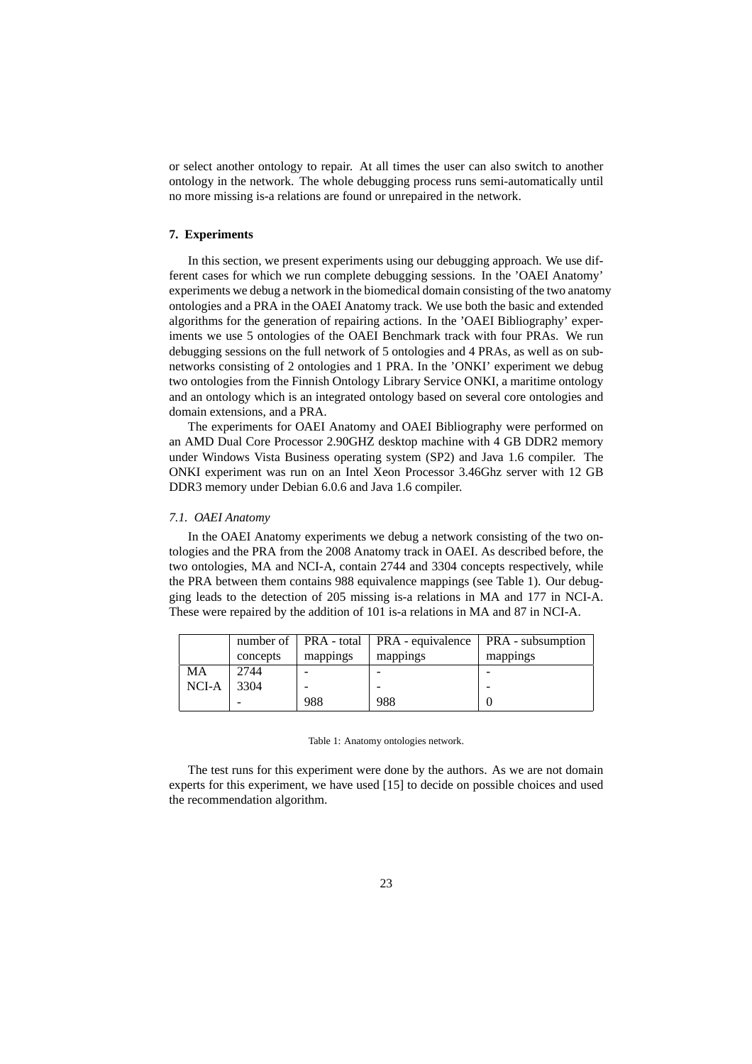or select another ontology to repair. At all times the user can also switch to another ontology in the network. The whole debugging process runs semi-automatically until no more missing is-a relations are found or unrepaired in the network.

## 7. Experiments

In this section, we present experiments using our debugging approach. We use different cases for which we run complete debugging sessions. In the 'OAEI Anatomy' experiments we debug a network in the biomedical domain consisting of the two anatomy ontologies and a PRA in the OAEI Anatomy track. We use both the basic and extended algorithms for the generation of repairing actions. In the 'OAEI Bibliography' experiments we use 5 ontologies of the OAEI Benchmark track with four PRAs. We run debugging sessions on the full network of 5 ontologies and 4 PRAs, as well as on subnetworks consisting of 2 ontologies and 1 PRA. In the 'ONKI' experiment we debug two ontologies from the Finnish Ontology Library Service ONKI, a maritime ontology and an ontology which is an integrated ontology based on several core ontologies and domain extensions, and a PRA.

The experiments for OAEI Anatomy and OAEI Bibliography were performed on an AMD Dual Core Processor 2.90GHZ desktop machine with 4 GB DDR2 memory under Windows Vista Business operating system (SP2) and Java 1.6 compiler. The ONKI experiment was run on an Intel Xeon Processor 3.46Ghz server with 12 GB DDR3 memory under Debian 6.0.6 and Java 1.6 compiler.

### *7.1. OAEI Anatomy*

In the OAEI Anatomy experiments we debug a network consisting of the two ontologies and the PRA from the 2008 Anatomy track in OAEI. As described before, the two ontologies, MA and NCI-A, contain 2744 and 3304 concepts respectively, while the PRA between them contains 988 equivalence mappings (see Table 1). Our debugging leads to the detection of 205 missing is-a relations in MA and 177 in NCI-A. These were repaired by the addition of 101 is-a relations in MA and 87 in NCI-A.

| | number of concepts | PRA - total mappings | PRA - equivalence mappings | PRA - subsumption mappings |
|---|---|---|---|---|
| MA | 2744 | - | - | - |
| NCI-A | 3304 | - | - | - |
| | - | 988 | 988 | 0 |

Table 1: Anatomy ontologies network.

The test runs for this experiment were done by the authors. As we are not domain experts for this experiment, we have used [15] to decide on possible choices and used the recommendation algorithm.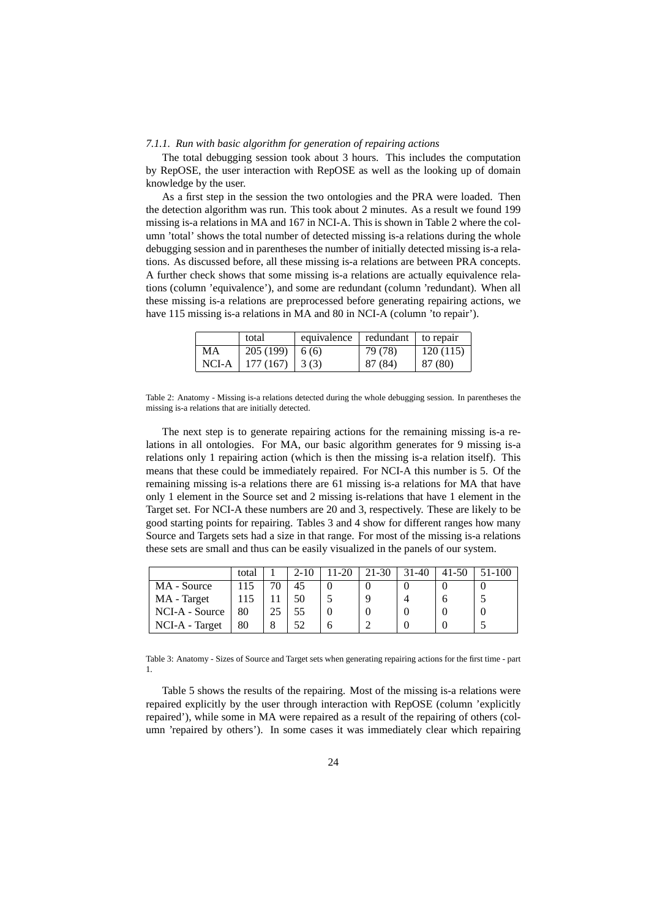#### *7.1.1. Run with basic algorithm for generation of repairing actions*

The total debugging session took about 3 hours. This includes the computation by RepOSE, the user interaction with RepOSE as well as the looking up of domain knowledge by the user.

As a first step in the session the two ontologies and the PRA were loaded. Then the detection algorithm was run. This took about 2 minutes. As a result we found 199 missing is-a relations in MA and 167 in NCI-A. This is shown in Table 2 where the column 'total' shows the total number of detected missing is-a relations during the whole debugging session and in parentheses the number of initially detected missing is-a relations. As discussed before, all these missing is-a relations are between PRA concepts. A further check shows that some missing is-a relations are actually equivalence relations (column 'equivalence'), and some are redundant (column 'redundant). When all these missing is-a relations are preprocessed before generating repairing actions, we have 115 missing is-a relations in MA and 80 in NCI-A (column 'to repair').

| | total | equivalence | redundant | to repair |
|---|---|---|---|---|
| MA | 205 (199) | 6 (6) | 79 (78) | 120 (115) |
| NCI-A | 177 (167) | 3 (3) | 87 (84) | 87 (80) |

Table 2: Anatomy - Missing is-a relations detected during the whole debugging session. In parentheses the missing is-a relations that are initially detected.

The next step is to generate repairing actions for the remaining missing is-a relations in all ontologies. For MA, our basic algorithm generates for 9 missing is-a relations only 1 repairing action (which is then the missing is-a relation itself). This means that these could be immediately repaired. For NCI-A this number is 5. Of the remaining missing is-a relations there are 61 missing is-a relations for MA that have only 1 element in the Source set and 2 missing is-relations that have 1 element in the Target set. For NCI-A these numbers are 20 and 3, respectively. These are likely to be good starting points for repairing. Tables 3 and 4 show for different ranges how many Source and Targets sets had a size in that range. For most of the missing is-a relations these sets are small and thus can be easily visualized in the panels of our system.

| | total | 1 | 2-10 | 11-20 | 21-30 | 31-40 | 41-50 | 51-100 |
|---|---|---|---|---|---|---|---|---|
| MA - Source | 115 | 70 | 45 | 0 | 0 | 0 | 0 | 0 |
| MA - Target | 115 | 11 | 50 | 5 | 9 | 4 | 6 | 5 |
| NCI-A - Source | 80 | 25 | 55 | 0 | 0 | 0 | 0 | 0 |
| NCI-A - Target | 80 | 8 | 52 | 6 | 2 | 0 | 0 | 5 |

Table 3: Anatomy - Sizes of Source and Target sets when generating repairing actions for the first time - part 1.

Table 5 shows the results of the repairing. Most of the missing is-a relations were repaired explicitly by the user through interaction with RepOSE (column 'explicitly repaired'), while some in MA were repaired as a result of the repairing of others (column 'repaired by others'). In some cases it was immediately clear which repairing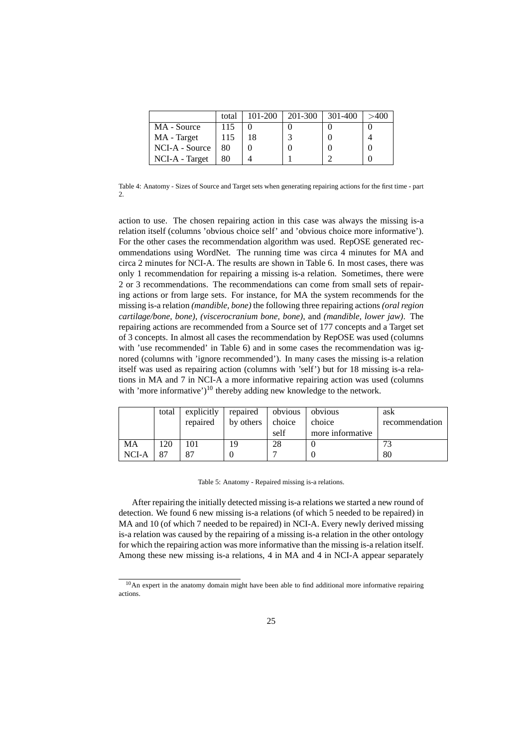|  | total | 101-200 | 201-300 | 301-400 | >400 |
|---|---|---|---|---|---|
| MA - Source | 115 | 0 | 0 | 0 | 0 |
| MA - Target | 115 | 18 | 3 | 0 | 4 |
| NCI-A - Source | 80 | 0 | 0 | 0 | 0 |
| NCI-A - Target | 80 | 4 | 1 | 2 | 0 |

Table 4: Anatomy - Sizes of Source and Target sets when generating repairing actions for the first time - part 2.

action to use. The chosen repairing action in this case was always the missing is-a relation itself (columns 'obvious choice self' and 'obvious choice more informative'). For the other cases the recommendation algorithm was used. RepOSE generated recommendations using WordNet. The running time was circa 4 minutes for MA and circa 2 minutes for NCI-A. The results are shown in Table 6. In most cases, there was only 1 recommendation for repairing a missing is-a relation. Sometimes, there were 2 or 3 recommendations. The recommendations can come from small sets of repairing actions or from large sets. For instance, for MA the system recommends for the missing is-a relation *(mandible, bone)* the following three repairing actions *(oral region cartilage/bone, bone)*, *(viscerocranium bone, bone)*, and *(mandible, lower jaw)*. The repairing actions are recommended from a Source set of 177 concepts and a Target set of 3 concepts. In almost all cases the recommendation by RepOSE was used (columns with 'use recommended' in Table 6) and in some cases the recommendation was ignored (columns with 'ignore recommended'). In many cases the missing is-a relation itself was used as repairing action (columns with 'self') but for 18 missing is-a relations in MA and 7 in NCI-A a more informative repairing action was used (columns with 'more informative')[10] thereby adding new knowledge to the network.

|  | total | explicitly repaired | repaired by others | obvious choice self | obvious choice more informative | ask recommendation |
|---|---|---|---|---|---|---|
| MA | 120 | 101 | 19 | 28 | 0 | 73 |
| NCI-A | 87 | 87 | 0 | 7 | 0 | 80 |

Table 5: Anatomy - Repaired missing is-a relations.

After repairing the initially detected missing is-a relations we started a new round of detection. We found 6 new missing is-a relations (of which 5 needed to be repaired) in MA and 10 (of which 7 needed to be repaired) in NCI-A. Every newly derived missing is-a relation was caused by the repairing of a missing is-a relation in the other ontology for which the repairing action was more informative than the missing is-a relation itself. Among these new missing is-a relations, 4 in MA and 4 in NCI-A appear separately

[10] An expert in the anatomy domain might have been able to find additional more informative repairing actions.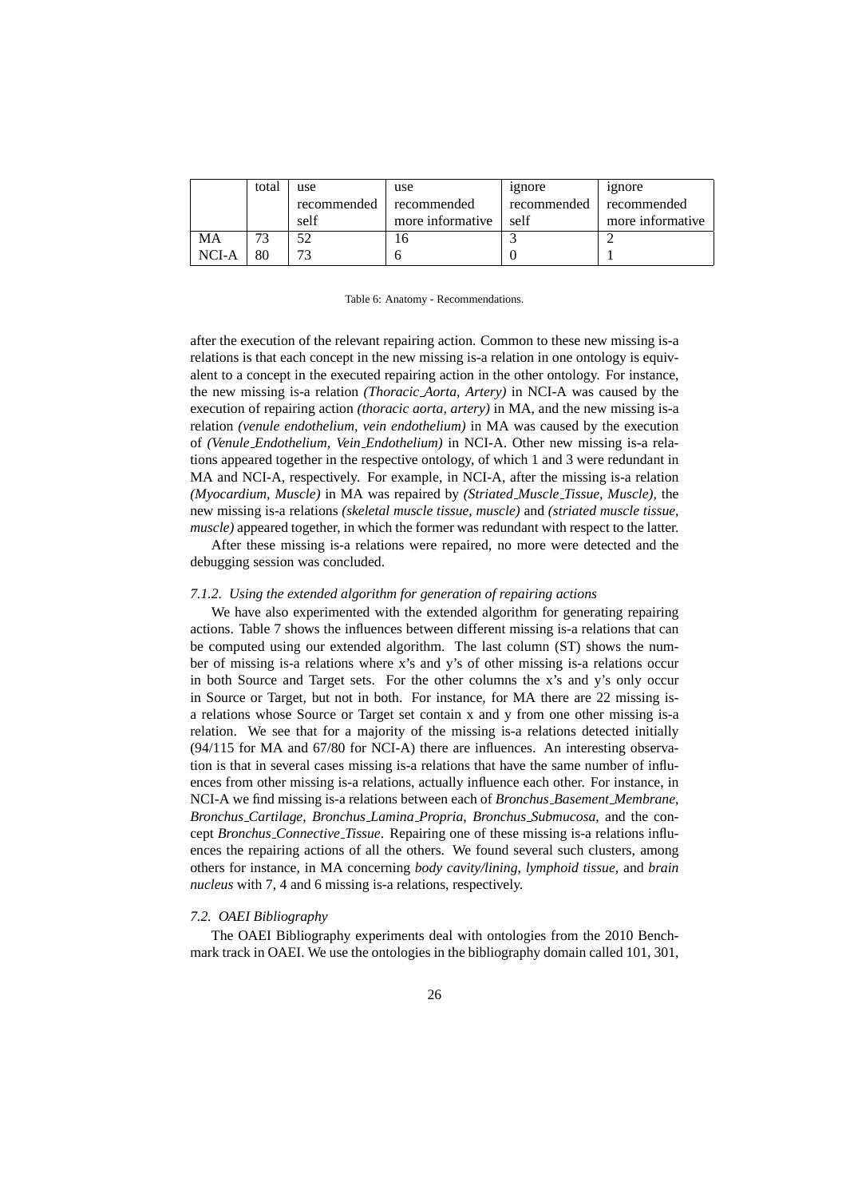|  | total | use recommended self | use recommended more informative | ignore recommended self | ignore recommended more informative |
|---|---|---|---|---|---|
| MA | 73 | 52 | 16 | 3 | 2 |
| NCI-A | 80 | 73 | 6 | 0 | 1 |

Table 6: Anatomy - Recommendations.

after the execution of the relevant repairing action. Common to these new missing is-a relations is that each concept in the new missing is-a relation in one ontology is equivalent to a concept in the executed repairing action in the other ontology. For instance, the new missing is-a relation *(Thoracic_Aorta, Artery)* in NCI-A was caused by the execution of repairing action *(thoracic aorta, artery)* in MA, and the new missing is-a relation *(venule endothelium, vein endothelium)* in MA was caused by the execution of *(Venule_Endothelium, Vein_Endothelium)* in NCI-A. Other new missing is-a relations appeared together in the respective ontology, of which 1 and 3 were redundant in MA and NCI-A, respectively. For example, in NCI-A, after the missing is-a relation *(Myocardium, Muscle)* in MA was repaired by *(Striated_Muscle_Tissue, Muscle)*, the new missing is-a relations *(skeletal muscle tissue, muscle)* and *(striated muscle tissue, muscle)* appeared together, in which the former was redundant with respect to the latter.

After these missing is-a relations were repaired, no more were detected and the debugging session was concluded.

#### *7.1.2. Using the extended algorithm for generation of repairing actions*

We have also experimented with the extended algorithm for generating repairing actions. Table 7 shows the influences between different missing is-a relations that can be computed using our extended algorithm. The last column (ST) shows the number of missing is-a relations where x's and y's of other missing is-a relations occur in both Source and Target sets. For the other columns the x's and y's only occur in Source or Target, but not in both. For instance, for MA there are 22 missing is-a relations whose Source or Target set contain x and y from one other missing is-a relation. We see that for a majority of the missing is-a relations detected initially (94/115 for MA and 67/80 for NCI-A) there are influences. An interesting observation is that in several cases missing is-a relations that have the same number of influences from other missing is-a relations, actually influence each other. For instance, in NCI-A we find missing is-a relations between each of *Bronchus_Basement_Membrane*, *Bronchus_Cartilage*, *Bronchus_Lamina_Propria*, *Bronchus_Submucosa*, and the concept *Bronchus_Connective_Tissue*. Repairing one of these missing is-a relations influences the repairing actions of all the others. We found several such clusters, among others for instance, in MA concerning *body cavity/lining*, *lymphoid tissue*, and *brain nucleus* with 7, 4 and 6 missing is-a relations, respectively.

### *7.2. OAEI Bibliography*

The OAEI Bibliography experiments deal with ontologies from the 2010 Benchmark track in OAEI. We use the ontologies in the bibliography domain called 101, 301,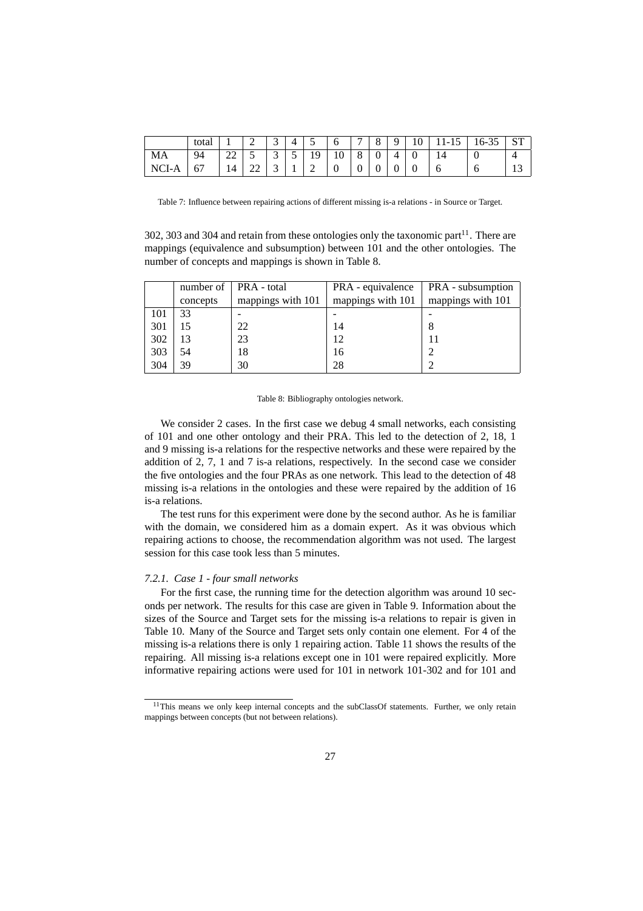|  | total | 1 | 2 | 3 | 4 | 5 | 6 | 7 | 8 | 9 | 10 | 11-15 | 16-35 | ST |
|---|---|---|---|---|---|---|---|---|---|---|---|---|---|---|
| MA | 94 | 22 | 5 | 3 | 5 | 19 | 10 | 8 | 0 | 4 | 0 | 14 | 0 | 4 |
| NCI-A | 67 | 14 | 22 | 3 | 1 | 2 | 0 | 0 | 0 | 0 | 0 | 6 | 6 | 13 |

Table 7: Influence between repairing actions of different missing is-a relations - in Source or Target.

302, 303 and 304 and retain from these ontologies only the taxonomic part[11]. There are mappings (equivalence and subsumption) between 101 and the other ontologies. The number of concepts and mappings is shown in Table 8.

|  | number of concepts | PRA - total mappings with 101 | PRA - equivalence mappings with 101 | PRA - subsumption mappings with 101 |
|---|---|---|---|---|
| 101 | 33 | - | - | - |
| 301 | 15 | 22 | 14 | 8 |
| 302 | 13 | 23 | 12 | 11 |
| 303 | 54 | 18 | 16 | 2 |
| 304 | 39 | 30 | 28 | 2 |

Table 8: Bibliography ontologies network.

We consider 2 cases. In the first case we debug 4 small networks, each consisting of 101 and one other ontology and their PRA. This led to the detection of 2, 18, 1 and 9 missing is-a relations for the respective networks and these were repaired by the addition of 2, 7, 1 and 7 is-a relations, respectively. In the second case we consider the five ontologies and the four PRAs as one network. This lead to the detection of 48 missing is-a relations in the ontologies and these were repaired by the addition of 16 is-a relations.

The test runs for this experiment were done by the second author. As he is familiar with the domain, we considered him as a domain expert. As it was obvious which repairing actions to choose, the recommendation algorithm was not used. The largest session for this case took less than 5 minutes.

#### *7.2.1. Case 1 - four small networks*

For the first case, the running time for the detection algorithm was around 10 seconds per network. The results for this case are given in Table 9. Information about the sizes of the Source and Target sets for the missing is-a relations to repair is given in Table 10. Many of the Source and Target sets only contain one element. For 4 of the missing is-a relations there is only 1 repairing action. Table 11 shows the results of the repairing. All missing is-a relations except one in 101 were repaired explicitly. More informative repairing actions were used for 101 in network 101-302 and for 101 and

[11] This means we only keep internal concepts and the subClassOf statements. Further, we only retain mappings between concepts (but not between relations).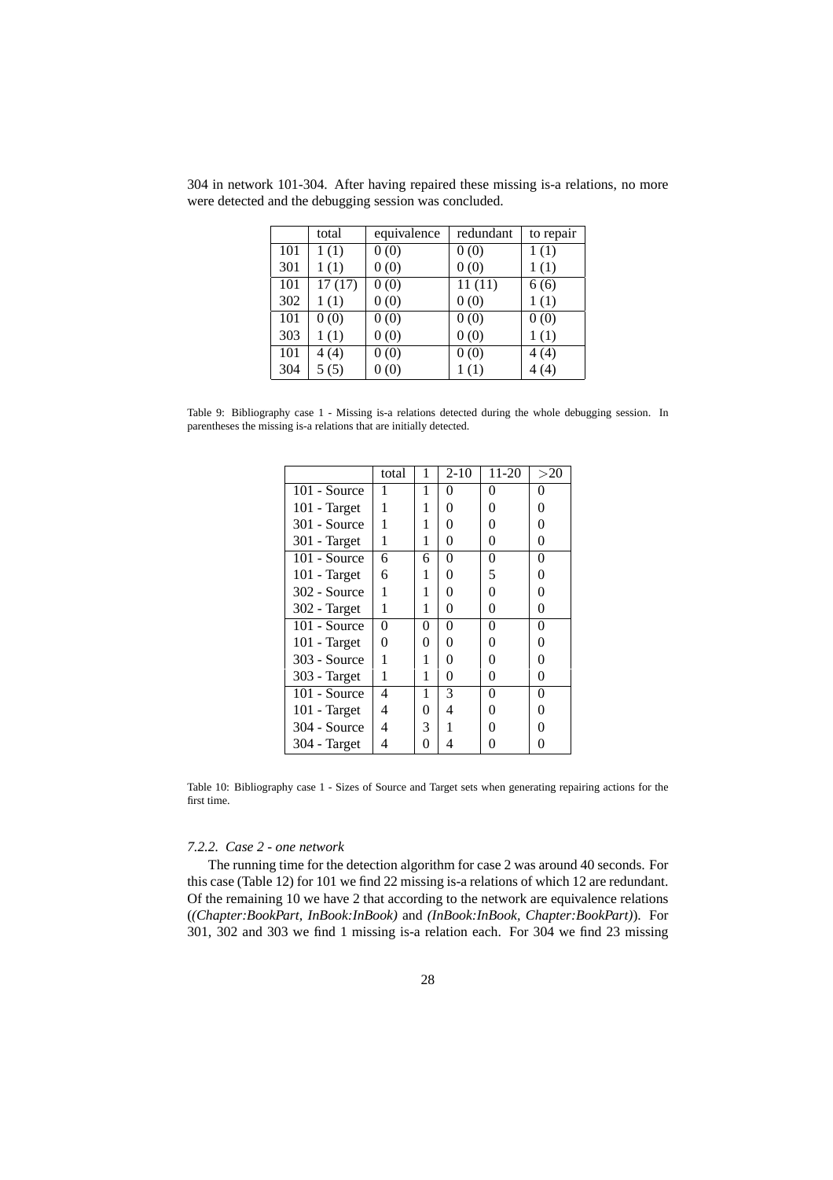304 in network 101-304. After having repaired these missing is-a relations, no more were detected and the debugging session was concluded.

| | total | equivalence | redundant | to repair |
|---|---|---|---|---|
| 101 | 1 (1) | 0 (0) | 0 (0) | 1 (1) |
| 301 | 1 (1) | 0 (0) | 0 (0) | 1 (1) |
| 101 | 17 (17) | 0 (0) | 11 (11) | 6 (6) |
| 302 | 1 (1) | 0 (0) | 0 (0) | 1 (1) |
| 101 | 0 (0) | 0 (0) | 0 (0) | 0 (0) |
| 303 | 1 (1) | 0 (0) | 0 (0) | 1 (1) |
| 101 | 4 (4) | 0 (0) | 0 (0) | 4 (4) |
| 304 | 5 (5) | 0 (0) | 1 (1) | 4 (4) |

Table 9: Bibliography case 1 - Missing is-a relations detected during the whole debugging session. In parentheses the missing is-a relations that are initially detected.

| | total | 1 | 2-10 | 11-20 | >20 |
|---|---|---|---|---|---|
| 101 - Source | 1 | 1 | 0 | 0 | 0 |
| 101 - Target | 1 | 1 | 0 | 0 | 0 |
| 301 - Source | 1 | 1 | 0 | 0 | 0 |
| 301 - Target | 1 | 1 | 0 | 0 | 0 |
| 101 - Source | 6 | 6 | 0 | 0 | 0 |
| 101 - Target | 6 | 1 | 0 | 5 | 0 |
| 302 - Source | 1 | 1 | 0 | 0 | 0 |
| 302 - Target | 1 | 1 | 0 | 0 | 0 |
| 101 - Source | 0 | 0 | 0 | 0 | 0 |
| 101 - Target | 0 | 0 | 0 | 0 | 0 |
| 303 - Source | 1 | 1 | 0 | 0 | 0 |
| 303 - Target | 1 | 1 | 0 | 0 | 0 |
| 101 - Source | 4 | 1 | 3 | 0 | 0 |
| 101 - Target | 4 | 0 | 4 | 0 | 0 |
| 304 - Source | 4 | 3 | 1 | 0 | 0 |
| 304 - Target | 4 | 0 | 4 | 0 | 0 |

Table 10: Bibliography case 1 - Sizes of Source and Target sets when generating repairing actions for the first time.

#### *7.2.2. Case 2 - one network*

The running time for the detection algorithm for case 2 was around 40 seconds. For this case (Table 12) for 101 we find 22 missing is-a relations of which 12 are redundant. Of the remaining 10 we have 2 that according to the network are equivalence relations (*(Chapter:BookPart, InBook:InBook)* and *(InBook:InBook, Chapter:BookPart)*). For 301, 302 and 303 we find 1 missing is-a relation each. For 304 we find 23 missing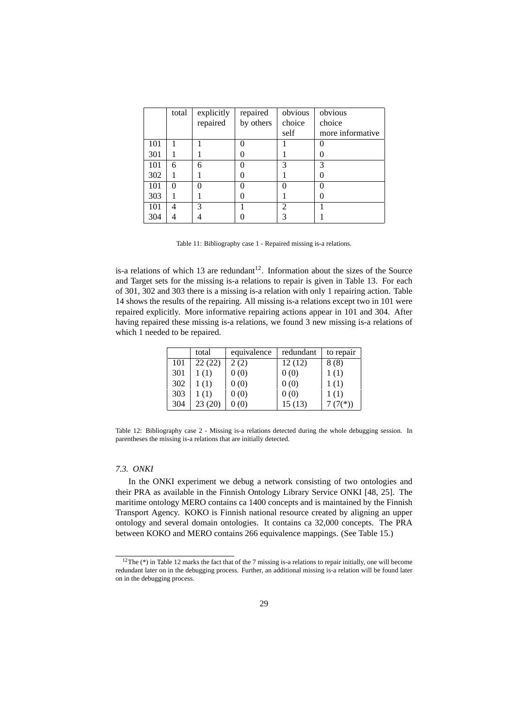|  | total | explicitly repaired | repaired by others | obvious choice self | obvious choice more informative |
|---|---|---|---|---|---|
| 101 | 1 | 1 | 0 | 1 | 0 |
| 301 | 1 | 1 | 0 | 1 | 0 |
| 101 | 6 | 6 | 0 | 3 | 3 |
| 302 | 1 | 1 | 0 | 1 | 0 |
| 101 | 0 | 0 | 0 | 0 | 0 |
| 303 | 1 | 1 | 0 | 1 | 0 |
| 101 | 4 | 3 | 1 | 2 | 1 |
| 304 | 4 | 4 | 0 | 3 | 1 |

Table 11: Bibliography case 1 - Repaired missing is-a relations.

is-a relations of which 13 are redundant[12]. Information about the sizes of the Source and Target sets for the missing is-a relations to repair is given in Table 13. For each of 301, 302 and 303 there is a missing is-a relation with only 1 repairing action. Table 14 shows the results of the repairing. All missing is-a relations except two in 101 were repaired explicitly. More informative repairing actions appear in 101 and 304. After having repaired these missing is-a relations, we found 3 new missing is-a relations of which 1 needed to be repaired.

|  | total | equivalence | redundant | to repair |
|---|---|---|---|---|
| 101 | 22 (22) | 2 (2) | 12 (12) | 8 (8) |
| 301 | 1 (1) | 0 (0) | 0 (0) | 1 (1) |
| 302 | 1 (1) | 0 (0) | 0 (0) | 1 (1) |
| 303 | 1 (1) | 0 (0) | 0 (0) | 1 (1) |
| 304 | 23 (20) | 0 (0) | 15 (13) | 7 (7(*)) |

Table 12: Bibliography case 2 - Missing is-a relations detected during the whole debugging session. In parentheses the missing is-a relations that are initially detected.

### *7.3. ONKI*

In the ONKI experiment we debug a network consisting of two ontologies and their PRA as available in the Finnish Ontology Library Service ONKI [48, 25]. The maritime ontology MERO contains ca 1400 concepts and is maintained by the Finnish Transport Agency. KOKO is Finnish national resource created by aligning an upper ontology and several domain ontologies. It contains ca 32,000 concepts. The PRA between KOKO and MERO contains 266 equivalence mappings. (See Table 15.)

[12]The (*) in Table 12 marks the fact that of the 7 missing is-a relations to repair initially, one will become redundant later on in the debugging process. Further, an additional missing is-a relation will be found later on in the debugging process.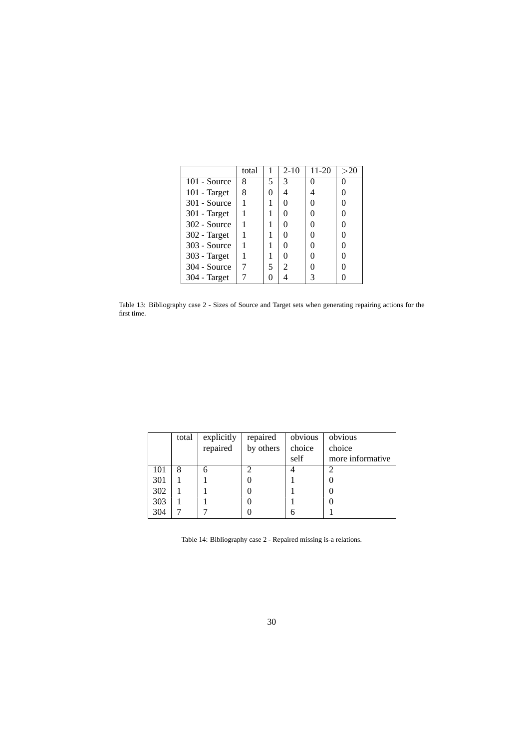| | total | 1 | 2-10 | 11-20 | >20 |
|---|---|---|---|---|---|
| 101 - Source | 8 | 5 | 3 | 0 | 0 |
| 101 - Target | 8 | 0 | 4 | 4 | 0 |
| 301 - Source | 1 | 1 | 0 | 0 | 0 |
| 301 - Target | 1 | 1 | 0 | 0 | 0 |
| 302 - Source | 1 | 1 | 0 | 0 | 0 |
| 302 - Target | 1 | 1 | 0 | 0 | 0 |
| 303 - Source | 1 | 1 | 0 | 0 | 0 |
| 303 - Target | 1 | 1 | 0 | 0 | 0 |
| 304 - Source | 7 | 5 | 2 | 0 | 0 |
| 304 - Target | 7 | 0 | 4 | 3 | 0 |

Table 13: Bibliography case 2 - Sizes of Source and Target sets when generating repairing actions for the first time.

| | total | explicitly repaired | repaired by others | obvious choice self | obvious choice more informative |
|---|---|---|---|---|---|
| 101 | 8 | 6 | 2 | 4 | 2 |
| 301 | 1 | 1 | 0 | 1 | 0 |
| 302 | 1 | 1 | 0 | 1 | 0 |
| 303 | 1 | 1 | 0 | 1 | 0 |
| 304 | 7 | 7 | 0 | 6 | 1 |

Table 14: Bibliography case 2 - Repaired missing is-a relations.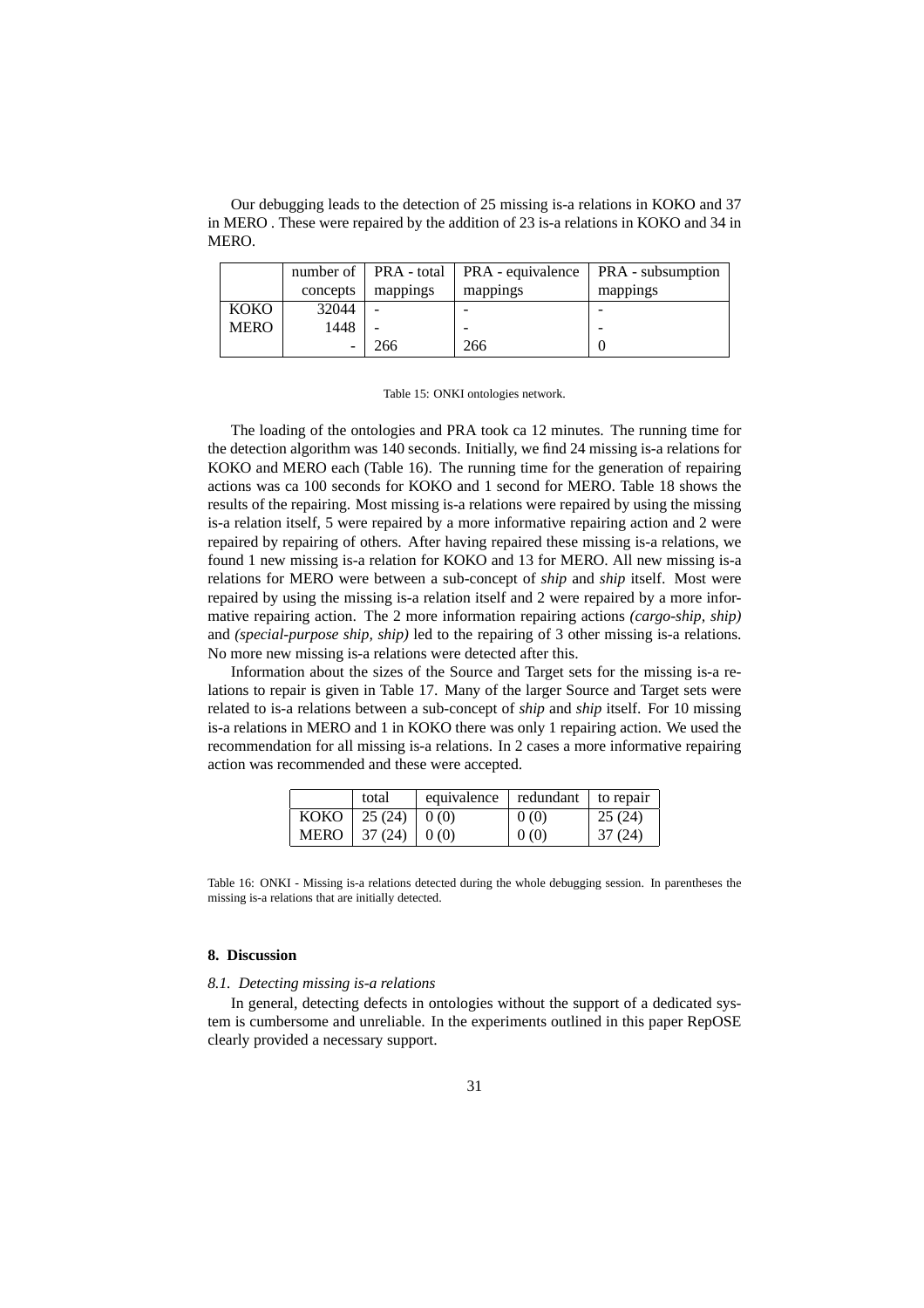Our debugging leads to the detection of 25 missing is-a relations in KOKO and 37 in MERO . These were repaired by the addition of 23 is-a relations in KOKO and 34 in MERO.

| | number of concepts | PRA - total mappings | PRA - equivalence mappings | PRA - subsumption mappings |
|---|---|---|---|---|
| KOKO | 32044 | - | - | - |
| MERO | 1448 | - | - | - |
| | - | 266 | 266 | 0 |

Table 15: ONKI ontologies network.

The loading of the ontologies and PRA took ca 12 minutes. The running time for the detection algorithm was 140 seconds. Initially, we find 24 missing is-a relations for KOKO and MERO each (Table 16). The running time for the generation of repairing actions was ca 100 seconds for KOKO and 1 second for MERO. Table 18 shows the results of the repairing. Most missing is-a relations were repaired by using the missing is-a relation itself, 5 were repaired by a more informative repairing action and 2 were repaired by repairing of others. After having repaired these missing is-a relations, we found 1 new missing is-a relation for KOKO and 13 for MERO. All new missing is-a relations for MERO were between a sub-concept of *ship* and *ship* itself. Most were repaired by using the missing is-a relation itself and 2 were repaired by a more informative repairing action. The 2 more information repairing actions *(cargo-ship, ship)* and *(special-purpose ship, ship)* led to the repairing of 3 other missing is-a relations. No more new missing is-a relations were detected after this.

Information about the sizes of the Source and Target sets for the missing is-a relations to repair is given in Table 17. Many of the larger Source and Target sets were related to is-a relations between a sub-concept of *ship* and *ship* itself. For 10 missing is-a relations in MERO and 1 in KOKO there was only 1 repairing action. We used the recommendation for all missing is-a relations. In 2 cases a more informative repairing action was recommended and these were accepted.

| | total | equivalence | redundant | to repair |
|---|---|---|---|---|
| KOKO | 25 (24) | 0 (0) | 0 (0) | 25 (24) |
| MERO | 37 (24) | 0 (0) | 0 (0) | 37 (24) |

Table 16: ONKI - Missing is-a relations detected during the whole debugging session. In parentheses the missing is-a relations that are initially detected.

## 8. Discussion

### *8.1. Detecting missing is-a relations*

In general, detecting defects in ontologies without the support of a dedicated system is cumbersome and unreliable. In the experiments outlined in this paper RepOSE clearly provided a necessary support.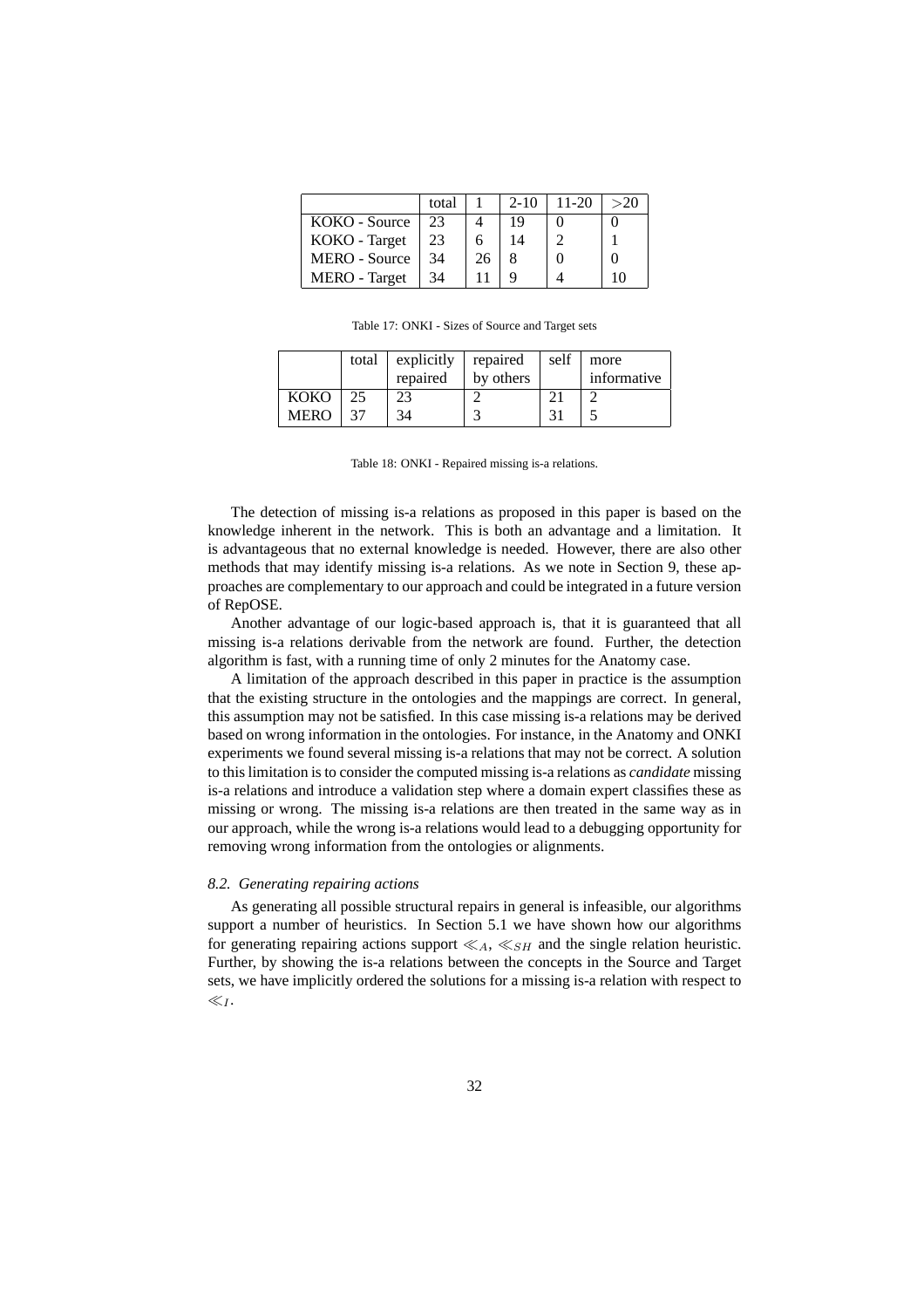|  | total | 1 | 2-10 | 11-20 | >20 |
|---|---|---|---|---|---|
| KOKO - Source | 23 | 4 | 19 | 0 | 0 |
| KOKO - Target | 23 | 6 | 14 | 2 | 1 |
| MERO - Source | 34 | 26 | 8 | 0 | 0 |
| MERO - Target | 34 | 11 | 9 | 4 | 10 |

Table 17: ONKI - Sizes of Source and Target sets

|  | total | explicitly repaired | repaired by others | self | more informative |
|---|---|---|---|---|---|
| KOKO | 25 | 23 | 2 | 21 | 2 |
| MERO | 37 | 34 | 3 | 31 | 5 |

Table 18: ONKI - Repaired missing is-a relations.

The detection of missing is-a relations as proposed in this paper is based on the knowledge inherent in the network. This is both an advantage and a limitation. It is advantageous that no external knowledge is needed. However, there are also other methods that may identify missing is-a relations. As we note in Section 9, these approaches are complementary to our approach and could be integrated in a future version of RepOSE.

Another advantage of our logic-based approach is, that it is guaranteed that all missing is-a relations derivable from the network are found. Further, the detection algorithm is fast, with a running time of only 2 minutes for the Anatomy case.

A limitation of the approach described in this paper in practice is the assumption that the existing structure in the ontologies and the mappings are correct. In general, this assumption may not be satisfied. In this case missing is-a relations may be derived based on wrong information in the ontologies. For instance, in the Anatomy and ONKI experiments we found several missing is-a relations that may not be correct. A solution to this limitation is to consider the computed missing is-a relations as *candidate* missing is-a relations and introduce a validation step where a domain expert classifies these as missing or wrong. The missing is-a relations are then treated in the same way as in our approach, while the wrong is-a relations would lead to a debugging opportunity for removing wrong information from the ontologies or alignments.

### *8.2. Generating repairing actions*

As generating all possible structural repairs in general is infeasible, our algorithms support a number of heuristics. In Section 5.1 we have shown how our algorithms for generating repairing actions support $\ll_A$, $\ll_{SH}$ and the single relation heuristic. Further, by showing the is-a relations between the concepts in the Source and Target sets, we have implicitly ordered the solutions for a missing is-a relation with respect to $\ll_I$.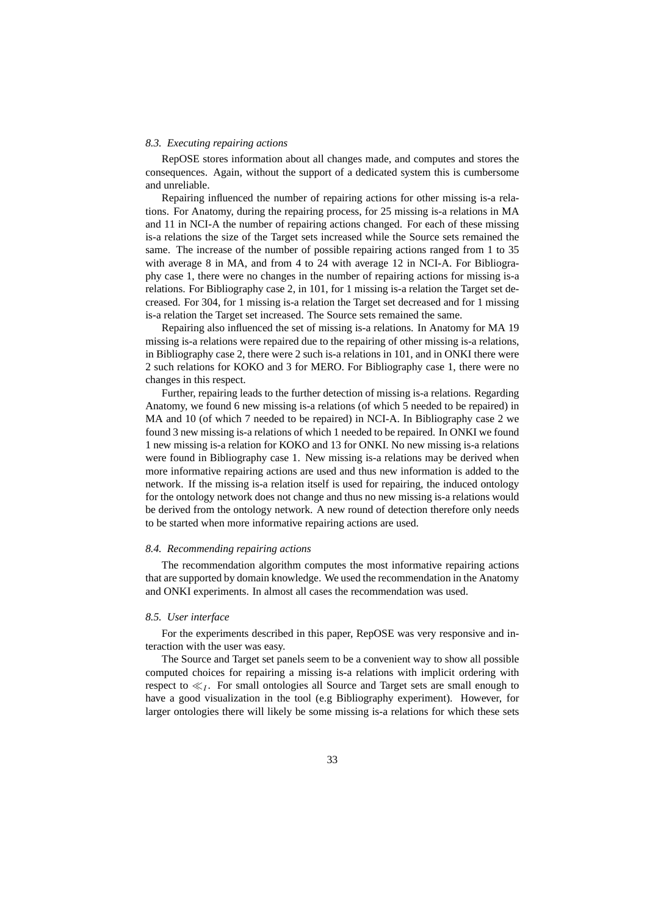### 8.3. Executing repairing actions

RepOSE stores information about all changes made, and computes and stores the consequences. Again, without the support of a dedicated system this is cumbersome and unreliable.

Repairing influenced the number of repairing actions for other missing is-a relations. For Anatomy, during the repairing process, for 25 missing is-a relations in MA and 11 in NCI-A the number of repairing actions changed. For each of these missing is-a relations the size of the Target sets increased while the Source sets remained the same. The increase of the number of possible repairing actions ranged from 1 to 35 with average 8 in MA, and from 4 to 24 with average 12 in NCI-A. For Bibliography case 1, there were no changes in the number of repairing actions for missing is-a relations. For Bibliography case 2, in 101, for 1 missing is-a relation the Target set decreased. For 304, for 1 missing is-a relation the Target set decreased and for 1 missing is-a relation the Target set increased. The Source sets remained the same.

Repairing also influenced the set of missing is-a relations. In Anatomy for MA 19 missing is-a relations were repaired due to the repairing of other missing is-a relations, in Bibliography case 2, there were 2 such is-a relations in 101, and in ONKI there were 2 such relations for KOKO and 3 for MERO. For Bibliography case 1, there were no changes in this respect.

Further, repairing leads to the further detection of missing is-a relations. Regarding Anatomy, we found 6 new missing is-a relations (of which 5 needed to be repaired) in MA and 10 (of which 7 needed to be repaired) in NCI-A. In Bibliography case 2 we found 3 new missing is-a relations of which 1 needed to be repaired. In ONKI we found 1 new missing is-a relation for KOKO and 13 for ONKI. No new missing is-a relations were found in Bibliography case 1. New missing is-a relations may be derived when more informative repairing actions are used and thus new information is added to the network. If the missing is-a relation itself is used for repairing, the induced ontology for the ontology network does not change and thus no new missing is-a relations would be derived from the ontology network. A new round of detection therefore only needs to be started when more informative repairing actions are used.

### 8.4. Recommending repairing actions

The recommendation algorithm computes the most informative repairing actions that are supported by domain knowledge. We used the recommendation in the Anatomy and ONKI experiments. In almost all cases the recommendation was used.

### 8.5. User interface

For the experiments described in this paper, RepOSE was very responsive and interaction with the user was easy.

The Source and Target set panels seem to be a convenient way to show all possible computed choices for repairing a missing is-a relations with implicit ordering with respect to $\ll_I$. For small ontologies all Source and Target sets are small enough to have a good visualization in the tool (e.g Bibliography experiment). However, for larger ontologies there will likely be some missing is-a relations for which these sets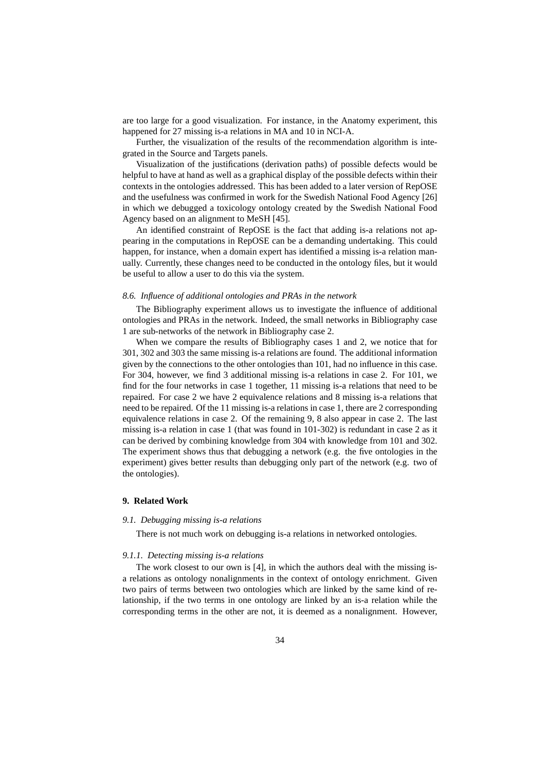are too large for a good visualization. For instance, in the Anatomy experiment, this happened for 27 missing is-a relations in MA and 10 in NCI-A.

Further, the visualization of the results of the recommendation algorithm is integrated in the Source and Targets panels.

Visualization of the justifications (derivation paths) of possible defects would be helpful to have at hand as well as a graphical display of the possible defects within their contexts in the ontologies addressed. This has been added to a later version of RepOSE and the usefulness was confirmed in work for the Swedish National Food Agency [26] in which we debugged a toxicology ontology created by the Swedish National Food Agency based on an alignment to MeSH [45].

An identified constraint of RepOSE is the fact that adding is-a relations not appearing in the computations in RepOSE can be a demanding undertaking. This could happen, for instance, when a domain expert has identified a missing is-a relation manually. Currently, these changes need to be conducted in the ontology files, but it would be useful to allow a user to do this via the system.

### *8.6. Influence of additional ontologies and PRAs in the network*

The Bibliography experiment allows us to investigate the influence of additional ontologies and PRAs in the network. Indeed, the small networks in Bibliography case 1 are sub-networks of the network in Bibliography case 2.

When we compare the results of Bibliography cases 1 and 2, we notice that for 301, 302 and 303 the same missing is-a relations are found. The additional information given by the connections to the other ontologies than 101, had no influence in this case. For 304, however, we find 3 additional missing is-a relations in case 2. For 101, we find for the four networks in case 1 together, 11 missing is-a relations that need to be repaired. For case 2 we have 2 equivalence relations and 8 missing is-a relations that need to be repaired. Of the 11 missing is-a relations in case 1, there are 2 corresponding equivalence relations in case 2. Of the remaining 9, 8 also appear in case 2. The last missing is-a relation in case 1 (that was found in 101-302) is redundant in case 2 as it can be derived by combining knowledge from 304 with knowledge from 101 and 302. The experiment shows thus that debugging a network (e.g. the five ontologies in the experiment) gives better results than debugging only part of the network (e.g. two of the ontologies).

## 9. Related Work

### *9.1. Debugging missing is-a relations*

There is not much work on debugging is-a relations in networked ontologies.

#### *9.1.1. Detecting missing is-a relations*

The work closest to our own is [4], in which the authors deal with the missing is-a relations as ontology nonalignments in the context of ontology enrichment. Given two pairs of terms between two ontologies which are linked by the same kind of relationship, if the two terms in one ontology are linked by an is-a relation while the corresponding terms in the other are not, it is deemed as a nonalignment. However,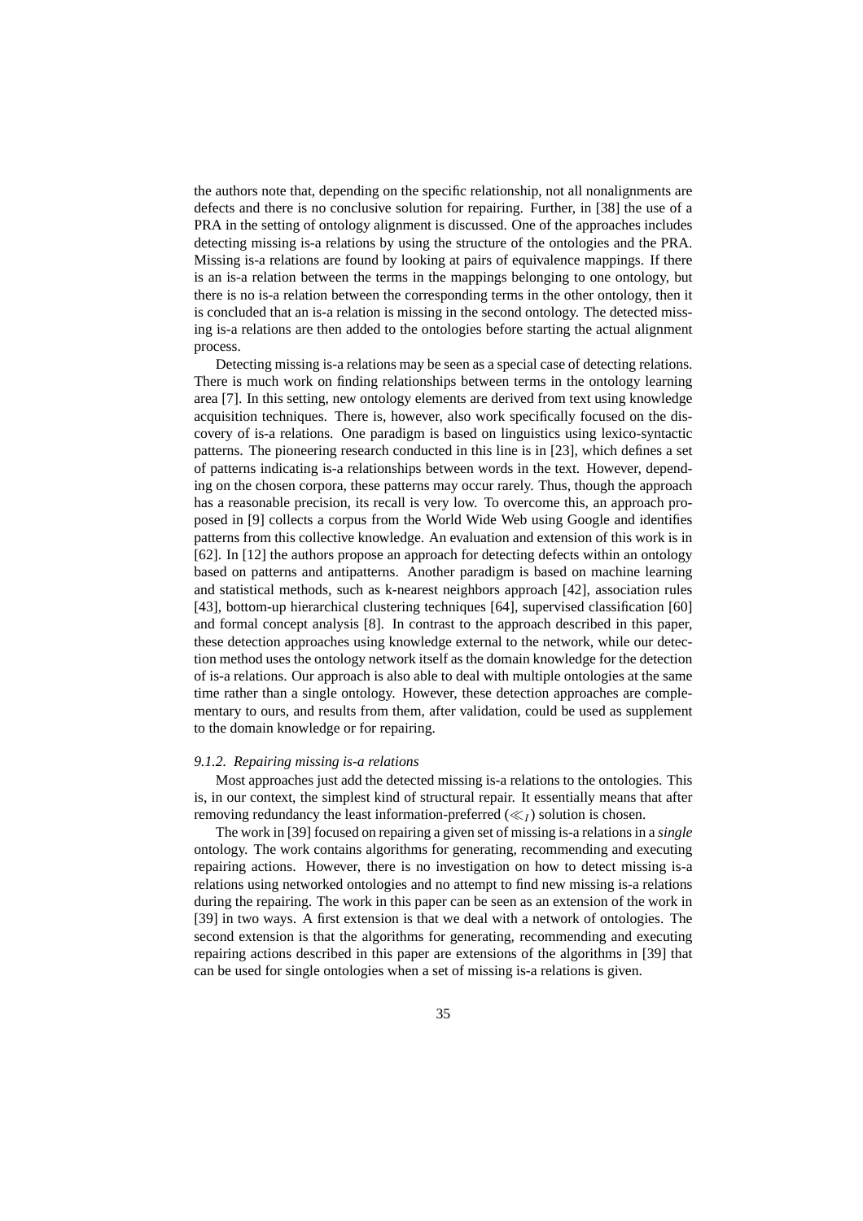the authors note that, depending on the specific relationship, not all nonalignments are defects and there is no conclusive solution for repairing. Further, in [38] the use of a PRA in the setting of ontology alignment is discussed. One of the approaches includes detecting missing is-a relations by using the structure of the ontologies and the PRA. Missing is-a relations are found by looking at pairs of equivalence mappings. If there is an is-a relation between the terms in the mappings belonging to one ontology, but there is no is-a relation between the corresponding terms in the other ontology, then it is concluded that an is-a relation is missing in the second ontology. The detected missing is-a relations are then added to the ontologies before starting the actual alignment process.

Detecting missing is-a relations may be seen as a special case of detecting relations. There is much work on finding relationships between terms in the ontology learning area [7]. In this setting, new ontology elements are derived from text using knowledge acquisition techniques. There is, however, also work specifically focused on the discovery of is-a relations. One paradigm is based on linguistics using lexico-syntactic patterns. The pioneering research conducted in this line is in [23], which defines a set of patterns indicating is-a relationships between words in the text. However, depending on the chosen corpora, these patterns may occur rarely. Thus, though the approach has a reasonable precision, its recall is very low. To overcome this, an approach proposed in [9] collects a corpus from the World Wide Web using Google and identifies patterns from this collective knowledge. An evaluation and extension of this work is in [62]. In [12] the authors propose an approach for detecting defects within an ontology based on patterns and antipatterns. Another paradigm is based on machine learning and statistical methods, such as k-nearest neighbors approach [42], association rules [43], bottom-up hierarchical clustering techniques [64], supervised classification [60] and formal concept analysis [8]. In contrast to the approach described in this paper, these detection approaches using knowledge external to the network, while our detection method uses the ontology network itself as the domain knowledge for the detection of is-a relations. Our approach is also able to deal with multiple ontologies at the same time rather than a single ontology. However, these detection approaches are complementary to ours, and results from them, after validation, could be used as supplement to the domain knowledge or for repairing.

#### *9.1.2. Repairing missing is-a relations*

Most approaches just add the detected missing is-a relations to the ontologies. This is, in our context, the simplest kind of structural repair. It essentially means that after removing redundancy the least information-preferred ($\ll_I$) solution is chosen.

The work in [39] focused on repairing a given set of missing is-a relations in a *single* ontology. The work contains algorithms for generating, recommending and executing repairing actions. However, there is no investigation on how to detect missing is-a relations using networked ontologies and no attempt to find new missing is-a relations during the repairing. The work in this paper can be seen as an extension of the work in [39] in two ways. A first extension is that we deal with a network of ontologies. The second extension is that the algorithms for generating, recommending and executing repairing actions described in this paper are extensions of the algorithms in [39] that can be used for single ontologies when a set of missing is-a relations is given.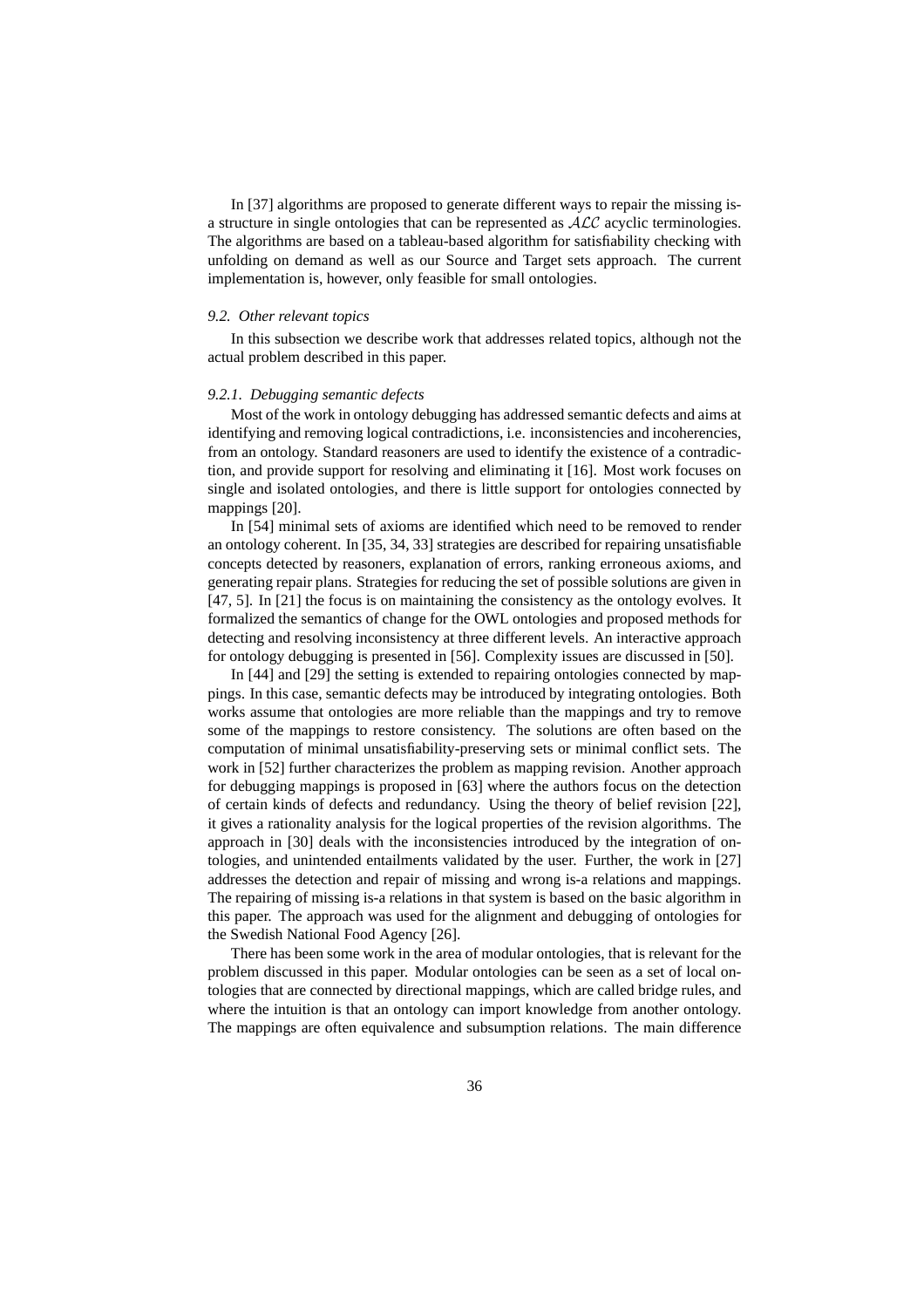In [37] algorithms are proposed to generate different ways to repair the missing is-a structure in single ontologies that can be represented as $\mathcal{ALC}$ acyclic terminologies. The algorithms are based on a tableau-based algorithm for satisfiability checking with unfolding on demand as well as our Source and Target sets approach. The current implementation is, however, only feasible for small ontologies.

### *9.2. Other relevant topics*

In this subsection we describe work that addresses related topics, although not the actual problem described in this paper.

#### *9.2.1. Debugging semantic defects*

Most of the work in ontology debugging has addressed semantic defects and aims at identifying and removing logical contradictions, i.e. inconsistencies and incoherencies, from an ontology. Standard reasoners are used to identify the existence of a contradiction, and provide support for resolving and eliminating it [16]. Most work focuses on single and isolated ontologies, and there is little support for ontologies connected by mappings [20].

In [54] minimal sets of axioms are identified which need to be removed to render an ontology coherent. In [35, 34, 33] strategies are described for repairing unsatisfiable concepts detected by reasoners, explanation of errors, ranking erroneous axioms, and generating repair plans. Strategies for reducing the set of possible solutions are given in [47, 5]. In [21] the focus is on maintaining the consistency as the ontology evolves. It formalized the semantics of change for the OWL ontologies and proposed methods for detecting and resolving inconsistency at three different levels. An interactive approach for ontology debugging is presented in [56]. Complexity issues are discussed in [50].

In [44] and [29] the setting is extended to repairing ontologies connected by mappings. In this case, semantic defects may be introduced by integrating ontologies. Both works assume that ontologies are more reliable than the mappings and try to remove some of the mappings to restore consistency. The solutions are often based on the computation of minimal unsatisfiability-preserving sets or minimal conflict sets. The work in [52] further characterizes the problem as mapping revision. Another approach for debugging mappings is proposed in [63] where the authors focus on the detection of certain kinds of defects and redundancy. Using the theory of belief revision [22], it gives a rationality analysis for the logical properties of the revision algorithms. The approach in [30] deals with the inconsistencies introduced by the integration of ontologies, and unintended entailments validated by the user. Further, the work in [27] addresses the detection and repair of missing and wrong is-a relations and mappings. The repairing of missing is-a relations in that system is based on the basic algorithm in this paper. The approach was used for the alignment and debugging of ontologies for the Swedish National Food Agency [26].

There has been some work in the area of modular ontologies, that is relevant for the problem discussed in this paper. Modular ontologies can be seen as a set of local ontologies that are connected by directional mappings, which are called bridge rules, and where the intuition is that an ontology can import knowledge from another ontology. The mappings are often equivalence and subsumption relations. The main difference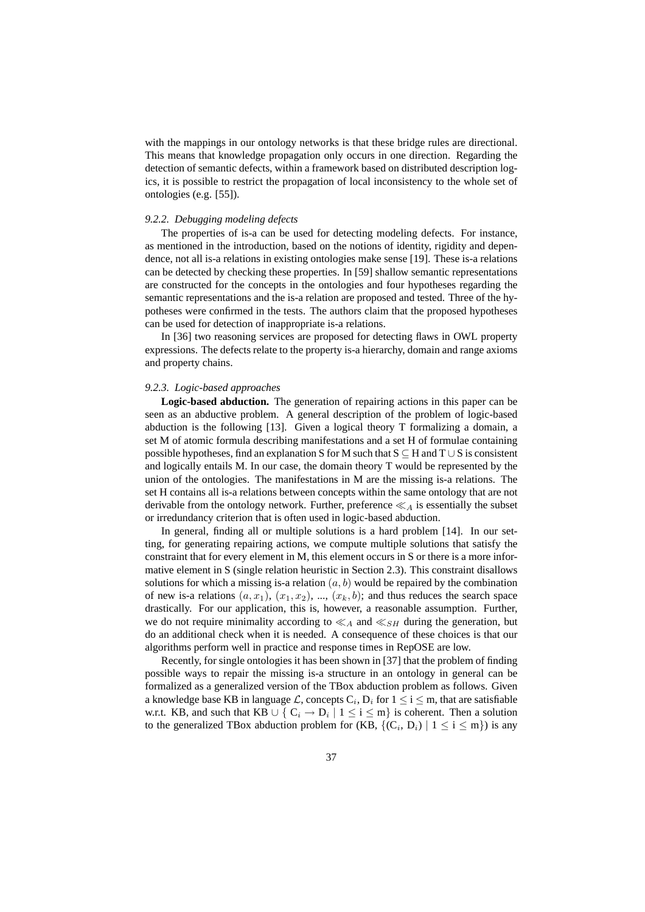with the mappings in our ontology networks is that these bridge rules are directional. This means that knowledge propagation only occurs in one direction. Regarding the detection of semantic defects, within a framework based on distributed description logics, it is possible to restrict the propagation of local inconsistency to the whole set of ontologies (e.g. [55]).

### *9.2.2. Debugging modeling defects*

The properties of is-a can be used for detecting modeling defects. For instance, as mentioned in the introduction, based on the notions of identity, rigidity and dependence, not all is-a relations in existing ontologies make sense [19]. These is-a relations can be detected by checking these properties. In [59] shallow semantic representations are constructed for the concepts in the ontologies and four hypotheses regarding the semantic representations and the is-a relation are proposed and tested. Three of the hypotheses were confirmed in the tests. The authors claim that the proposed hypotheses can be used for detection of inappropriate is-a relations.

In [36] two reasoning services are proposed for detecting flaws in OWL property expressions. The defects relate to the property is-a hierarchy, domain and range axioms and property chains.

### *9.2.3. Logic-based approaches*

**Logic-based abduction.** The generation of repairing actions in this paper can be seen as an abductive problem. A general description of the problem of logic-based abduction is the following [13]. Given a logical theory T formalizing a domain, a set M of atomic formula describing manifestations and a set H of formulae containing possible hypotheses, find an explanation S for M such that $S \subseteq H$ and $T \cup S$ is consistent and logically entails M. In our case, the domain theory T would be represented by the union of the ontologies. The manifestations in M are the missing is-a relations. The set H contains all is-a relations between concepts within the same ontology that are not derivable from the ontology network. Further, preference $\ll_A$ is essentially the subset or irredundancy criterion that is often used in logic-based abduction.

In general, finding all or multiple solutions is a hard problem [14]. In our setting, for generating repairing actions, we compute multiple solutions that satisfy the constraint that for every element in M, this element occurs in S or there is a more informative element in S (single relation heuristic in Section 2.3). This constraint disallows solutions for which a missing is-a relation $(a, b)$ would be repaired by the combination of new is-a relations $(a, x_1)$, $(x_1, x_2)$, ..., $(x_k, b)$; and thus reduces the search space drastically. For our application, this is, however, a reasonable assumption. Further, we do not require minimality according to $\ll_A$ and $\ll_{SH}$ during the generation, but do an additional check when it is needed. A consequence of these choices is that our algorithms perform well in practice and response times in RepOSE are low.

Recently, for single ontologies it has been shown in [37] that the problem of finding possible ways to repair the missing is-a structure in an ontology in general can be formalized as a generalized version of the TBox abduction problem as follows. Given a knowledge base KB in language $\mathcal{L}$, concepts $C_i$, $D_i$ for $1 \leq i \leq m$, that are satisfiable w.r.t. KB, and such that $KB \cup \{ C_i \rightarrow D_i \mid 1 \leq i \leq m\}$ is coherent. Then a solution to the generalized TBox abduction problem for (KB, $\{(C_i, D_i) \mid 1 \leq i \leq m\}$) is any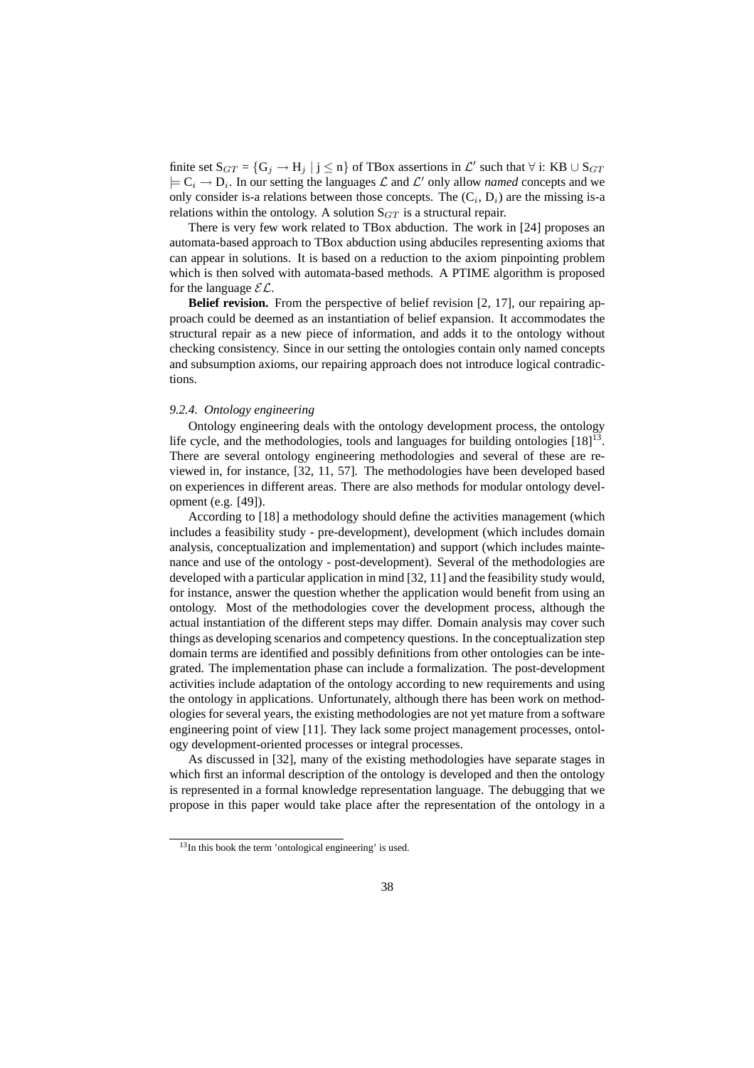finite set $S_{GT} = \{G_j \rightarrow H_j \mid j \leq n\}$ of TBox assertions in $\mathcal{L}'$ such that $\forall$ i: KB $\cup$ $S_{GT}$ $\models C_i \rightarrow D_i$. In our setting the languages $\mathcal{L}$ and $\mathcal{L}'$ only allow *named* concepts and we only consider is-a relations between those concepts. The ($C_i$, $D_i$) are the missing is-a relations within the ontology. A solution $S_{GT}$ is a structural repair.

There is very few work related to TBox abduction. The work in [24] proposes an automata-based approach to TBox abduction using abduciles representing axioms that can appear in solutions. It is based on a reduction to the axiom pinpointing problem which is then solved with automata-based methods. A PTIME algorithm is proposed for the language $\mathcal{EL}$.

**Belief revision.** From the perspective of belief revision [2, 17], our repairing approach could be deemed as an instantiation of belief expansion. It accommodates the structural repair as a new piece of information, and adds it to the ontology without checking consistency. Since in our setting the ontologies contain only named concepts and subsumption axioms, our repairing approach does not introduce logical contradictions.

#### *9.2.4. Ontology engineering*

Ontology engineering deals with the ontology development process, the ontology life cycle, and the methodologies, tools and languages for building ontologies [18][13]. There are several ontology engineering methodologies and several of these are reviewed in, for instance, [32, 11, 57]. The methodologies have been developed based on experiences in different areas. There are also methods for modular ontology development (e.g. [49]).

According to [18] a methodology should define the activities management (which includes a feasibility study - pre-development), development (which includes domain analysis, conceptualization and implementation) and support (which includes maintenance and use of the ontology - post-development). Several of the methodologies are developed with a particular application in mind [32, 11] and the feasibility study would, for instance, answer the question whether the application would benefit from using an ontology. Most of the methodologies cover the development process, although the actual instantiation of the different steps may differ. Domain analysis may cover such things as developing scenarios and competency questions. In the conceptualization step domain terms are identified and possibly definitions from other ontologies can be integrated. The implementation phase can include a formalization. The post-development activities include adaptation of the ontology according to new requirements and using the ontology in applications. Unfortunately, although there has been work on methodologies for several years, the existing methodologies are not yet mature from a software engineering point of view [11]. They lack some project management processes, ontology development-oriented processes or integral processes.

As discussed in [32], many of the existing methodologies have separate stages in which first an informal description of the ontology is developed and then the ontology is represented in a formal knowledge representation language. The debugging that we propose in this paper would take place after the representation of the ontology in a

[13] In this book the term 'ontological engineering' is used.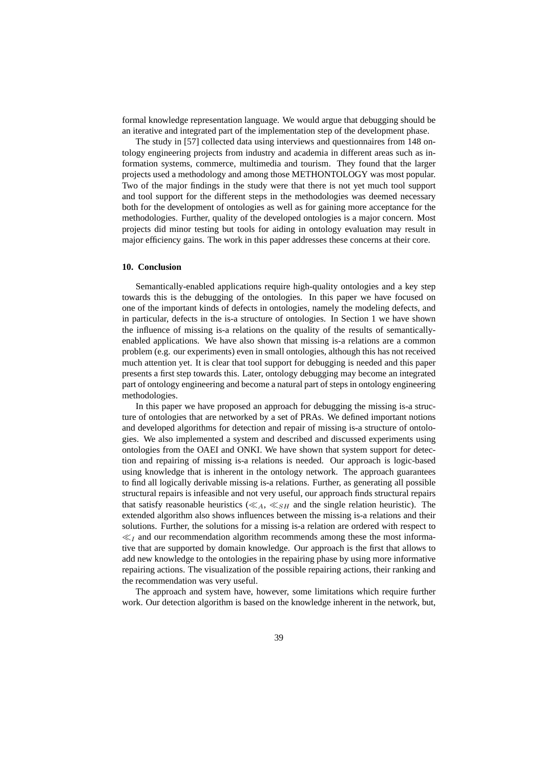formal knowledge representation language. We would argue that debugging should be an iterative and integrated part of the implementation step of the development phase.

The study in [57] collected data using interviews and questionnaires from 148 ontology engineering projects from industry and academia in different areas such as information systems, commerce, multimedia and tourism. They found that the larger projects used a methodology and among those METHONTOLOGY was most popular. Two of the major findings in the study were that there is not yet much tool support and tool support for the different steps in the methodologies was deemed necessary both for the development of ontologies as well as for gaining more acceptance for the methodologies. Further, quality of the developed ontologies is a major concern. Most projects did minor testing but tools for aiding in ontology evaluation may result in major efficiency gains. The work in this paper addresses these concerns at their core.

## 10. Conclusion

Semantically-enabled applications require high-quality ontologies and a key step towards this is the debugging of the ontologies. In this paper we have focused on one of the important kinds of defects in ontologies, namely the modeling defects, and in particular, defects in the is-a structure of ontologies. In Section 1 we have shown the influence of missing is-a relations on the quality of the results of semantically-enabled applications. We have also shown that missing is-a relations are a common problem (e.g. our experiments) even in small ontologies, although this has not received much attention yet. It is clear that tool support for debugging is needed and this paper presents a first step towards this. Later, ontology debugging may become an integrated part of ontology engineering and become a natural part of steps in ontology engineering methodologies.

In this paper we have proposed an approach for debugging the missing is-a structure of ontologies that are networked by a set of PRAs. We defined important notions and developed algorithms for detection and repair of missing is-a structure of ontologies. We also implemented a system and described and discussed experiments using ontologies from the OAEI and ONKI. We have shown that system support for detection and repairing of missing is-a relations is needed. Our approach is logic-based using knowledge that is inherent in the ontology network. The approach guarantees to find all logically derivable missing is-a relations. Further, as generating all possible structural repairs is infeasible and not very useful, our approach finds structural repairs that satisfy reasonable heuristics ($\ll_A$, $\ll_{SH}$ and the single relation heuristic). The extended algorithm also shows influences between the missing is-a relations and their solutions. Further, the solutions for a missing is-a relation are ordered with respect to $\ll_I$ and our recommendation algorithm recommends among these the most informative that are supported by domain knowledge. Our approach is the first that allows to add new knowledge to the ontologies in the repairing phase by using more informative repairing actions. The visualization of the possible repairing actions, their ranking and the recommendation was very useful.

The approach and system have, however, some limitations which require further work. Our detection algorithm is based on the knowledge inherent in the network, but,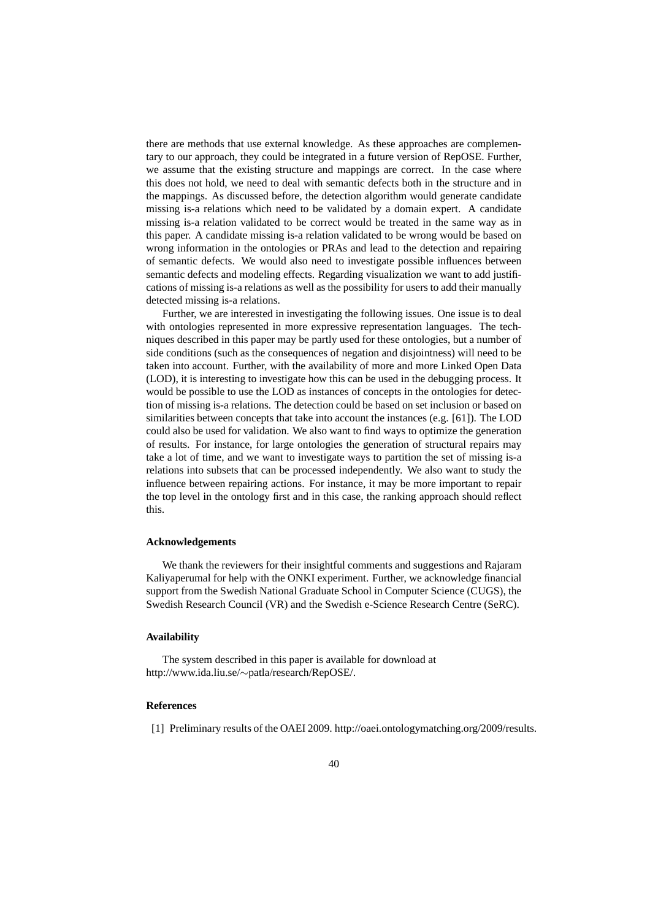there are methods that use external knowledge. As these approaches are complementary to our approach, they could be integrated in a future version of RepOSE. Further, we assume that the existing structure and mappings are correct. In the case where this does not hold, we need to deal with semantic defects both in the structure and in the mappings. As discussed before, the detection algorithm would generate candidate missing is-a relations which need to be validated by a domain expert. A candidate missing is-a relation validated to be correct would be treated in the same way as in this paper. A candidate missing is-a relation validated to be wrong would be based on wrong information in the ontologies or PRAs and lead to the detection and repairing of semantic defects. We would also need to investigate possible influences between semantic defects and modeling effects. Regarding visualization we want to add justifications of missing is-a relations as well as the possibility for users to add their manually detected missing is-a relations.

Further, we are interested in investigating the following issues. One issue is to deal with ontologies represented in more expressive representation languages. The techniques described in this paper may be partly used for these ontologies, but a number of side conditions (such as the consequences of negation and disjointness) will need to be taken into account. Further, with the availability of more and more Linked Open Data (LOD), it is interesting to investigate how this can be used in the debugging process. It would be possible to use the LOD as instances of concepts in the ontologies for detection of missing is-a relations. The detection could be based on set inclusion or based on similarities between concepts that take into account the instances (e.g. [61]). The LOD could also be used for validation. We also want to find ways to optimize the generation of results. For instance, for large ontologies the generation of structural repairs may take a lot of time, and we want to investigate ways to partition the set of missing is-a relations into subsets that can be processed independently. We also want to study the influence between repairing actions. For instance, it may be more important to repair the top level in the ontology first and in this case, the ranking approach should reflect this.

#### Acknowledgements

We thank the reviewers for their insightful comments and suggestions and Rajaram Kaliyaperumal for help with the ONKI experiment. Further, we acknowledge financial support from the Swedish National Graduate School in Computer Science (CUGS), the Swedish Research Council (VR) and the Swedish e-Science Research Centre (SeRC).

#### Availability

The system described in this paper is available for download at http://www.ida.liu.se/∼patla/research/RepOSE/.

#### References

[1] Preliminary results of the OAEI 2009. http://oaei.ontologymatching.org/2009/results.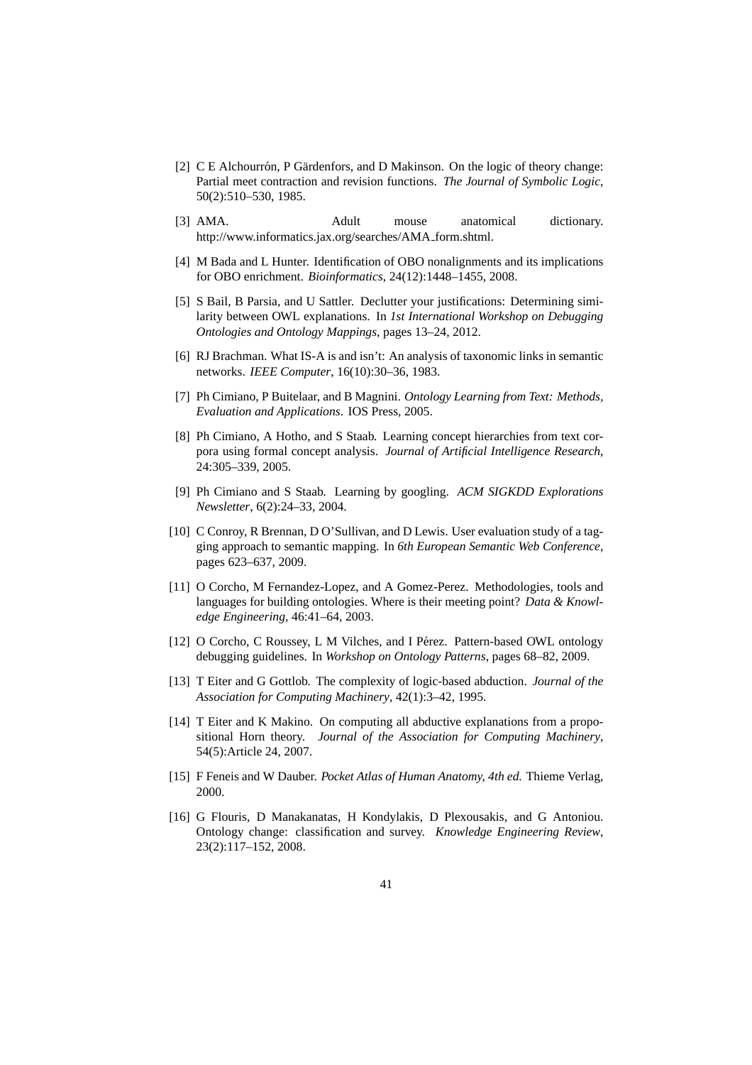[2] C E Alchourrón, P Gärdenfors, and D Makinson. On the logic of theory change: Partial meet contraction and revision functions. *The Journal of Symbolic Logic*, 50(2):510–530, 1985.

[3] AMA. Adult mouse anatomical dictionary. http://www.informatics.jax.org/searches/AMA_form.shtml.

[4] M Bada and L Hunter. Identification of OBO nonalignments and its implications for OBO enrichment. *Bioinformatics*, 24(12):1448–1455, 2008.

[5] S Bail, B Parsia, and U Sattler. Declutter your justifications: Determining similarity between OWL explanations. In *1st International Workshop on Debugging Ontologies and Ontology Mappings*, pages 13–24, 2012.

[6] RJ Brachman. What IS-A is and isn't: An analysis of taxonomic links in semantic networks. *IEEE Computer*, 16(10):30–36, 1983.

[7] Ph Cimiano, P Buitelaar, and B Magnini. *Ontology Learning from Text: Methods, Evaluation and Applications*. IOS Press, 2005.

[8] Ph Cimiano, A Hotho, and S Staab. Learning concept hierarchies from text corpora using formal concept analysis. *Journal of Artificial Intelligence Research*, 24:305–339, 2005.

[9] Ph Cimiano and S Staab. Learning by googling. *ACM SIGKDD Explorations Newsletter*, 6(2):24–33, 2004.

[10] C Conroy, R Brennan, D O'Sullivan, and D Lewis. User evaluation study of a tagging approach to semantic mapping. In *6th European Semantic Web Conference*, pages 623–637, 2009.

[11] O Corcho, M Fernandez-Lopez, and A Gomez-Perez. Methodologies, tools and languages for building ontologies. Where is their meeting point? *Data & Knowledge Engineering*, 46:41–64, 2003.

[12] O Corcho, C Roussey, L M Vilches, and I Pérez. Pattern-based OWL ontology debugging guidelines. In *Workshop on Ontology Patterns*, pages 68–82, 2009.

[13] T Eiter and G Gottlob. The complexity of logic-based abduction. *Journal of the Association for Computing Machinery*, 42(1):3–42, 1995.

[14] T Eiter and K Makino. On computing all abductive explanations from a propositional Horn theory. *Journal of the Association for Computing Machinery*, 54(5):Article 24, 2007.

[15] F Feneis and W Dauber. *Pocket Atlas of Human Anatomy, 4th ed.* Thieme Verlag, 2000.

[16] G Flouris, D Manakanatas, H Kondylakis, D Plexousakis, and G Antoniou. Ontology change: classification and survey. *Knowledge Engineering Review*, 23(2):117–152, 2008.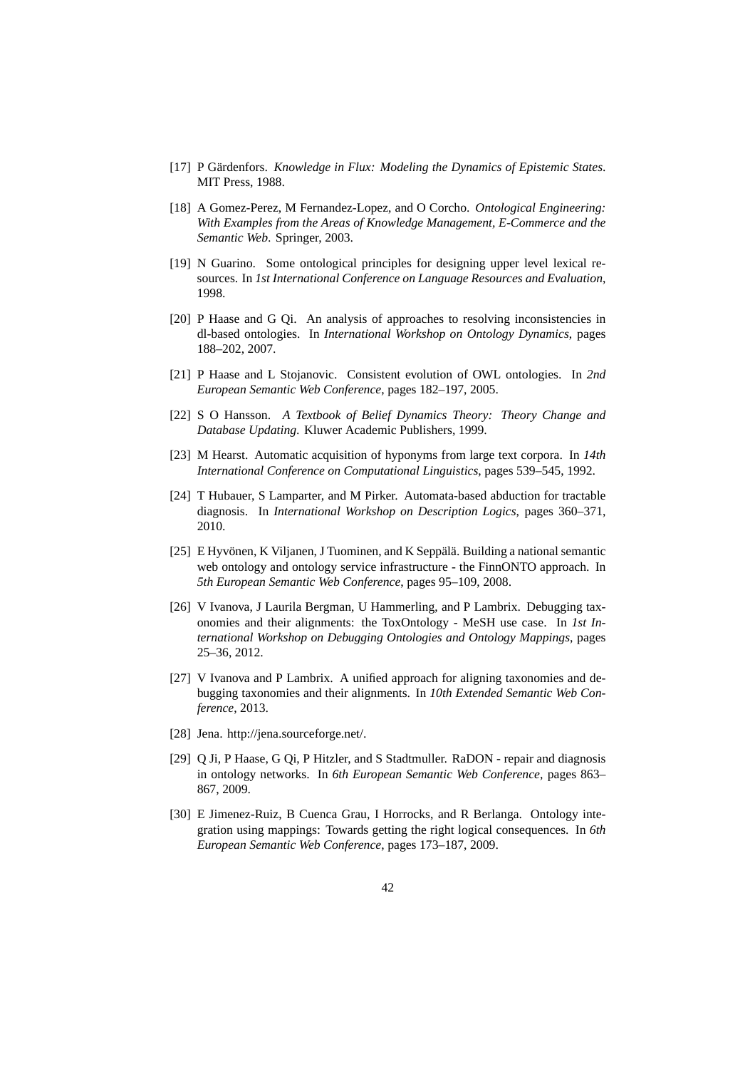[17] P Gärdenfors. *Knowledge in Flux: Modeling the Dynamics of Epistemic States*. MIT Press, 1988.

[18] A Gomez-Perez, M Fernandez-Lopez, and O Corcho. *Ontological Engineering: With Examples from the Areas of Knowledge Management, E-Commerce and the Semantic Web*. Springer, 2003.

[19] N Guarino. Some ontological principles for designing upper level lexical resources. In *1st International Conference on Language Resources and Evaluation*, 1998.

[20] P Haase and G Qi. An analysis of approaches to resolving inconsistencies in dl-based ontologies. In *International Workshop on Ontology Dynamics*, pages 188–202, 2007.

[21] P Haase and L Stojanovic. Consistent evolution of OWL ontologies. In *2nd European Semantic Web Conference*, pages 182–197, 2005.

[22] S O Hansson. *A Textbook of Belief Dynamics Theory: Theory Change and Database Updating*. Kluwer Academic Publishers, 1999.

[23] M Hearst. Automatic acquisition of hyponyms from large text corpora. In *14th International Conference on Computational Linguistics*, pages 539–545, 1992.

[24] T Hubauer, S Lamparter, and M Pirker. Automata-based abduction for tractable diagnosis. In *International Workshop on Description Logics*, pages 360–371, 2010.

[25] E Hyvönen, K Viljanen, J Tuominen, and K Seppälä. Building a national semantic web ontology and ontology service infrastructure - the FinnONTO approach. In *5th European Semantic Web Conference*, pages 95–109, 2008.

[26] V Ivanova, J Laurila Bergman, U Hammerling, and P Lambrix. Debugging taxonomies and their alignments: the ToxOntology - MeSH use case. In *1st International Workshop on Debugging Ontologies and Ontology Mappings*, pages 25–36, 2012.

[27] V Ivanova and P Lambrix. A unified approach for aligning taxonomies and debugging taxonomies and their alignments. In *10th Extended Semantic Web Conference*, 2013.

[28] Jena. http://jena.sourceforge.net/.

[29] Q Ji, P Haase, G Qi, P Hitzler, and S Stadtmuller. RaDON - repair and diagnosis in ontology networks. In *6th European Semantic Web Conference*, pages 863–867, 2009.

[30] E Jimenez-Ruiz, B Cuenca Grau, I Horrocks, and R Berlanga. Ontology integration using mappings: Towards getting the right logical consequences. In *6th European Semantic Web Conference*, pages 173–187, 2009.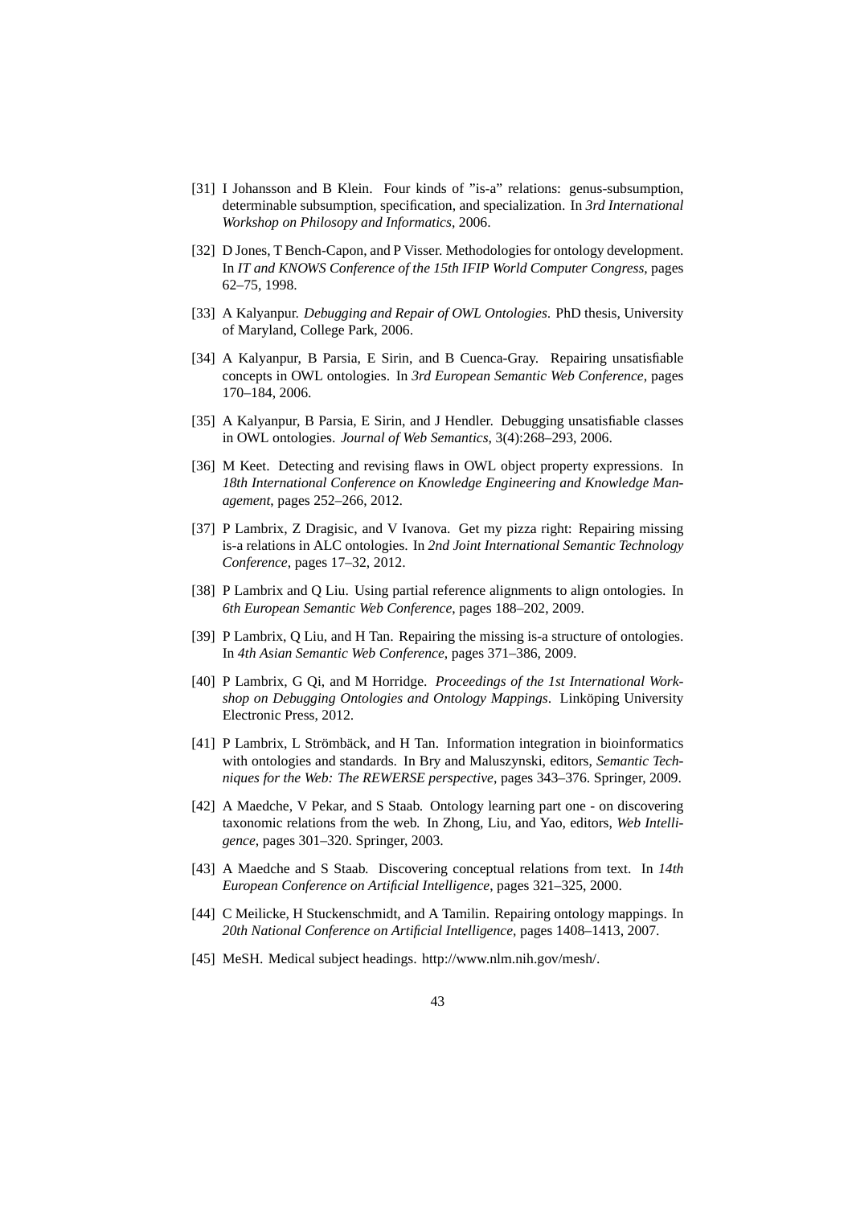[31] I Johansson and B Klein. Four kinds of "is-a" relations: genus-subsumption, determinable subsumption, specification, and specialization. In *3rd International Workshop on Philosopy and Informatics*, 2006.

[32] D Jones, T Bench-Capon, and P Visser. Methodologies for ontology development. In *IT and KNOWS Conference of the 15th IFIP World Computer Congress*, pages 62–75, 1998.

[33] A Kalyanpur. *Debugging and Repair of OWL Ontologies*. PhD thesis, University of Maryland, College Park, 2006.

[34] A Kalyanpur, B Parsia, E Sirin, and B Cuenca-Gray. Repairing unsatisfiable concepts in OWL ontologies. In *3rd European Semantic Web Conference*, pages 170–184, 2006.

[35] A Kalyanpur, B Parsia, E Sirin, and J Hendler. Debugging unsatisfiable classes in OWL ontologies. *Journal of Web Semantics*, 3(4):268–293, 2006.

[36] M Keet. Detecting and revising flaws in OWL object property expressions. In *18th International Conference on Knowledge Engineering and Knowledge Management*, pages 252–266, 2012.

[37] P Lambrix, Z Dragisic, and V Ivanova. Get my pizza right: Repairing missing is-a relations in ALC ontologies. In *2nd Joint International Semantic Technology Conference*, pages 17–32, 2012.

[38] P Lambrix and Q Liu. Using partial reference alignments to align ontologies. In *6th European Semantic Web Conference*, pages 188–202, 2009.

[39] P Lambrix, Q Liu, and H Tan. Repairing the missing is-a structure of ontologies. In *4th Asian Semantic Web Conference*, pages 371–386, 2009.

[40] P Lambrix, G Qi, and M Horridge. *Proceedings of the 1st International Workshop on Debugging Ontologies and Ontology Mappings*. Linköping University Electronic Press, 2012.

[41] P Lambrix, L Strömbäck, and H Tan. Information integration in bioinformatics with ontologies and standards. In Bry and Maluszynski, editors, *Semantic Techniques for the Web: The REWERSE perspective*, pages 343–376. Springer, 2009.

[42] A Maedche, V Pekar, and S Staab. Ontology learning part one - on discovering taxonomic relations from the web. In Zhong, Liu, and Yao, editors, *Web Intelligence*, pages 301–320. Springer, 2003.

[43] A Maedche and S Staab. Discovering conceptual relations from text. In *14th European Conference on Artificial Intelligence*, pages 321–325, 2000.

[44] C Meilicke, H Stuckenschmidt, and A Tamilin. Repairing ontology mappings. In *20th National Conference on Artificial Intelligence*, pages 1408–1413, 2007.

[45] MeSH. Medical subject headings. http://www.nlm.nih.gov/mesh/.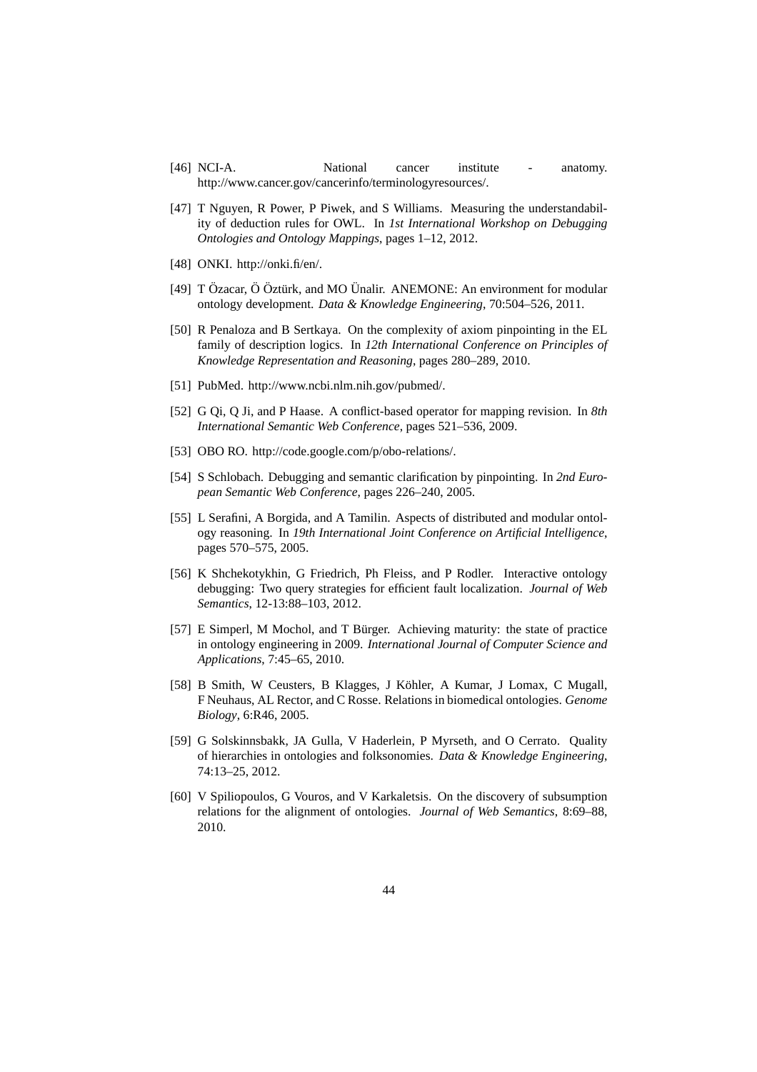[46] NCI-A. National cancer institute - anatomy. http://www.cancer.gov/cancerinfo/terminologyresources/.

[47] T Nguyen, R Power, P Piwek, and S Williams. Measuring the understandability of deduction rules for OWL. In *1st International Workshop on Debugging Ontologies and Ontology Mappings*, pages 1–12, 2012.

[48] ONKI. http://onki.fi/en/.

[49] T Özacar, Ö Öztürk, and MO Ünalir. ANEMONE: An environment for modular ontology development. *Data & Knowledge Engineering*, 70:504–526, 2011.

[50] R Penaloza and B Sertkaya. On the complexity of axiom pinpointing in the EL family of description logics. In *12th International Conference on Principles of Knowledge Representation and Reasoning*, pages 280–289, 2010.

[51] PubMed. http://www.ncbi.nlm.nih.gov/pubmed/.

[52] G Qi, Q Ji, and P Haase. A conflict-based operator for mapping revision. In *8th International Semantic Web Conference*, pages 521–536, 2009.

[53] OBO RO. http://code.google.com/p/obo-relations/.

[54] S Schlobach. Debugging and semantic clarification by pinpointing. In *2nd European Semantic Web Conference*, pages 226–240, 2005.

[55] L Serafini, A Borgida, and A Tamilin. Aspects of distributed and modular ontology reasoning. In *19th International Joint Conference on Artificial Intelligence*, pages 570–575, 2005.

[56] K Shchekotykhin, G Friedrich, Ph Fleiss, and P Rodler. Interactive ontology debugging: Two query strategies for efficient fault localization. *Journal of Web Semantics*, 12-13:88–103, 2012.

[57] E Simperl, M Mochol, and T Bürger. Achieving maturity: the state of practice in ontology engineering in 2009. *International Journal of Computer Science and Applications*, 7:45–65, 2010.

[58] B Smith, W Ceusters, B Klagges, J Köhler, A Kumar, J Lomax, C Mugall, F Neuhaus, AL Rector, and C Rosse. Relations in biomedical ontologies. *Genome Biology*, 6:R46, 2005.

[59] G Solskinnsbakk, JA Gulla, V Haderlein, P Myrseth, and O Cerrato. Quality of hierarchies in ontologies and folksonomies. *Data & Knowledge Engineering*, 74:13–25, 2012.

[60] V Spiliopoulos, G Vouros, and V Karkaletsis. On the discovery of subsumption relations for the alignment of ontologies. *Journal of Web Semantics*, 8:69–88, 2010.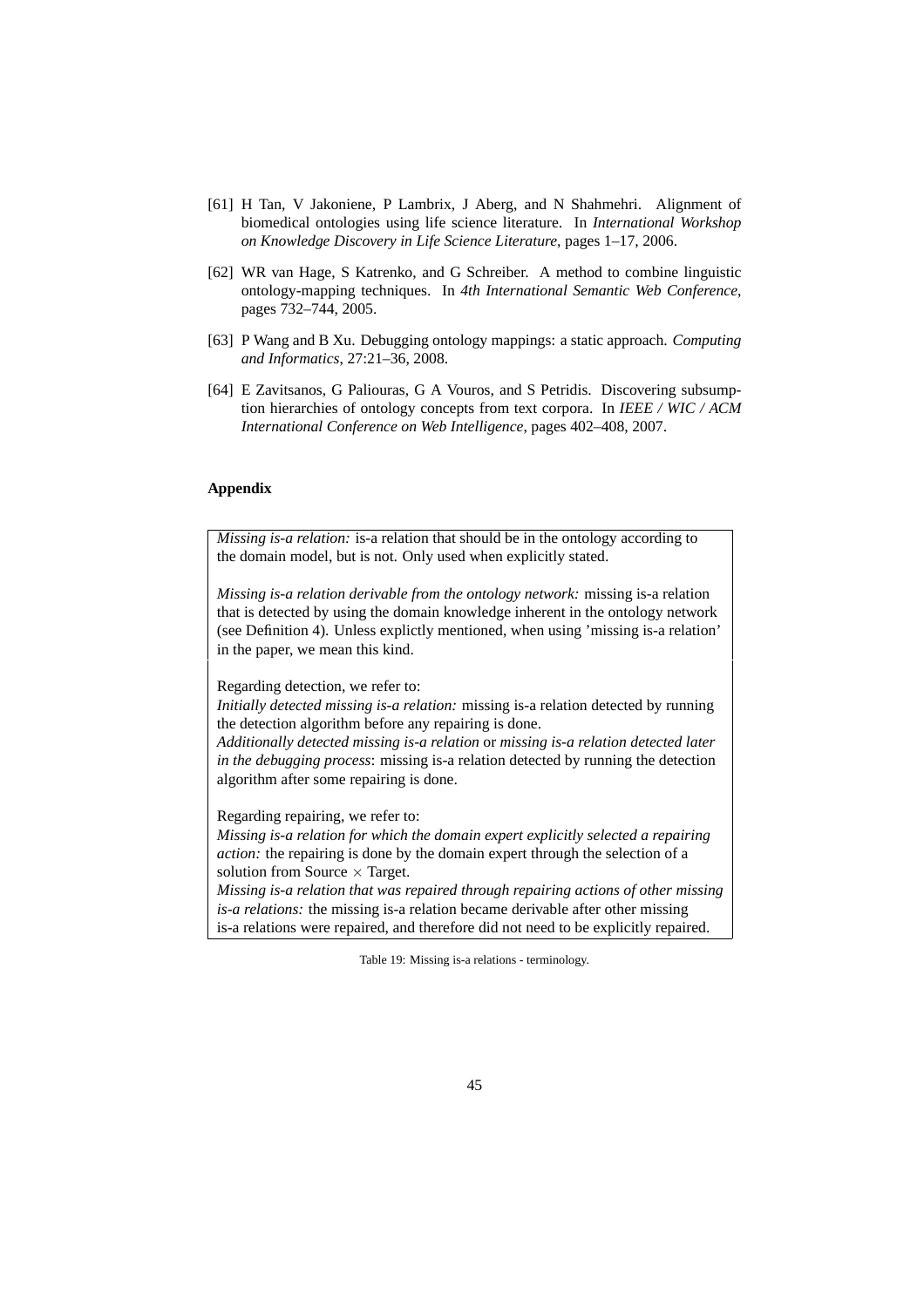[61] H Tan, V Jakoniene, P Lambrix, J Aberg, and N Shahmehri. Alignment of biomedical ontologies using life science literature. In *International Workshop on Knowledge Discovery in Life Science Literature*, pages 1–17, 2006.

[62] WR van Hage, S Katrenko, and G Schreiber. A method to combine linguistic ontology-mapping techniques. In *4th International Semantic Web Conference*, pages 732–744, 2005.

[63] P Wang and B Xu. Debugging ontology mappings: a static approach. *Computing and Informatics*, 27:21–36, 2008.

[64] E Zavitsanos, G Paliouras, G A Vouros, and S Petridis. Discovering subsumption hierarchies of ontology concepts from text corpora. In *IEEE / WIC / ACM International Conference on Web Intelligence*, pages 402–408, 2007.

**Appendix**

*Missing is-a relation:* is-a relation that should be in the ontology according to the domain model, but is not. Only used when explicitly stated.

*Missing is-a relation derivable from the ontology network:* missing is-a relation that is detected by using the domain knowledge inherent in the ontology network (see Definition 4). Unless explictly mentioned, when using 'missing is-a relation' in the paper, we mean this kind.

Regarding detection, we refer to:
*Initially detected missing is-a relation:* missing is-a relation detected by running the detection algorithm before any repairing is done.
*Additionally detected missing is-a relation* or *missing is-a relation detected later in the debugging process*: missing is-a relation detected by running the detection algorithm after some repairing is done.

Regarding repairing, we refer to:
*Missing is-a relation for which the domain expert explicitly selected a repairing action:* the repairing is done by the domain expert through the selection of a solution from Source $\times$ Target.
*Missing is-a relation that was repaired through repairing actions of other missing is-a relations:* the missing is-a relation became derivable after other missing is-a relations were repaired, and therefore did not need to be explicitly repaired.

Table 19: Missing is-a relations - terminology.